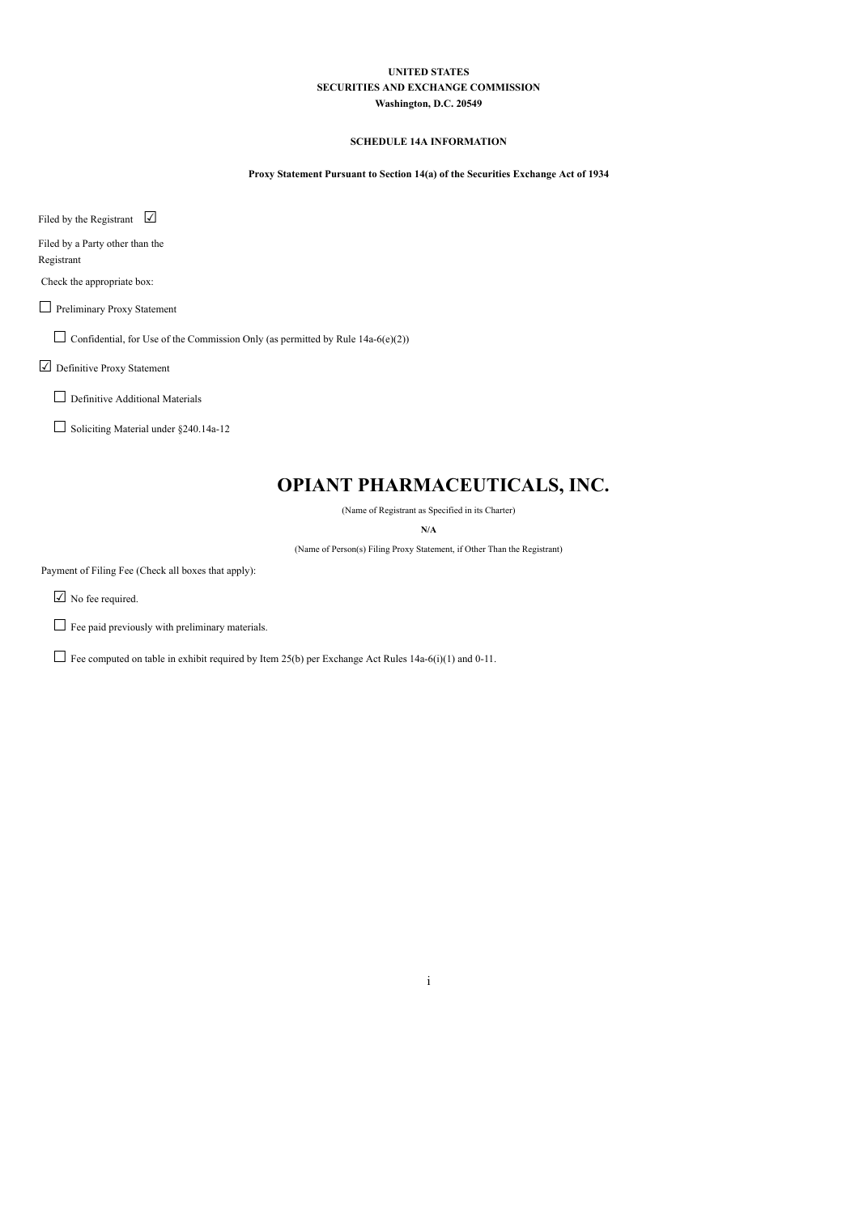**UNITED STATES**
**SECURITIES AND EXCHANGE COMMISSION**
**Washington, D.C. 20549**

**SCHEDULE 14A INFORMATION**

**Proxy Statement Pursuant to Section 14(a) of the Securities Exchange Act of 1934**

Filed by the Registrant ☑

Filed by a Party other than the Registrant

Check the appropriate box:

☐ Preliminary Proxy Statement

☐ Confidential, for Use of the Commission Only (as permitted by Rule 14a-6(e)(2))

☑ Definitive Proxy Statement

☐ Definitive Additional Materials

☐ Soliciting Material under §240.14a-12

# OPIANT PHARMACEUTICALS, INC.

(Name of Registrant as Specified in its Charter)

**N/A**

(Name of Person(s) Filing Proxy Statement, if Other Than the Registrant)

Payment of Filing Fee (Check all boxes that apply):

☑ No fee required.

☐ Fee paid previously with preliminary materials.

☐ Fee computed on table in exhibit required by Item 25(b) per Exchange Act Rules 14a-6(i)(1) and 0-11.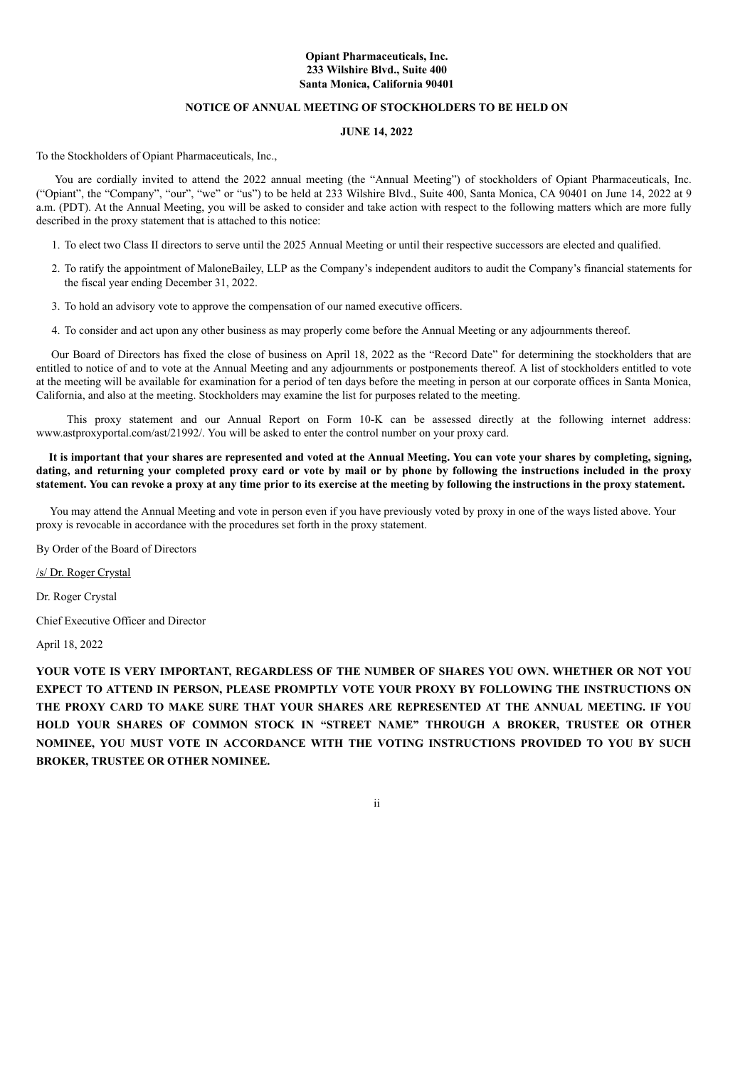**Opiant Pharmaceuticals, Inc.**
**233 Wilshire Blvd., Suite 400**
**Santa Monica, California 90401**

**NOTICE OF ANNUAL MEETING OF STOCKHOLDERS TO BE HELD ON**

**JUNE 14, 2022**

To the Stockholders of Opiant Pharmaceuticals, Inc.,

You are cordially invited to attend the 2022 annual meeting (the "Annual Meeting") of stockholders of Opiant Pharmaceuticals, Inc. ("Opiant", the "Company", "our", "we" or "us") to be held at 233 Wilshire Blvd., Suite 400, Santa Monica, CA 90401 on June 14, 2022 at 9 a.m. (PDT). At the Annual Meeting, you will be asked to consider and take action with respect to the following matters which are more fully described in the proxy statement that is attached to this notice:

1. To elect two Class II directors to serve until the 2025 Annual Meeting or until their respective successors are elected and qualified.
2. To ratify the appointment of MaloneBailey, LLP as the Company's independent auditors to audit the Company's financial statements for the fiscal year ending December 31, 2022.
3. To hold an advisory vote to approve the compensation of our named executive officers.
4. To consider and act upon any other business as may properly come before the Annual Meeting or any adjournments thereof.

Our Board of Directors has fixed the close of business on April 18, 2022 as the "Record Date" for determining the stockholders that are entitled to notice of and to vote at the Annual Meeting and any adjournments or postponements thereof. A list of stockholders entitled to vote at the meeting will be available for examination for a period of ten days before the meeting in person at our corporate offices in Santa Monica, California, and also at the meeting. Stockholders may examine the list for purposes related to the meeting.

This proxy statement and our Annual Report on Form 10-K can be assessed directly at the following internet address: www.astproxyportal.com/ast/21992/. You will be asked to enter the control number on your proxy card.

**It is important that your shares are represented and voted at the Annual Meeting. You can vote your shares by completing, signing, dating, and returning your completed proxy card or vote by mail or by phone by following the instructions included in the proxy statement. You can revoke a proxy at any time prior to its exercise at the meeting by following the instructions in the proxy statement.**

You may attend the Annual Meeting and vote in person even if you have previously voted by proxy in one of the ways listed above. Your proxy is revocable in accordance with the procedures set forth in the proxy statement.

By Order of the Board of Directors

/s/ Dr. Roger Crystal

Dr. Roger Crystal

Chief Executive Officer and Director

April 18, 2022

**YOUR VOTE IS VERY IMPORTANT, REGARDLESS OF THE NUMBER OF SHARES YOU OWN. WHETHER OR NOT YOU EXPECT TO ATTEND IN PERSON, PLEASE PROMPTLY VOTE YOUR PROXY BY FOLLOWING THE INSTRUCTIONS ON THE PROXY CARD TO MAKE SURE THAT YOUR SHARES ARE REPRESENTED AT THE ANNUAL MEETING. IF YOU HOLD YOUR SHARES OF COMMON STOCK IN "STREET NAME" THROUGH A BROKER, TRUSTEE OR OTHER NOMINEE, YOU MUST VOTE IN ACCORDANCE WITH THE VOTING INSTRUCTIONS PROVIDED TO YOU BY SUCH BROKER, TRUSTEE OR OTHER NOMINEE.**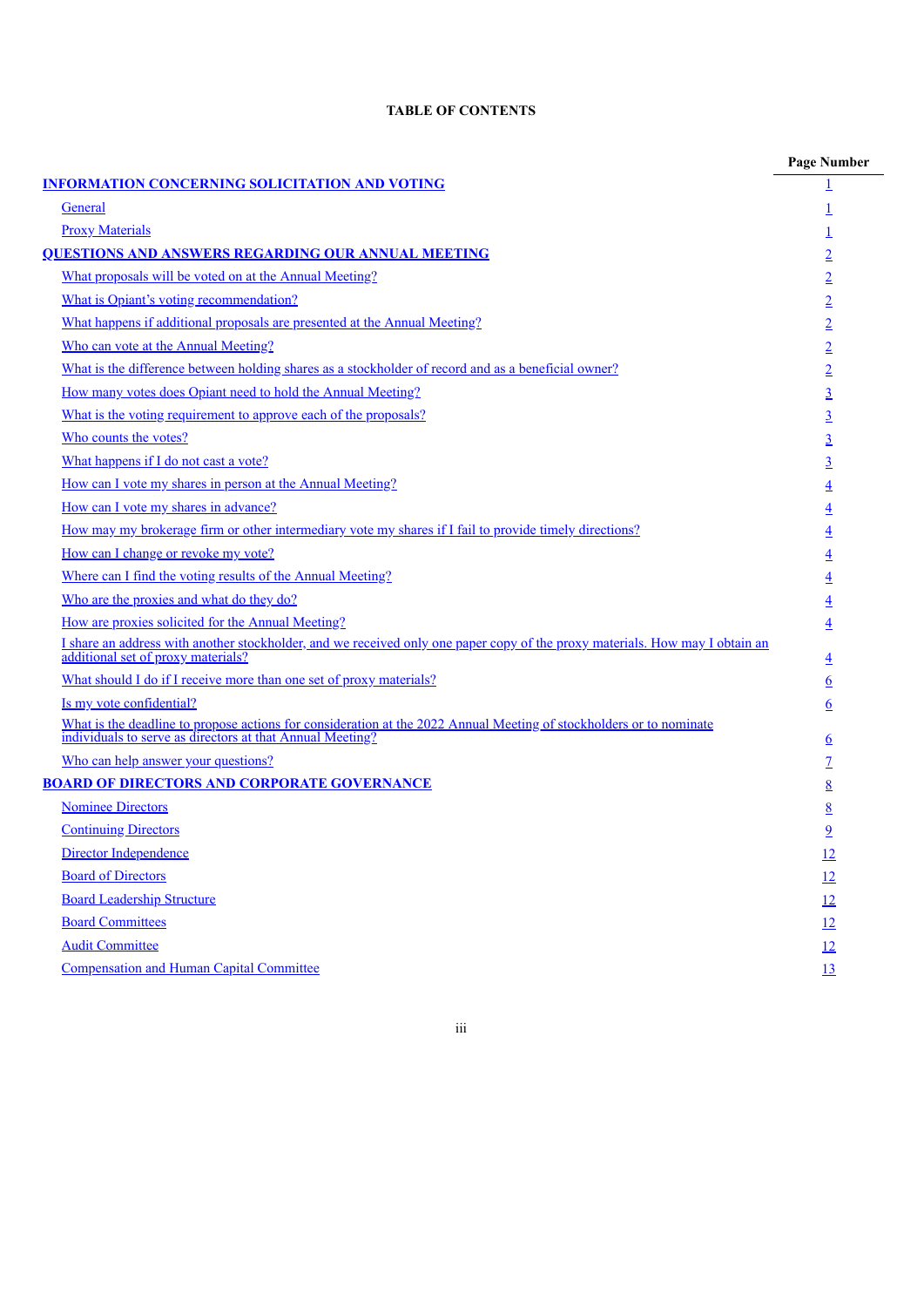# TABLE OF CONTENTS

| | Page Number |
|---|---|
| **INFORMATION CONCERNING SOLICITATION AND VOTING** | 1 |
| General | 1 |
| Proxy Materials | 1 |
| **QUESTIONS AND ANSWERS REGARDING OUR ANNUAL MEETING** | 2 |
| What proposals will be voted on at the Annual Meeting? | 2 |
| What is Opiant's voting recommendation? | 2 |
| What happens if additional proposals are presented at the Annual Meeting? | 2 |
| Who can vote at the Annual Meeting? | 2 |
| What is the difference between holding shares as a stockholder of record and as a beneficial owner? | 2 |
| How many votes does Opiant need to hold the Annual Meeting? | 3 |
| What is the voting requirement to approve each of the proposals? | 3 |
| Who counts the votes? | 3 |
| What happens if I do not cast a vote? | 3 |
| How can I vote my shares in person at the Annual Meeting? | 4 |
| How can I vote my shares in advance? | 4 |
| How may my brokerage firm or other intermediary vote my shares if I fail to provide timely directions? | 4 |
| How can I change or revoke my vote? | 4 |
| Where can I find the voting results of the Annual Meeting? | 4 |
| Who are the proxies and what do they do? | 4 |
| How are proxies solicited for the Annual Meeting? | 4 |
| I share an address with another stockholder, and we received only one paper copy of the proxy materials. How may I obtain an additional set of proxy materials? | 4 |
| What should I do if I receive more than one set of proxy materials? | 6 |
| Is my vote confidential? | 6 |
| What is the deadline to propose actions for consideration at the 2022 Annual Meeting of stockholders or to nominate individuals to serve as directors at that Annual Meeting? | 6 |
| Who can help answer your questions? | 7 |
| **BOARD OF DIRECTORS AND CORPORATE GOVERNANCE** | 8 |
| Nominee Directors | 8 |
| Continuing Directors | 9 |
| Director Independence | 12 |
| Board of Directors | 12 |
| Board Leadership Structure | 12 |
| Board Committees | 12 |
| Audit Committee | 12 |
| Compensation and Human Capital Committee | 13 |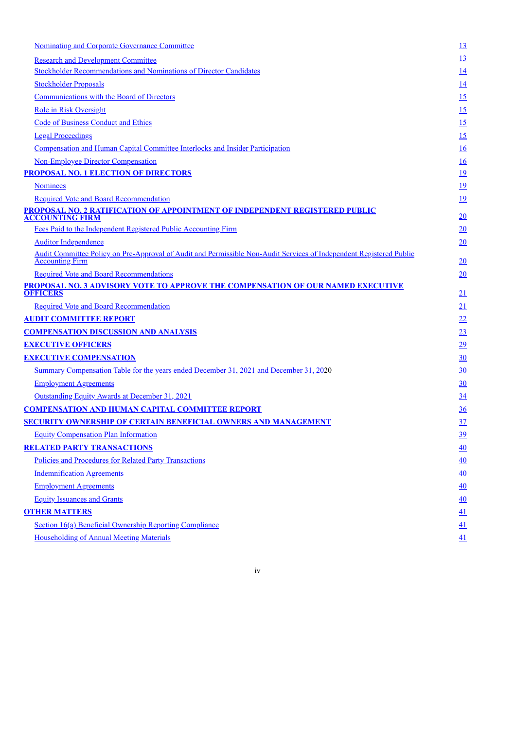| | |
|---|---|
| Nominating and Corporate Governance Committee | 13 |
| Research and Development Committee | 13 |
| Stockholder Recommendations and Nominations of Director Candidates | 14 |
| Stockholder Proposals | 14 |
| Communications with the Board of Directors | 15 |
| Role in Risk Oversight | 15 |
| Code of Business Conduct and Ethics | 15 |
| Legal Proceedings | 15 |
| Compensation and Human Capital Committee Interlocks and Insider Participation | 16 |
| Non-Employee Director Compensation | 16 |
| **PROPOSAL NO. 1 ELECTION OF DIRECTORS** | 19 |
| Nominees | 19 |
| Required Vote and Board Recommendation | 19 |
| **PROPOSAL NO. 2 RATIFICATION OF APPOINTMENT OF INDEPENDENT REGISTERED PUBLIC ACCOUNTING FIRM** | 20 |
| Fees Paid to the Independent Registered Public Accounting Firm | 20 |
| Auditor Independence | 20 |
| Audit Committee Policy on Pre-Approval of Audit and Permissible Non-Audit Services of Independent Registered Public Accounting Firm | 20 |
| Required Vote and Board Recommendations | 20 |
| **PROPOSAL NO. 3 ADVISORY VOTE TO APPROVE THE COMPENSATION OF OUR NAMED EXECUTIVE OFFICERS** | 21 |
| Required Vote and Board Recommendation | 21 |
| **AUDIT COMMITTEE REPORT** | 22 |
| **COMPENSATION DISCUSSION AND ANALYSIS** | 23 |
| **EXECUTIVE OFFICERS** | 29 |
| **EXECUTIVE COMPENSATION** | 30 |
| Summary Compensation Table for the years ended December 31, 2021 and December 31, 2020 | 30 |
| Employment Agreements | 30 |
| Outstanding Equity Awards at December 31, 2021 | 34 |
| **COMPENSATION AND HUMAN CAPITAL COMMITTEE REPORT** | 36 |
| **SECURITY OWNERSHIP OF CERTAIN BENEFICIAL OWNERS AND MANAGEMENT** | 37 |
| Equity Compensation Plan Information | 39 |
| **RELATED PARTY TRANSACTIONS** | 40 |
| Policies and Procedures for Related Party Transactions | 40 |
| Indemnification Agreements | 40 |
| Employment Agreements | 40 |
| Equity Issuances and Grants | 40 |
| **OTHER MATTERS** | 41 |
| Section 16(a) Beneficial Ownership Reporting Compliance | 41 |
| Householding of Annual Meeting Materials | 41 |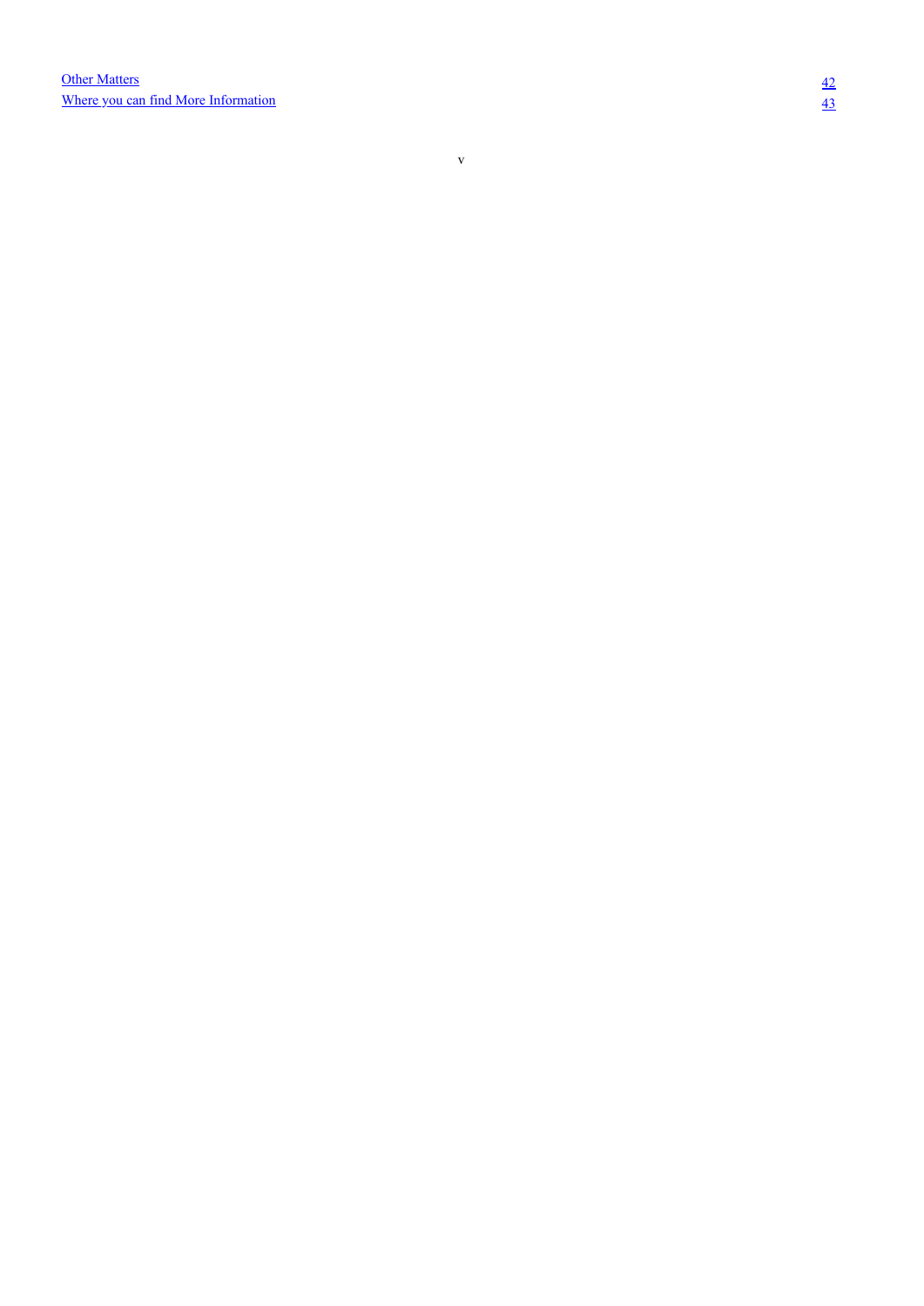| | |
|---|---|
| Other Matters | 42 |
| Where you can find More Information | 43 |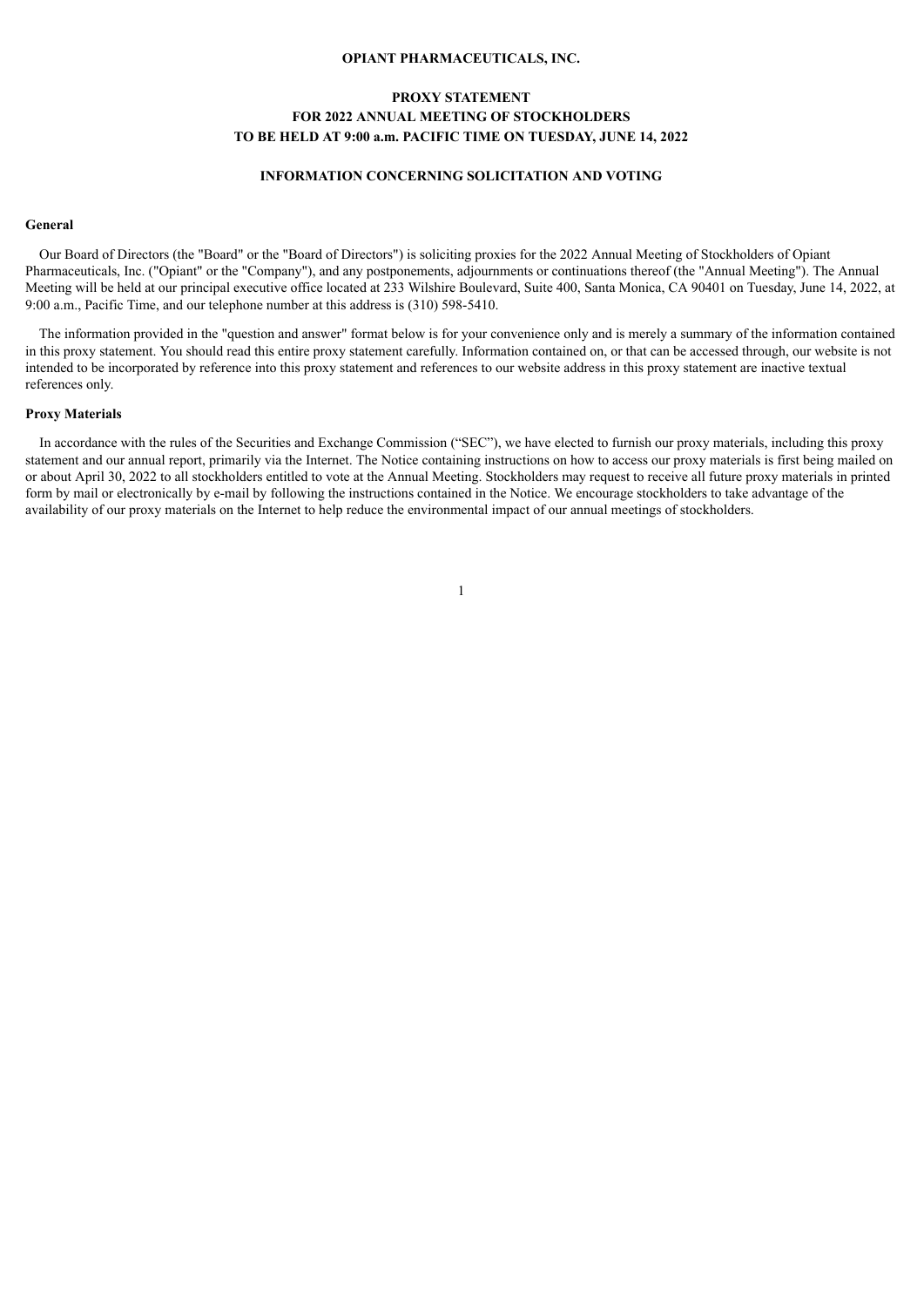# OPIANT PHARMACEUTICALS, INC.

## PROXY STATEMENT
## FOR 2022 ANNUAL MEETING OF STOCKHOLDERS
## TO BE HELD AT 9:00 a.m. PACIFIC TIME ON TUESDAY, JUNE 14, 2022

### INFORMATION CONCERNING SOLICITATION AND VOTING

#### General

Our Board of Directors (the "Board" or the "Board of Directors") is soliciting proxies for the 2022 Annual Meeting of Stockholders of Opiant Pharmaceuticals, Inc. ("Opiant" or the "Company"), and any postponements, adjournments or continuations thereof (the "Annual Meeting"). The Annual Meeting will be held at our principal executive office located at 233 Wilshire Boulevard, Suite 400, Santa Monica, CA 90401 on Tuesday, June 14, 2022, at 9:00 a.m., Pacific Time, and our telephone number at this address is (310) 598-5410.

The information provided in the "question and answer" format below is for your convenience only and is merely a summary of the information contained in this proxy statement. You should read this entire proxy statement carefully. Information contained on, or that can be accessed through, our website is not intended to be incorporated by reference into this proxy statement and references to our website address in this proxy statement are inactive textual references only.

#### Proxy Materials

In accordance with the rules of the Securities and Exchange Commission ("SEC"), we have elected to furnish our proxy materials, including this proxy statement and our annual report, primarily via the Internet. The Notice containing instructions on how to access our proxy materials is first being mailed on or about April 30, 2022 to all stockholders entitled to vote at the Annual Meeting. Stockholders may request to receive all future proxy materials in printed form by mail or electronically by e-mail by following the instructions contained in the Notice. We encourage stockholders to take advantage of the availability of our proxy materials on the Internet to help reduce the environmental impact of our annual meetings of stockholders.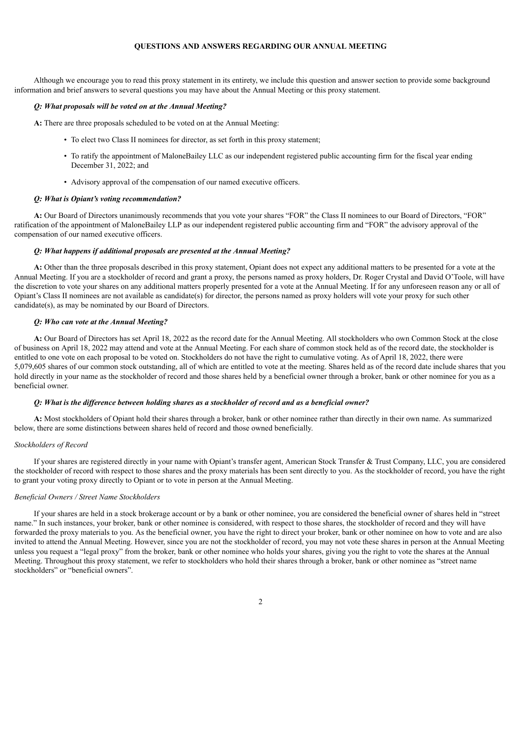## QUESTIONS AND ANSWERS REGARDING OUR ANNUAL MEETING

Although we encourage you to read this proxy statement in its entirety, we include this question and answer section to provide some background information and brief answers to several questions you may have about the Annual Meeting or this proxy statement.

***Q: What proposals will be voted on at the Annual Meeting?***

**A:** There are three proposals scheduled to be voted on at the Annual Meeting:

- To elect two Class II nominees for director, as set forth in this proxy statement;
- To ratify the appointment of MaloneBailey LLC as our independent registered public accounting firm for the fiscal year ending December 31, 2022; and
- Advisory approval of the compensation of our named executive officers.

***Q: What is Opiant's voting recommendation?***

**A:** Our Board of Directors unanimously recommends that you vote your shares "FOR" the Class II nominees to our Board of Directors, "FOR" ratification of the appointment of MaloneBailey LLP as our independent registered public accounting firm and "FOR" the advisory approval of the compensation of our named executive officers.

***Q: What happens if additional proposals are presented at the Annual Meeting?***

**A:** Other than the three proposals described in this proxy statement, Opiant does not expect any additional matters to be presented for a vote at the Annual Meeting. If you are a stockholder of record and grant a proxy, the persons named as proxy holders, Dr. Roger Crystal and David O'Toole, will have the discretion to vote your shares on any additional matters properly presented for a vote at the Annual Meeting. If for any unforeseen reason any or all of Opiant's Class II nominees are not available as candidate(s) for director, the persons named as proxy holders will vote your proxy for such other candidate(s), as may be nominated by our Board of Directors.

***Q: Who can vote at the Annual Meeting?***

**A:** Our Board of Directors has set April 18, 2022 as the record date for the Annual Meeting. All stockholders who own Common Stock at the close of business on April 18, 2022 may attend and vote at the Annual Meeting. For each share of common stock held as of the record date, the stockholder is entitled to one vote on each proposal to be voted on. Stockholders do not have the right to cumulative voting. As of April 18, 2022, there were 5,079,605 shares of our common stock outstanding, all of which are entitled to vote at the meeting. Shares held as of the record date include shares that you hold directly in your name as the stockholder of record and those shares held by a beneficial owner through a broker, bank or other nominee for you as a beneficial owner.

***Q: What is the difference between holding shares as a stockholder of record and as a beneficial owner?***

**A:** Most stockholders of Opiant hold their shares through a broker, bank or other nominee rather than directly in their own name. As summarized below, there are some distinctions between shares held of record and those owned beneficially.

*Stockholders of Record*

If your shares are registered directly in your name with Opiant's transfer agent, American Stock Transfer & Trust Company, LLC, you are considered the stockholder of record with respect to those shares and the proxy materials has been sent directly to you. As the stockholder of record, you have the right to grant your voting proxy directly to Opiant or to vote in person at the Annual Meeting.

*Beneficial Owners / Street Name Stockholders*

If your shares are held in a stock brokerage account or by a bank or other nominee, you are considered the beneficial owner of shares held in "street name." In such instances, your broker, bank or other nominee is considered, with respect to those shares, the stockholder of record and they will have forwarded the proxy materials to you. As the beneficial owner, you have the right to direct your broker, bank or other nominee on how to vote and are also invited to attend the Annual Meeting. However, since you are not the stockholder of record, you may not vote these shares in person at the Annual Meeting unless you request a "legal proxy" from the broker, bank or other nominee who holds your shares, giving you the right to vote the shares at the Annual Meeting. Throughout this proxy statement, we refer to stockholders who hold their shares through a broker, bank or other nominee as "street name stockholders" or "beneficial owners".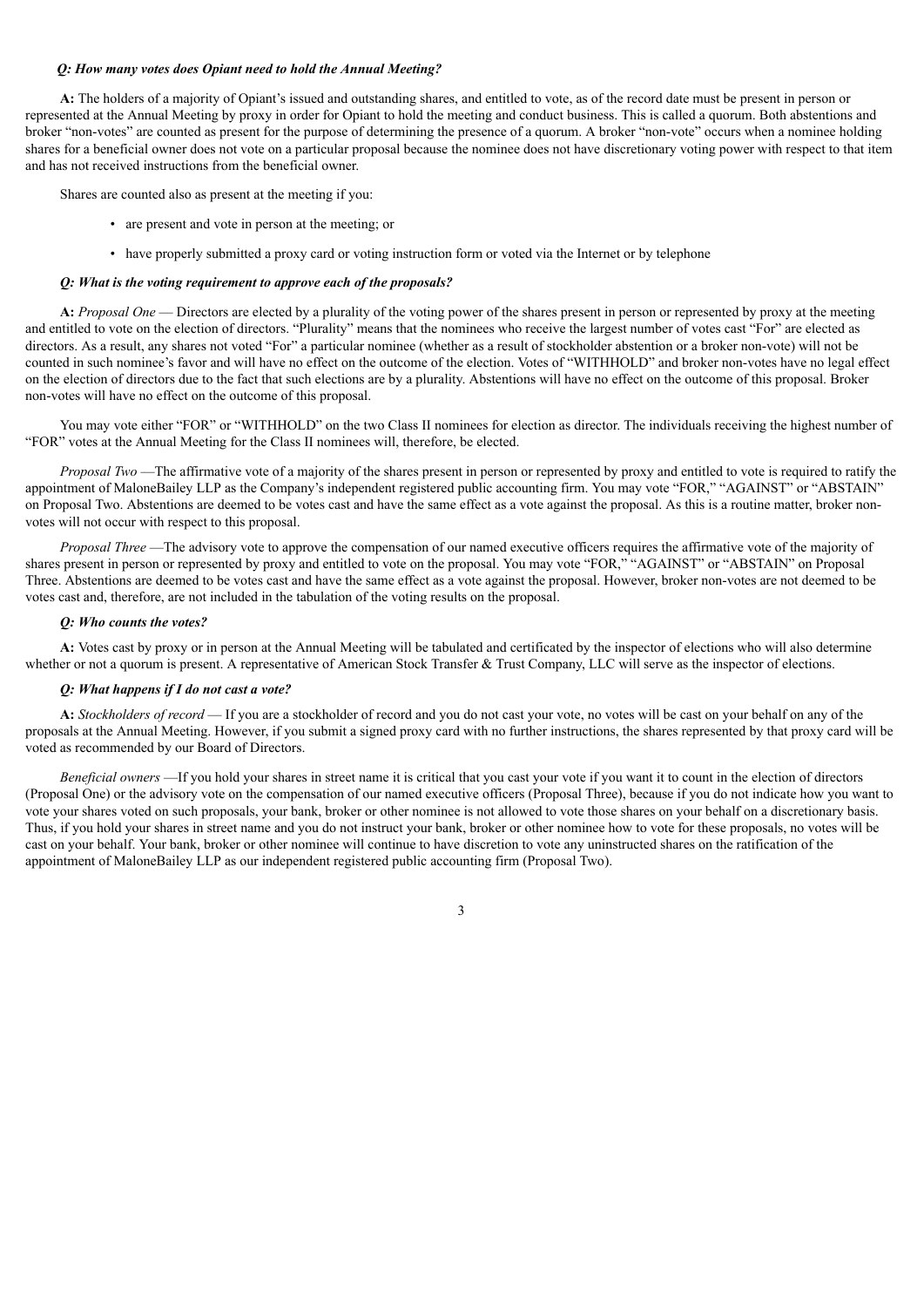***Q: How many votes does Opiant need to hold the Annual Meeting?***

**A:** The holders of a majority of Opiant's issued and outstanding shares, and entitled to vote, as of the record date must be present in person or represented at the Annual Meeting by proxy in order for Opiant to hold the meeting and conduct business. This is called a quorum. Both abstentions and broker "non-votes" are counted as present for the purpose of determining the presence of a quorum. A broker "non-vote" occurs when a nominee holding shares for a beneficial owner does not vote on a particular proposal because the nominee does not have discretionary voting power with respect to that item and has not received instructions from the beneficial owner.

Shares are counted also as present at the meeting if you:

- are present and vote in person at the meeting; or
- have properly submitted a proxy card or voting instruction form or voted via the Internet or by telephone

***Q: What is the voting requirement to approve each of the proposals?***

**A:** *Proposal One* — Directors are elected by a plurality of the voting power of the shares present in person or represented by proxy at the meeting and entitled to vote on the election of directors. "Plurality" means that the nominees who receive the largest number of votes cast "For" are elected as directors. As a result, any shares not voted "For" a particular nominee (whether as a result of stockholder abstention or a broker non-vote) will not be counted in such nominee's favor and will have no effect on the outcome of the election. Votes of "WITHHOLD" and broker non-votes have no legal effect on the election of directors due to the fact that such elections are by a plurality. Abstentions will have no effect on the outcome of this proposal. Broker non-votes will have no effect on the outcome of this proposal.

You may vote either "FOR" or "WITHHOLD" on the two Class II nominees for election as director. The individuals receiving the highest number of "FOR" votes at the Annual Meeting for the Class II nominees will, therefore, be elected.

*Proposal Two* —The affirmative vote of a majority of the shares present in person or represented by proxy and entitled to vote is required to ratify the appointment of MaloneBailey LLP as the Company's independent registered public accounting firm. You may vote "FOR," "AGAINST" or "ABSTAIN" on Proposal Two. Abstentions are deemed to be votes cast and have the same effect as a vote against the proposal. As this is a routine matter, broker non-votes will not occur with respect to this proposal.

*Proposal Three* —The advisory vote to approve the compensation of our named executive officers requires the affirmative vote of the majority of shares present in person or represented by proxy and entitled to vote on the proposal. You may vote "FOR," "AGAINST" or "ABSTAIN" on Proposal Three. Abstentions are deemed to be votes cast and have the same effect as a vote against the proposal. However, broker non-votes are not deemed to be votes cast and, therefore, are not included in the tabulation of the voting results on the proposal.

***Q: Who counts the votes?***

**A:** Votes cast by proxy or in person at the Annual Meeting will be tabulated and certificated by the inspector of elections who will also determine whether or not a quorum is present. A representative of American Stock Transfer & Trust Company, LLC will serve as the inspector of elections.

***Q: What happens if I do not cast a vote?***

**A:** *Stockholders of record* — If you are a stockholder of record and you do not cast your vote, no votes will be cast on your behalf on any of the proposals at the Annual Meeting. However, if you submit a signed proxy card with no further instructions, the shares represented by that proxy card will be voted as recommended by our Board of Directors.

*Beneficial owners* —If you hold your shares in street name it is critical that you cast your vote if you want it to count in the election of directors (Proposal One) or the advisory vote on the compensation of our named executive officers (Proposal Three), because if you do not indicate how you want to vote your shares voted on such proposals, your bank, broker or other nominee is not allowed to vote those shares on your behalf on a discretionary basis. Thus, if you hold your shares in street name and you do not instruct your bank, broker or other nominee how to vote for these proposals, no votes will be cast on your behalf. Your bank, broker or other nominee will continue to have discretion to vote any uninstructed shares on the ratification of the appointment of MaloneBailey LLP as our independent registered public accounting firm (Proposal Two).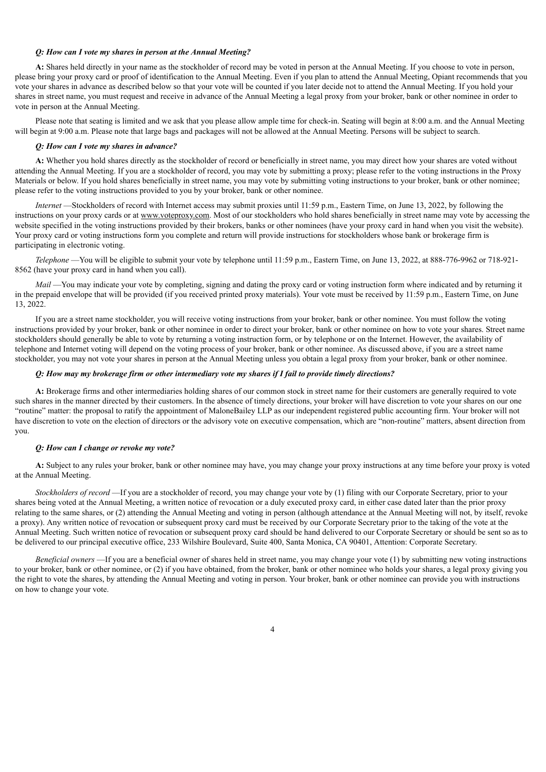***Q: How can I vote my shares in person at the Annual Meeting?***

**A:** Shares held directly in your name as the stockholder of record may be voted in person at the Annual Meeting. If you choose to vote in person, please bring your proxy card or proof of identification to the Annual Meeting. Even if you plan to attend the Annual Meeting, Opiant recommends that you vote your shares in advance as described below so that your vote will be counted if you later decide not to attend the Annual Meeting. If you hold your shares in street name, you must request and receive in advance of the Annual Meeting a legal proxy from your broker, bank or other nominee in order to vote in person at the Annual Meeting.

Please note that seating is limited and we ask that you please allow ample time for check-in. Seating will begin at 8:00 a.m. and the Annual Meeting will begin at 9:00 a.m. Please note that large bags and packages will not be allowed at the Annual Meeting. Persons will be subject to search.

***Q: How can I vote my shares in advance?***

**A:** Whether you hold shares directly as the stockholder of record or beneficially in street name, you may direct how your shares are voted without attending the Annual Meeting. If you are a stockholder of record, you may vote by submitting a proxy; please refer to the voting instructions in the Proxy Materials or below. If you hold shares beneficially in street name, you may vote by submitting voting instructions to your broker, bank or other nominee; please refer to the voting instructions provided to you by your broker, bank or other nominee.

*Internet* —Stockholders of record with Internet access may submit proxies until 11:59 p.m., Eastern Time, on June 13, 2022, by following the instructions on your proxy cards or at www.voteproxy.com. Most of our stockholders who hold shares beneficially in street name may vote by accessing the website specified in the voting instructions provided by their brokers, banks or other nominees (have your proxy card in hand when you visit the website). Your proxy card or voting instructions form you complete and return will provide instructions for stockholders whose bank or brokerage firm is participating in electronic voting.

*Telephone* —You will be eligible to submit your vote by telephone until 11:59 p.m., Eastern Time, on June 13, 2022, at 888-776-9962 or 718-921-8562 (have your proxy card in hand when you call).

*Mail* —You may indicate your vote by completing, signing and dating the proxy card or voting instruction form where indicated and by returning it in the prepaid envelope that will be provided (if you received printed proxy materials). Your vote must be received by 11:59 p.m., Eastern Time, on June 13, 2022.

If you are a street name stockholder, you will receive voting instructions from your broker, bank or other nominee. You must follow the voting instructions provided by your broker, bank or other nominee in order to direct your broker, bank or other nominee on how to vote your shares. Street name stockholders should generally be able to vote by returning a voting instruction form, or by telephone or on the Internet. However, the availability of telephone and Internet voting will depend on the voting process of your broker, bank or other nominee. As discussed above, if you are a street name stockholder, you may not vote your shares in person at the Annual Meeting unless you obtain a legal proxy from your broker, bank or other nominee.

***Q: How may my brokerage firm or other intermediary vote my shares if I fail to provide timely directions?***

**A:** Brokerage firms and other intermediaries holding shares of our common stock in street name for their customers are generally required to vote such shares in the manner directed by their customers. In the absence of timely directions, your broker will have discretion to vote your shares on our one "routine" matter: the proposal to ratify the appointment of MaloneBailey LLP as our independent registered public accounting firm. Your broker will not have discretion to vote on the election of directors or the advisory vote on executive compensation, which are "non-routine" matters, absent direction from you.

***Q: How can I change or revoke my vote?***

**A:** Subject to any rules your broker, bank or other nominee may have, you may change your proxy instructions at any time before your proxy is voted at the Annual Meeting.

*Stockholders of record* —If you are a stockholder of record, you may change your vote by (1) filing with our Corporate Secretary, prior to your shares being voted at the Annual Meeting, a written notice of revocation or a duly executed proxy card, in either case dated later than the prior proxy relating to the same shares, or (2) attending the Annual Meeting and voting in person (although attendance at the Annual Meeting will not, by itself, revoke a proxy). Any written notice of revocation or subsequent proxy card must be received by our Corporate Secretary prior to the taking of the vote at the Annual Meeting. Such written notice of revocation or subsequent proxy card should be hand delivered to our Corporate Secretary or should be sent so as to be delivered to our principal executive office, 233 Wilshire Boulevard, Suite 400, Santa Monica, CA 90401, Attention: Corporate Secretary.

*Beneficial owners* —If you are a beneficial owner of shares held in street name, you may change your vote (1) by submitting new voting instructions to your broker, bank or other nominee, or (2) if you have obtained, from the broker, bank or other nominee who holds your shares, a legal proxy giving you the right to vote the shares, by attending the Annual Meeting and voting in person. Your broker, bank or other nominee can provide you with instructions on how to change your vote.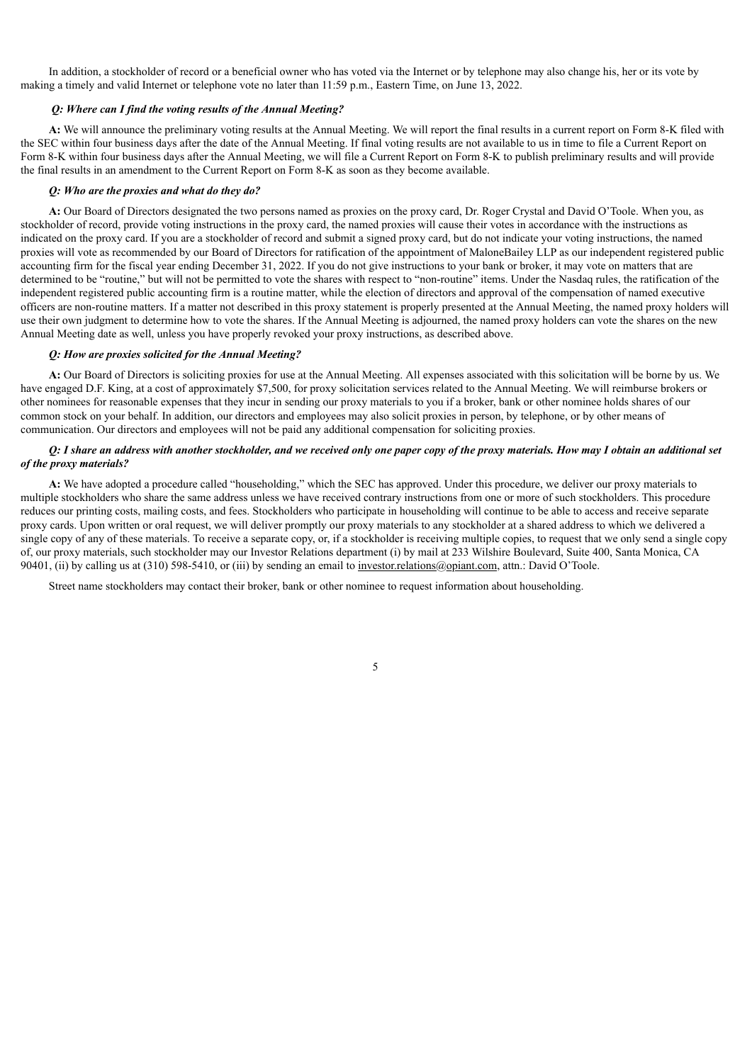In addition, a stockholder of record or a beneficial owner who has voted via the Internet or by telephone may also change his, her or its vote by making a timely and valid Internet or telephone vote no later than 11:59 p.m., Eastern Time, on June 13, 2022.

***Q: Where can I find the voting results of the Annual Meeting?***

**A:** We will announce the preliminary voting results at the Annual Meeting. We will report the final results in a current report on Form 8-K filed with the SEC within four business days after the date of the Annual Meeting. If final voting results are not available to us in time to file a Current Report on Form 8-K within four business days after the Annual Meeting, we will file a Current Report on Form 8-K to publish preliminary results and will provide the final results in an amendment to the Current Report on Form 8-K as soon as they become available.

***Q: Who are the proxies and what do they do?***

**A:** Our Board of Directors designated the two persons named as proxies on the proxy card, Dr. Roger Crystal and David O'Toole. When you, as stockholder of record, provide voting instructions in the proxy card, the named proxies will cause their votes in accordance with the instructions as indicated on the proxy card. If you are a stockholder of record and submit a signed proxy card, but do not indicate your voting instructions, the named proxies will vote as recommended by our Board of Directors for ratification of the appointment of MaloneBailey LLP as our independent registered public accounting firm for the fiscal year ending December 31, 2022. If you do not give instructions to your bank or broker, it may vote on matters that are determined to be "routine," but will not be permitted to vote the shares with respect to "non-routine" items. Under the Nasdaq rules, the ratification of the independent registered public accounting firm is a routine matter, while the election of directors and approval of the compensation of named executive officers are non-routine matters. If a matter not described in this proxy statement is properly presented at the Annual Meeting, the named proxy holders will use their own judgment to determine how to vote the shares. If the Annual Meeting is adjourned, the named proxy holders can vote the shares on the new Annual Meeting date as well, unless you have properly revoked your proxy instructions, as described above.

***Q: How are proxies solicited for the Annual Meeting?***

**A:** Our Board of Directors is soliciting proxies for use at the Annual Meeting. All expenses associated with this solicitation will be borne by us. We have engaged D.F. King, at a cost of approximately $7,500, for proxy solicitation services related to the Annual Meeting. We will reimburse brokers or other nominees for reasonable expenses that they incur in sending our proxy materials to you if a broker, bank or other nominee holds shares of our common stock on your behalf. In addition, our directors and employees may also solicit proxies in person, by telephone, or by other means of communication. Our directors and employees will not be paid any additional compensation for soliciting proxies.

***Q: I share an address with another stockholder, and we received only one paper copy of the proxy materials. How may I obtain an additional set of the proxy materials?***

**A:** We have adopted a procedure called "householding," which the SEC has approved. Under this procedure, we deliver our proxy materials to multiple stockholders who share the same address unless we have received contrary instructions from one or more of such stockholders. This procedure reduces our printing costs, mailing costs, and fees. Stockholders who participate in householding will continue to be able to access and receive separate proxy cards. Upon written or oral request, we will deliver promptly our proxy materials to any stockholder at a shared address to which we delivered a single copy of any of these materials. To receive a separate copy, or, if a stockholder is receiving multiple copies, to request that we only send a single copy of, our proxy materials, such stockholder may our Investor Relations department (i) by mail at 233 Wilshire Boulevard, Suite 400, Santa Monica, CA 90401, (ii) by calling us at (310) 598-5410, or (iii) by sending an email to investor.relations@opiant.com, attn.: David O'Toole.

Street name stockholders may contact their broker, bank or other nominee to request information about householding.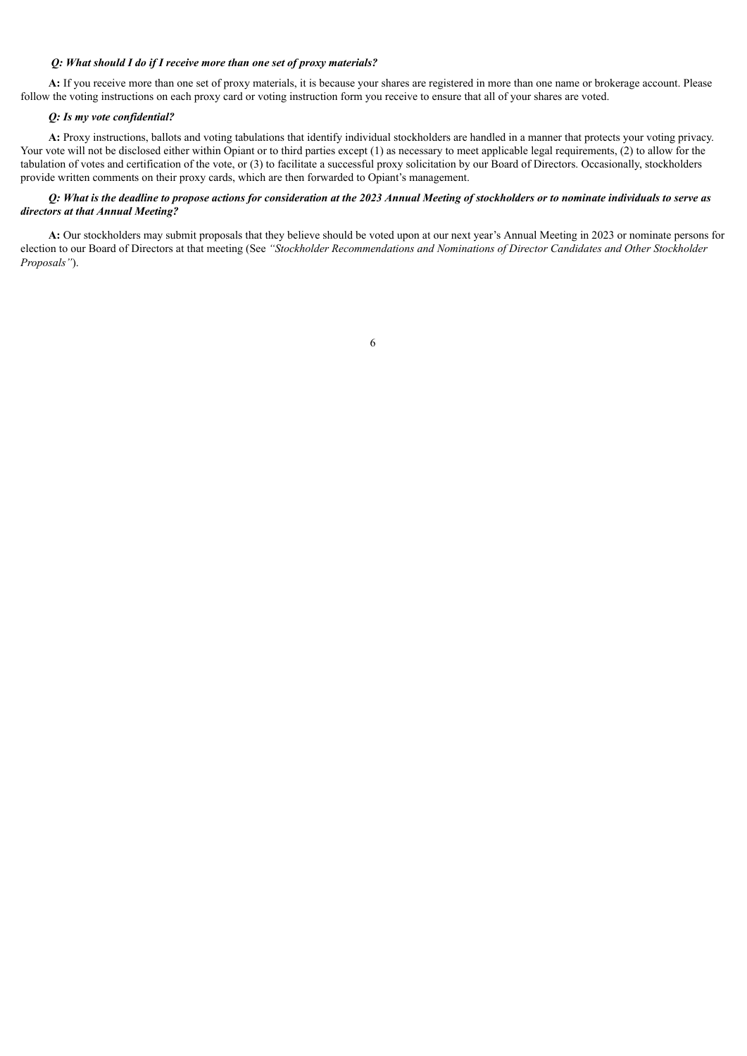***Q: What should I do if I receive more than one set of proxy materials?***

**A:** If you receive more than one set of proxy materials, it is because your shares are registered in more than one name or brokerage account. Please follow the voting instructions on each proxy card or voting instruction form you receive to ensure that all of your shares are voted.

***Q: Is my vote confidential?***

**A:** Proxy instructions, ballots and voting tabulations that identify individual stockholders are handled in a manner that protects your voting privacy. Your vote will not be disclosed either within Opiant or to third parties except (1) as necessary to meet applicable legal requirements, (2) to allow for the tabulation of votes and certification of the vote, or (3) to facilitate a successful proxy solicitation by our Board of Directors. Occasionally, stockholders provide written comments on their proxy cards, which are then forwarded to Opiant's management.

***Q: What is the deadline to propose actions for consideration at the 2023 Annual Meeting of stockholders or to nominate individuals to serve as directors at that Annual Meeting?***

**A:** Our stockholders may submit proposals that they believe should be voted upon at our next year's Annual Meeting in 2023 or nominate persons for election to our Board of Directors at that meeting (See *"Stockholder Recommendations and Nominations of Director Candidates and Other Stockholder Proposals"*).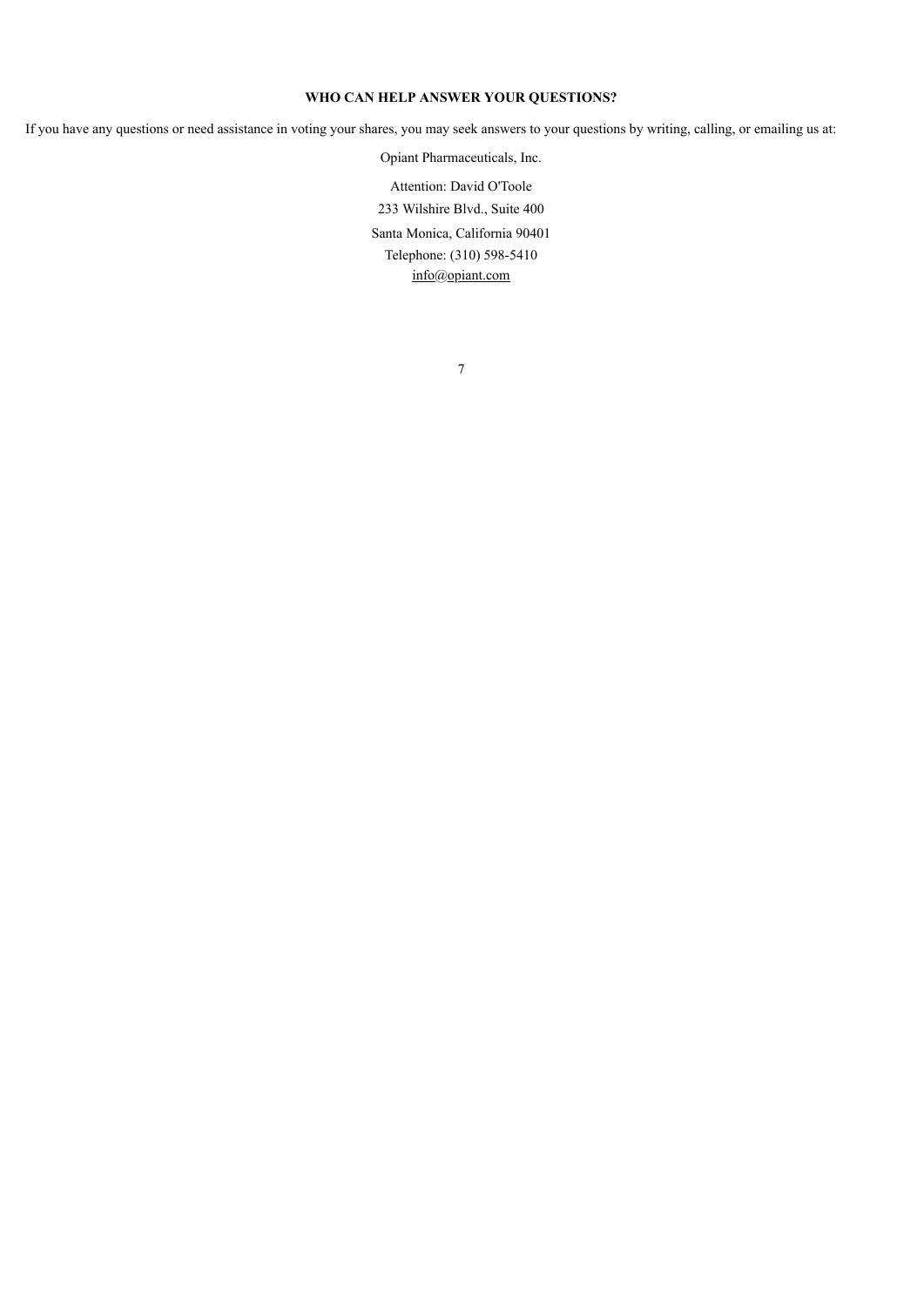**WHO CAN HELP ANSWER YOUR QUESTIONS?**

If you have any questions or need assistance in voting your shares, you may seek answers to your questions by writing, calling, or emailing us at:

Opiant Pharmaceuticals, Inc.

Attention: David O'Toole

233 Wilshire Blvd., Suite 400

Santa Monica, California 90401

Telephone: (310) 598-5410

info@opiant.com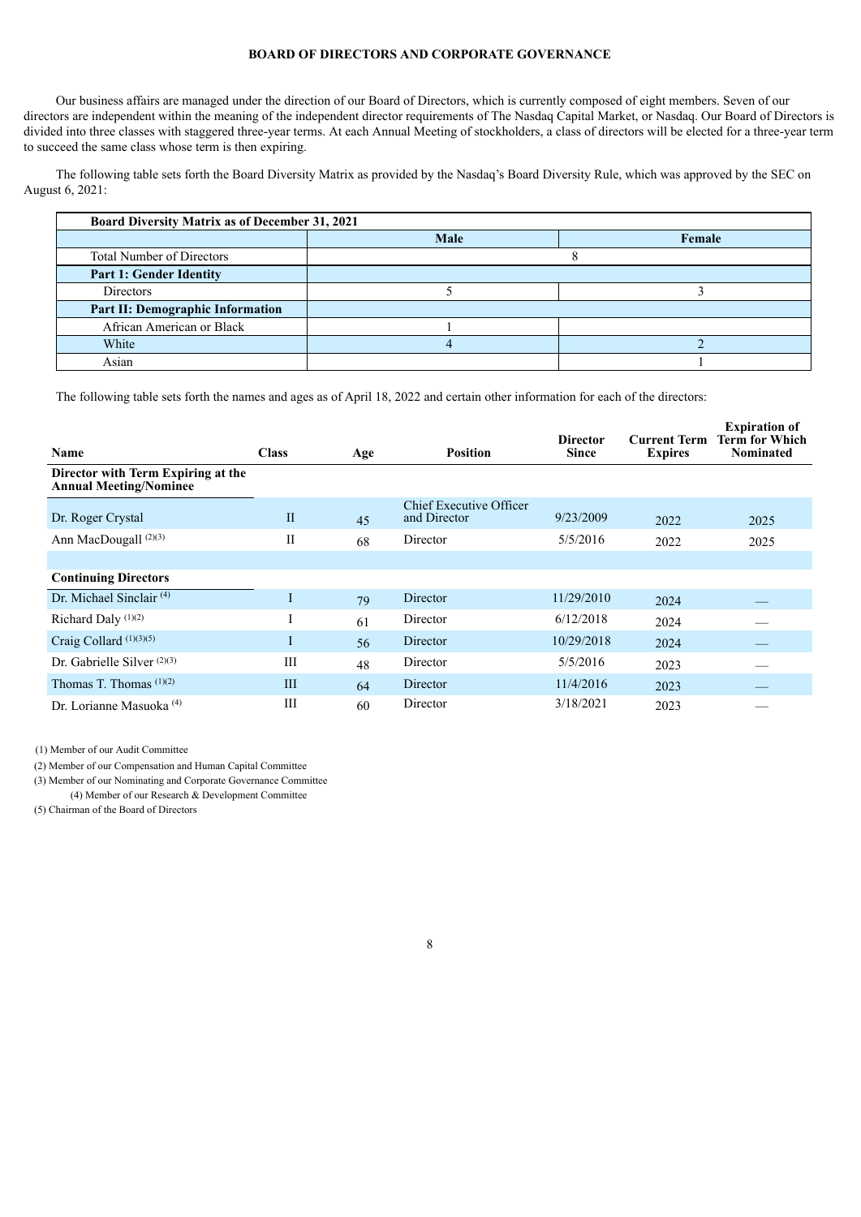## BOARD OF DIRECTORS AND CORPORATE GOVERNANCE

Our business affairs are managed under the direction of our Board of Directors, which is currently composed of eight members. Seven of our directors are independent within the meaning of the independent director requirements of The Nasdaq Capital Market, or Nasdaq. Our Board of Directors is divided into three classes with staggered three-year terms. At each Annual Meeting of stockholders, a class of directors will be elected for a three-year term to succeed the same class whose term is then expiring.

The following table sets forth the Board Diversity Matrix as provided by the Nasdaq's Board Diversity Rule, which was approved by the SEC on August 6, 2021:

| **Board Diversity Matrix as of December 31, 2021** | | |
|---|---|---|
| | **Male** | **Female** |
| Total Number of Directors | 8 | |
| **Part 1: Gender Identity** | | |
| Directors | 5 | 3 |
| **Part II: Demographic Information** | | |
| African American or Black | 1 | |
| White | 4 | 2 |
| Asian | | 1 |

The following table sets forth the names and ages as of April 18, 2022 and certain other information for each of the directors:

| Name | Class | Age | Position | Director Since | Current Term Expires | Expiration of Term for Which Nominated |
|---|---|---|---|---|---|---|
| **Director with Term Expiring at the Annual Meeting/Nominee** | | | | | | |
| Dr. Roger Crystal | II | 45 | Chief Executive Officer and Director | 9/23/2009 | 2022 | 2025 |
| Ann MacDougall (2)(3) | II | 68 | Director | 5/5/2016 | 2022 | 2025 |
| | | | | | | |
| **Continuing Directors** | | | | | | |
| Dr. Michael Sinclair (4) | I | 79 | Director | 11/29/2010 | 2024 | — |
| Richard Daly (1)(2) | I | 61 | Director | 6/12/2018 | 2024 | — |
| Craig Collard (1)(3)(5) | I | 56 | Director | 10/29/2018 | 2024 | — |
| Dr. Gabrielle Silver (2)(3) | III | 48 | Director | 5/5/2016 | 2023 | — |
| Thomas T. Thomas (1)(2) | III | 64 | Director | 11/4/2016 | 2023 | — |
| Dr. Lorianne Masuoka (4) | III | 60 | Director | 3/18/2021 | 2023 | — |

(1) Member of our Audit Committee

(2) Member of our Compensation and Human Capital Committee

(3) Member of our Nominating and Corporate Governance Committee

(4) Member of our Research & Development Committee

(5) Chairman of the Board of Directors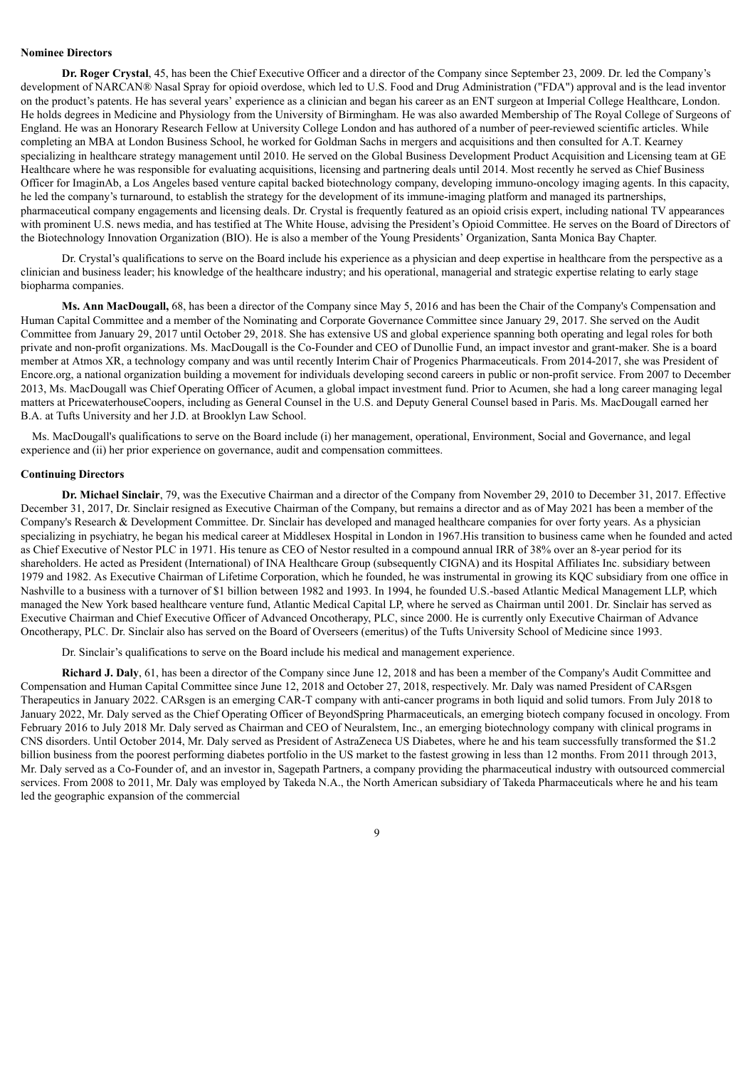**Nominee Directors**

**Dr. Roger Crystal**, 45, has been the Chief Executive Officer and a director of the Company since September 23, 2009. Dr. led the Company's development of NARCAN® Nasal Spray for opioid overdose, which led to U.S. Food and Drug Administration ("FDA") approval and is the lead inventor on the product's patents. He has several years' experience as a clinician and began his career as an ENT surgeon at Imperial College Healthcare, London. He holds degrees in Medicine and Physiology from the University of Birmingham. He was also awarded Membership of The Royal College of Surgeons of England. He was an Honorary Research Fellow at University College London and has authored of a number of peer-reviewed scientific articles. While completing an MBA at London Business School, he worked for Goldman Sachs in mergers and acquisitions and then consulted for A.T. Kearney specializing in healthcare strategy management until 2010. He served on the Global Business Development Product Acquisition and Licensing team at GE Healthcare where he was responsible for evaluating acquisitions, licensing and partnering deals until 2014. Most recently he served as Chief Business Officer for ImaginAb, a Los Angeles based venture capital backed biotechnology company, developing immuno-oncology imaging agents. In this capacity, he led the company's turnaround, to establish the strategy for the development of its immune-imaging platform and managed its partnerships, pharmaceutical company engagements and licensing deals. Dr. Crystal is frequently featured as an opioid crisis expert, including national TV appearances with prominent U.S. news media, and has testified at The White House, advising the President's Opioid Committee. He serves on the Board of Directors of the Biotechnology Innovation Organization (BIO). He is also a member of the Young Presidents' Organization, Santa Monica Bay Chapter.

Dr. Crystal's qualifications to serve on the Board include his experience as a physician and deep expertise in healthcare from the perspective as a clinician and business leader; his knowledge of the healthcare industry; and his operational, managerial and strategic expertise relating to early stage biopharma companies.

**Ms. Ann MacDougall,** 68, has been a director of the Company since May 5, 2016 and has been the Chair of the Company's Compensation and Human Capital Committee and a member of the Nominating and Corporate Governance Committee since January 29, 2017. She served on the Audit Committee from January 29, 2017 until October 29, 2018. She has extensive US and global experience spanning both operating and legal roles for both private and non-profit organizations. Ms. MacDougall is the Co-Founder and CEO of Dunollie Fund, an impact investor and grant-maker. She is a board member at Atmos XR, a technology company and was until recently Interim Chair of Progenics Pharmaceuticals. From 2014-2017, she was President of Encore.org, a national organization building a movement for individuals developing second careers in public or non-profit service. From 2007 to December 2013, Ms. MacDougall was Chief Operating Officer of Acumen, a global impact investment fund. Prior to Acumen, she had a long career managing legal matters at PricewaterhouseCoopers, including as General Counsel in the U.S. and Deputy General Counsel based in Paris. Ms. MacDougall earned her B.A. at Tufts University and her J.D. at Brooklyn Law School.

Ms. MacDougall's qualifications to serve on the Board include (i) her management, operational, Environment, Social and Governance, and legal experience and (ii) her prior experience on governance, audit and compensation committees.

**Continuing Directors**

**Dr. Michael Sinclair**, 79, was the Executive Chairman and a director of the Company from November 29, 2010 to December 31, 2017. Effective December 31, 2017, Dr. Sinclair resigned as Executive Chairman of the Company, but remains a director and as of May 2021 has been a member of the Company's Research & Development Committee. Dr. Sinclair has developed and managed healthcare companies for over forty years. As a physician specializing in psychiatry, he began his medical career at Middlesex Hospital in London in 1967.His transition to business came when he founded and acted as Chief Executive of Nestor PLC in 1971. His tenure as CEO of Nestor resulted in a compound annual IRR of 38% over an 8-year period for its shareholders. He acted as President (International) of INA Healthcare Group (subsequently CIGNA) and its Hospital Affiliates Inc. subsidiary between 1979 and 1982. As Executive Chairman of Lifetime Corporation, which he founded, he was instrumental in growing its KQC subsidiary from one office in Nashville to a business with a turnover of $1 billion between 1982 and 1993. In 1994, he founded U.S.-based Atlantic Medical Management LLP, which managed the New York based healthcare venture fund, Atlantic Medical Capital LP, where he served as Chairman until 2001. Dr. Sinclair has served as Executive Chairman and Chief Executive Officer of Advanced Oncotherapy, PLC, since 2000. He is currently only Executive Chairman of Advance Oncotherapy, PLC. Dr. Sinclair also has served on the Board of Overseers (emeritus) of the Tufts University School of Medicine since 1993.

Dr. Sinclair's qualifications to serve on the Board include his medical and management experience.

**Richard J. Daly**, 61, has been a director of the Company since June 12, 2018 and has been a member of the Company's Audit Committee and Compensation and Human Capital Committee since June 12, 2018 and October 27, 2018, respectively. Mr. Daly was named President of CARsgen Therapeutics in January 2022. CARsgen is an emerging CAR-T company with anti-cancer programs in both liquid and solid tumors. From July 2018 to January 2022, Mr. Daly served as the Chief Operating Officer of BeyondSpring Pharmaceuticals, an emerging biotech company focused in oncology. From February 2016 to July 2018 Mr. Daly served as Chairman and CEO of Neuralstem, Inc., an emerging biotechnology company with clinical programs in CNS disorders. Until October 2014, Mr. Daly served as President of AstraZeneca US Diabetes, where he and his team successfully transformed the $1.2 billion business from the poorest performing diabetes portfolio in the US market to the fastest growing in less than 12 months. From 2011 through 2013, Mr. Daly served as a Co-Founder of, and an investor in, Sagepath Partners, a company providing the pharmaceutical industry with outsourced commercial services. From 2008 to 2011, Mr. Daly was employed by Takeda N.A., the North American subsidiary of Takeda Pharmaceuticals where he and his team led the geographic expansion of the commercial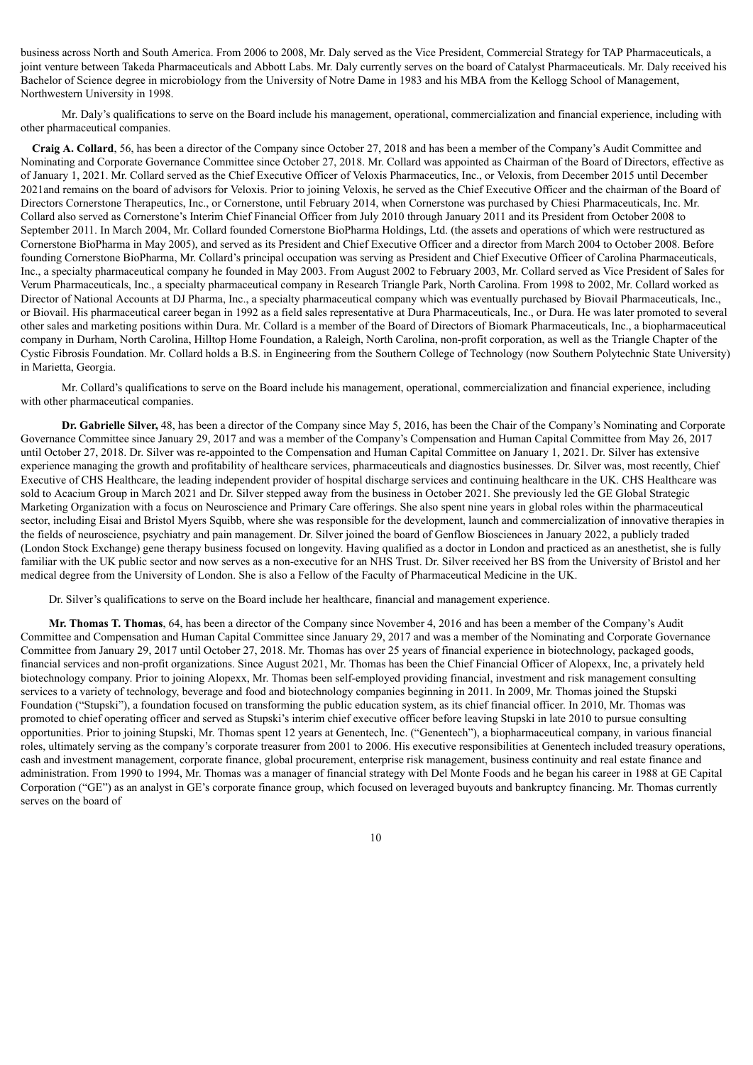business across North and South America. From 2006 to 2008, Mr. Daly served as the Vice President, Commercial Strategy for TAP Pharmaceuticals, a joint venture between Takeda Pharmaceuticals and Abbott Labs. Mr. Daly currently serves on the board of Catalyst Pharmaceuticals. Mr. Daly received his Bachelor of Science degree in microbiology from the University of Notre Dame in 1983 and his MBA from the Kellogg School of Management, Northwestern University in 1998.

Mr. Daly's qualifications to serve on the Board include his management, operational, commercialization and financial experience, including with other pharmaceutical companies.

**Craig A. Collard**, 56, has been a director of the Company since October 27, 2018 and has been a member of the Company's Audit Committee and Nominating and Corporate Governance Committee since October 27, 2018. Mr. Collard was appointed as Chairman of the Board of Directors, effective as of January 1, 2021. Mr. Collard served as the Chief Executive Officer of Veloxis Pharmaceutics, Inc., or Veloxis, from December 2015 until December 2021and remains on the board of advisors for Veloxis. Prior to joining Veloxis, he served as the Chief Executive Officer and the chairman of the Board of Directors Cornerstone Therapeutics, Inc., or Cornerstone, until February 2014, when Cornerstone was purchased by Chiesi Pharmaceuticals, Inc. Mr. Collard also served as Cornerstone's Interim Chief Financial Officer from July 2010 through January 2011 and its President from October 2008 to September 2011. In March 2004, Mr. Collard founded Cornerstone BioPharma Holdings, Ltd. (the assets and operations of which were restructured as Cornerstone BioPharma in May 2005), and served as its President and Chief Executive Officer and a director from March 2004 to October 2008. Before founding Cornerstone BioPharma, Mr. Collard's principal occupation was serving as President and Chief Executive Officer of Carolina Pharmaceuticals, Inc., a specialty pharmaceutical company he founded in May 2003. From August 2002 to February 2003, Mr. Collard served as Vice President of Sales for Verum Pharmaceuticals, Inc., a specialty pharmaceutical company in Research Triangle Park, North Carolina. From 1998 to 2002, Mr. Collard worked as Director of National Accounts at DJ Pharma, Inc., a specialty pharmaceutical company which was eventually purchased by Biovail Pharmaceuticals, Inc., or Biovail. His pharmaceutical career began in 1992 as a field sales representative at Dura Pharmaceuticals, Inc., or Dura. He was later promoted to several other sales and marketing positions within Dura. Mr. Collard is a member of the Board of Directors of Biomark Pharmaceuticals, Inc., a biopharmaceutical company in Durham, North Carolina, Hilltop Home Foundation, a Raleigh, North Carolina, non-profit corporation, as well as the Triangle Chapter of the Cystic Fibrosis Foundation. Mr. Collard holds a B.S. in Engineering from the Southern College of Technology (now Southern Polytechnic State University) in Marietta, Georgia.

Mr. Collard's qualifications to serve on the Board include his management, operational, commercialization and financial experience, including with other pharmaceutical companies.

**Dr. Gabrielle Silver,** 48, has been a director of the Company since May 5, 2016, has been the Chair of the Company's Nominating and Corporate Governance Committee since January 29, 2017 and was a member of the Company's Compensation and Human Capital Committee from May 26, 2017 until October 27, 2018. Dr. Silver was re-appointed to the Compensation and Human Capital Committee on January 1, 2021. Dr. Silver has extensive experience managing the growth and profitability of healthcare services, pharmaceuticals and diagnostics businesses. Dr. Silver was, most recently, Chief Executive of CHS Healthcare, the leading independent provider of hospital discharge services and continuing healthcare in the UK. CHS Healthcare was sold to Acacium Group in March 2021 and Dr. Silver stepped away from the business in October 2021. She previously led the GE Global Strategic Marketing Organization with a focus on Neuroscience and Primary Care offerings. She also spent nine years in global roles within the pharmaceutical sector, including Eisai and Bristol Myers Squibb, where she was responsible for the development, launch and commercialization of innovative therapies in the fields of neuroscience, psychiatry and pain management. Dr. Silver joined the board of Genflow Biosciences in January 2022, a publicly traded (London Stock Exchange) gene therapy business focused on longevity. Having qualified as a doctor in London and practiced as an anesthetist, she is fully familiar with the UK public sector and now serves as a non-executive for an NHS Trust. Dr. Silver received her BS from the University of Bristol and her medical degree from the University of London. She is also a Fellow of the Faculty of Pharmaceutical Medicine in the UK.

Dr. Silver's qualifications to serve on the Board include her healthcare, financial and management experience.

**Mr. Thomas T. Thomas**, 64, has been a director of the Company since November 4, 2016 and has been a member of the Company's Audit Committee and Compensation and Human Capital Committee since January 29, 2017 and was a member of the Nominating and Corporate Governance Committee from January 29, 2017 until October 27, 2018. Mr. Thomas has over 25 years of financial experience in biotechnology, packaged goods, financial services and non-profit organizations. Since August 2021, Mr. Thomas has been the Chief Financial Officer of Alopexx, Inc, a privately held biotechnology company. Prior to joining Alopexx, Mr. Thomas been self-employed providing financial, investment and risk management consulting services to a variety of technology, beverage and food and biotechnology companies beginning in 2011. In 2009, Mr. Thomas joined the Stupski Foundation ("Stupski"), a foundation focused on transforming the public education system, as its chief financial officer. In 2010, Mr. Thomas was promoted to chief operating officer and served as Stupski's interim chief executive officer before leaving Stupski in late 2010 to pursue consulting opportunities. Prior to joining Stupski, Mr. Thomas spent 12 years at Genentech, Inc. ("Genentech"), a biopharmaceutical company, in various financial roles, ultimately serving as the company's corporate treasurer from 2001 to 2006. His executive responsibilities at Genentech included treasury operations, cash and investment management, corporate finance, global procurement, enterprise risk management, business continuity and real estate finance and administration. From 1990 to 1994, Mr. Thomas was a manager of financial strategy with Del Monte Foods and he began his career in 1988 at GE Capital Corporation ("GE") as an analyst in GE's corporate finance group, which focused on leveraged buyouts and bankruptcy financing. Mr. Thomas currently serves on the board of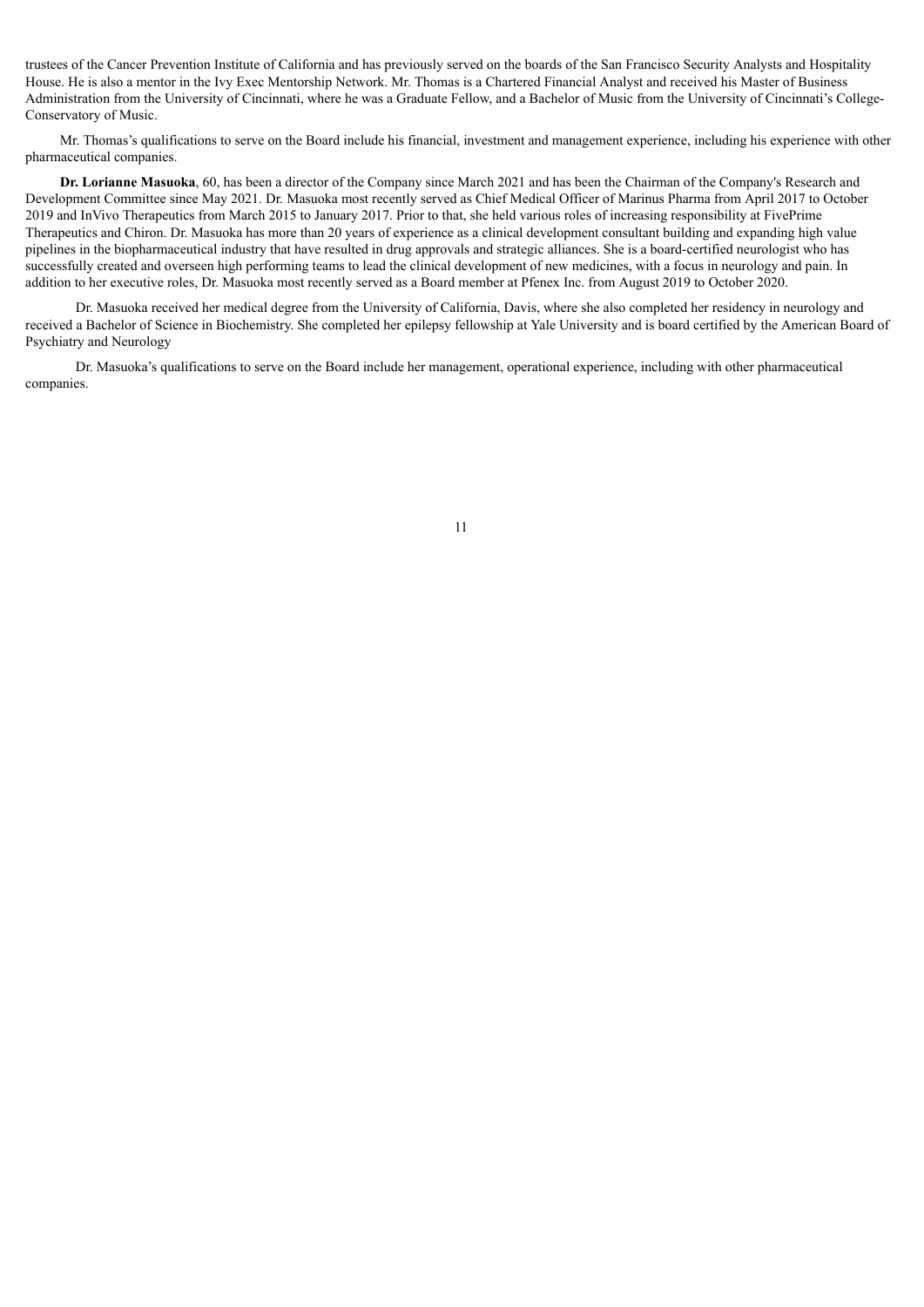trustees of the Cancer Prevention Institute of California and has previously served on the boards of the San Francisco Security Analysts and Hospitality House. He is also a mentor in the Ivy Exec Mentorship Network. Mr. Thomas is a Chartered Financial Analyst and received his Master of Business Administration from the University of Cincinnati, where he was a Graduate Fellow, and a Bachelor of Music from the University of Cincinnati's College-Conservatory of Music.

Mr. Thomas's qualifications to serve on the Board include his financial, investment and management experience, including his experience with other pharmaceutical companies.

**Dr. Lorianne Masuoka**, 60, has been a director of the Company since March 2021 and has been the Chairman of the Company's Research and Development Committee since May 2021. Dr. Masuoka most recently served as Chief Medical Officer of Marinus Pharma from April 2017 to October 2019 and InVivo Therapeutics from March 2015 to January 2017. Prior to that, she held various roles of increasing responsibility at FivePrime Therapeutics and Chiron. Dr. Masuoka has more than 20 years of experience as a clinical development consultant building and expanding high value pipelines in the biopharmaceutical industry that have resulted in drug approvals and strategic alliances. She is a board-certified neurologist who has successfully created and overseen high performing teams to lead the clinical development of new medicines, with a focus in neurology and pain. In addition to her executive roles, Dr. Masuoka most recently served as a Board member at Pfenex Inc. from August 2019 to October 2020.

Dr. Masuoka received her medical degree from the University of California, Davis, where she also completed her residency in neurology and received a Bachelor of Science in Biochemistry. She completed her epilepsy fellowship at Yale University and is board certified by the American Board of Psychiatry and Neurology

Dr. Masuoka's qualifications to serve on the Board include her management, operational experience, including with other pharmaceutical companies.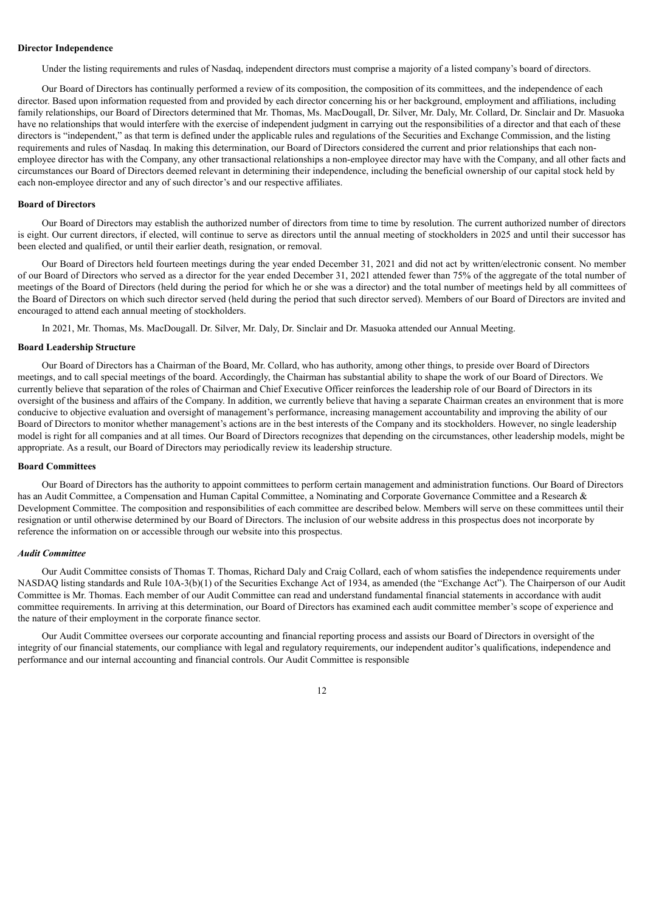**Director Independence**

Under the listing requirements and rules of Nasdaq, independent directors must comprise a majority of a listed company's board of directors.

Our Board of Directors has continually performed a review of its composition, the composition of its committees, and the independence of each director. Based upon information requested from and provided by each director concerning his or her background, employment and affiliations, including family relationships, our Board of Directors determined that Mr. Thomas, Ms. MacDougall, Dr. Silver, Mr. Daly, Mr. Collard, Dr. Sinclair and Dr. Masuoka have no relationships that would interfere with the exercise of independent judgment in carrying out the responsibilities of a director and that each of these directors is "independent," as that term is defined under the applicable rules and regulations of the Securities and Exchange Commission, and the listing requirements and rules of Nasdaq. In making this determination, our Board of Directors considered the current and prior relationships that each non-employee director has with the Company, any other transactional relationships a non-employee director may have with the Company, and all other facts and circumstances our Board of Directors deemed relevant in determining their independence, including the beneficial ownership of our capital stock held by each non-employee director and any of such director's and our respective affiliates.

**Board of Directors**

Our Board of Directors may establish the authorized number of directors from time to time by resolution. The current authorized number of directors is eight. Our current directors, if elected, will continue to serve as directors until the annual meeting of stockholders in 2025 and until their successor has been elected and qualified, or until their earlier death, resignation, or removal.

Our Board of Directors held fourteen meetings during the year ended December 31, 2021 and did not act by written/electronic consent. No member of our Board of Directors who served as a director for the year ended December 31, 2021 attended fewer than 75% of the aggregate of the total number of meetings of the Board of Directors (held during the period for which he or she was a director) and the total number of meetings held by all committees of the Board of Directors on which such director served (held during the period that such director served). Members of our Board of Directors are invited and encouraged to attend each annual meeting of stockholders.

In 2021, Mr. Thomas, Ms. MacDougall. Dr. Silver, Mr. Daly, Dr. Sinclair and Dr. Masuoka attended our Annual Meeting.

**Board Leadership Structure**

Our Board of Directors has a Chairman of the Board, Mr. Collard, who has authority, among other things, to preside over Board of Directors meetings, and to call special meetings of the board. Accordingly, the Chairman has substantial ability to shape the work of our Board of Directors. We currently believe that separation of the roles of Chairman and Chief Executive Officer reinforces the leadership role of our Board of Directors in its oversight of the business and affairs of the Company. In addition, we currently believe that having a separate Chairman creates an environment that is more conducive to objective evaluation and oversight of management's performance, increasing management accountability and improving the ability of our Board of Directors to monitor whether management's actions are in the best interests of the Company and its stockholders. However, no single leadership model is right for all companies and at all times. Our Board of Directors recognizes that depending on the circumstances, other leadership models, might be appropriate. As a result, our Board of Directors may periodically review its leadership structure.

**Board Committees**

Our Board of Directors has the authority to appoint committees to perform certain management and administration functions. Our Board of Directors has an Audit Committee, a Compensation and Human Capital Committee, a Nominating and Corporate Governance Committee and a Research & Development Committee. The composition and responsibilities of each committee are described below. Members will serve on these committees until their resignation or until otherwise determined by our Board of Directors. The inclusion of our website address in this prospectus does not incorporate by reference the information on or accessible through our website into this prospectus.

***Audit Committee***

Our Audit Committee consists of Thomas T. Thomas, Richard Daly and Craig Collard, each of whom satisfies the independence requirements under NASDAQ listing standards and Rule 10A-3(b)(1) of the Securities Exchange Act of 1934, as amended (the "Exchange Act"). The Chairperson of our Audit Committee is Mr. Thomas. Each member of our Audit Committee can read and understand fundamental financial statements in accordance with audit committee requirements. In arriving at this determination, our Board of Directors has examined each audit committee member's scope of experience and the nature of their employment in the corporate finance sector.

Our Audit Committee oversees our corporate accounting and financial reporting process and assists our Board of Directors in oversight of the integrity of our financial statements, our compliance with legal and regulatory requirements, our independent auditor's qualifications, independence and performance and our internal accounting and financial controls. Our Audit Committee is responsible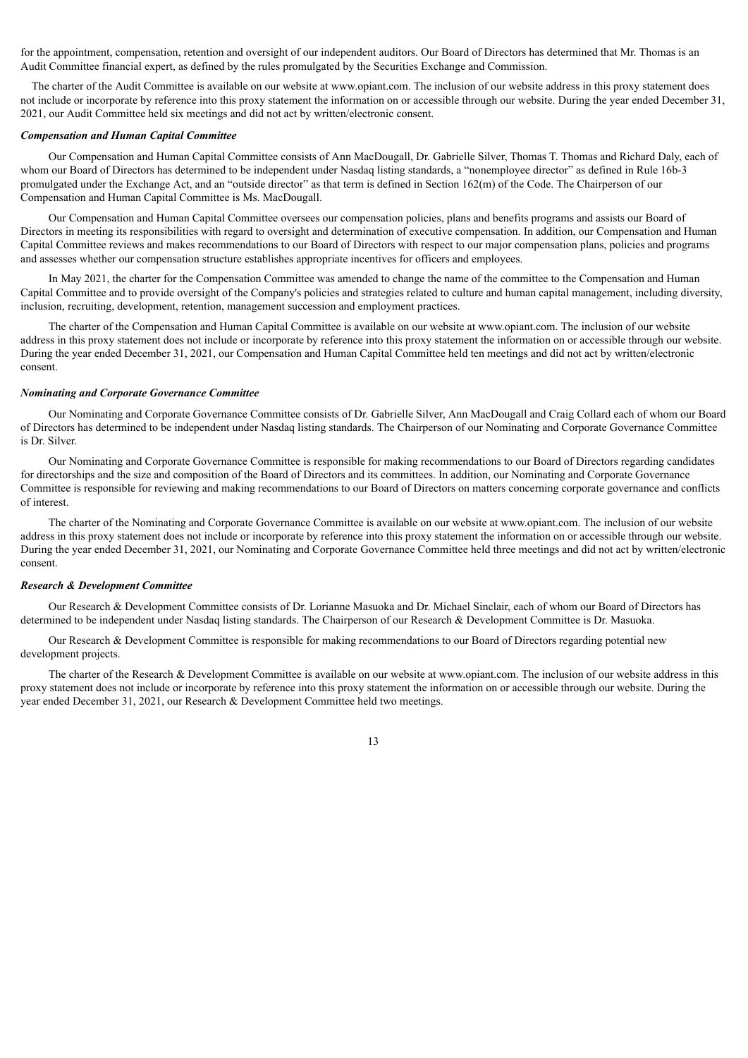for the appointment, compensation, retention and oversight of our independent auditors. Our Board of Directors has determined that Mr. Thomas is an Audit Committee financial expert, as defined by the rules promulgated by the Securities Exchange and Commission.

The charter of the Audit Committee is available on our website at www.opiant.com. The inclusion of our website address in this proxy statement does not include or incorporate by reference into this proxy statement the information on or accessible through our website. During the year ended December 31, 2021, our Audit Committee held six meetings and did not act by written/electronic consent.

***Compensation and Human Capital Committee***

Our Compensation and Human Capital Committee consists of Ann MacDougall, Dr. Gabrielle Silver, Thomas T. Thomas and Richard Daly, each of whom our Board of Directors has determined to be independent under Nasdaq listing standards, a "nonemployee director" as defined in Rule 16b-3 promulgated under the Exchange Act, and an "outside director" as that term is defined in Section 162(m) of the Code. The Chairperson of our Compensation and Human Capital Committee is Ms. MacDougall.

Our Compensation and Human Capital Committee oversees our compensation policies, plans and benefits programs and assists our Board of Directors in meeting its responsibilities with regard to oversight and determination of executive compensation. In addition, our Compensation and Human Capital Committee reviews and makes recommendations to our Board of Directors with respect to our major compensation plans, policies and programs and assesses whether our compensation structure establishes appropriate incentives for officers and employees.

In May 2021, the charter for the Compensation Committee was amended to change the name of the committee to the Compensation and Human Capital Committee and to provide oversight of the Company's policies and strategies related to culture and human capital management, including diversity, inclusion, recruiting, development, retention, management succession and employment practices.

The charter of the Compensation and Human Capital Committee is available on our website at www.opiant.com. The inclusion of our website address in this proxy statement does not include or incorporate by reference into this proxy statement the information on or accessible through our website. During the year ended December 31, 2021, our Compensation and Human Capital Committee held ten meetings and did not act by written/electronic consent.

***Nominating and Corporate Governance Committee***

Our Nominating and Corporate Governance Committee consists of Dr. Gabrielle Silver, Ann MacDougall and Craig Collard each of whom our Board of Directors has determined to be independent under Nasdaq listing standards. The Chairperson of our Nominating and Corporate Governance Committee is Dr. Silver.

Our Nominating and Corporate Governance Committee is responsible for making recommendations to our Board of Directors regarding candidates for directorships and the size and composition of the Board of Directors and its committees. In addition, our Nominating and Corporate Governance Committee is responsible for reviewing and making recommendations to our Board of Directors on matters concerning corporate governance and conflicts of interest.

The charter of the Nominating and Corporate Governance Committee is available on our website at www.opiant.com. The inclusion of our website address in this proxy statement does not include or incorporate by reference into this proxy statement the information on or accessible through our website. During the year ended December 31, 2021, our Nominating and Corporate Governance Committee held three meetings and did not act by written/electronic consent.

***Research & Development Committee***

Our Research & Development Committee consists of Dr. Lorianne Masuoka and Dr. Michael Sinclair, each of whom our Board of Directors has determined to be independent under Nasdaq listing standards. The Chairperson of our Research & Development Committee is Dr. Masuoka.

Our Research & Development Committee is responsible for making recommendations to our Board of Directors regarding potential new development projects.

The charter of the Research & Development Committee is available on our website at www.opiant.com. The inclusion of our website address in this proxy statement does not include or incorporate by reference into this proxy statement the information on or accessible through our website. During the year ended December 31, 2021, our Research & Development Committee held two meetings.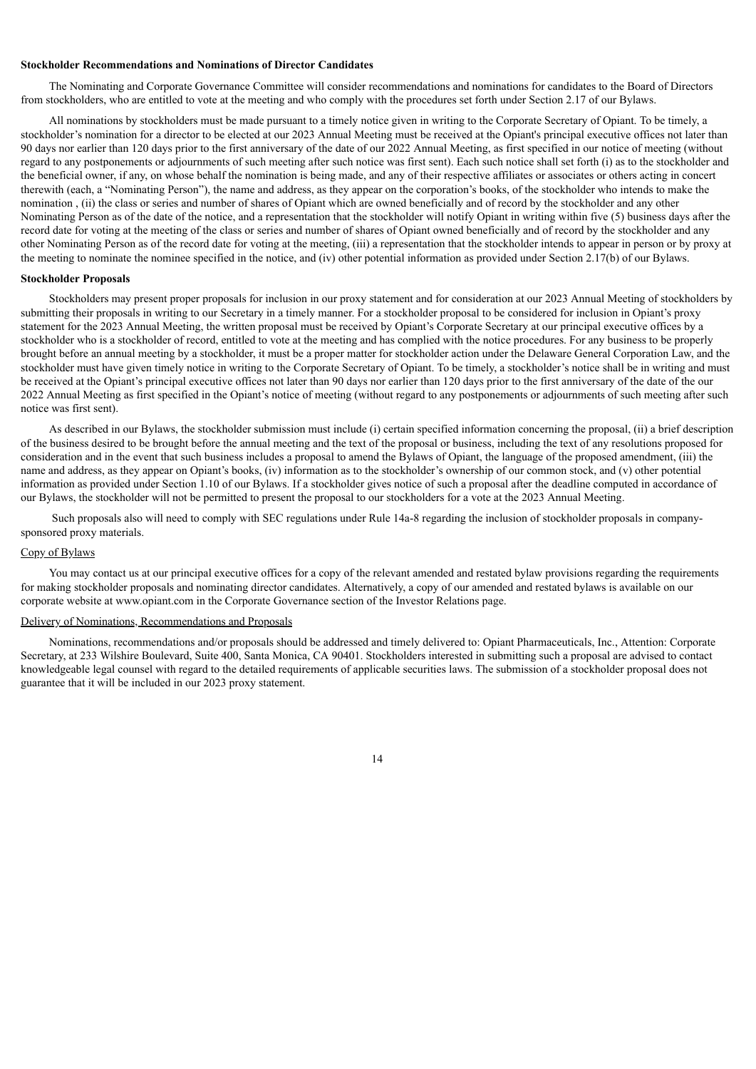**Stockholder Recommendations and Nominations of Director Candidates**

The Nominating and Corporate Governance Committee will consider recommendations and nominations for candidates to the Board of Directors from stockholders, who are entitled to vote at the meeting and who comply with the procedures set forth under Section 2.17 of our Bylaws.

All nominations by stockholders must be made pursuant to a timely notice given in writing to the Corporate Secretary of Opiant. To be timely, a stockholder's nomination for a director to be elected at our 2023 Annual Meeting must be received at the Opiant's principal executive offices not later than 90 days nor earlier than 120 days prior to the first anniversary of the date of our 2022 Annual Meeting, as first specified in our notice of meeting (without regard to any postponements or adjournments of such meeting after such notice was first sent). Each such notice shall set forth (i) as to the stockholder and the beneficial owner, if any, on whose behalf the nomination is being made, and any of their respective affiliates or associates or others acting in concert therewith (each, a "Nominating Person"), the name and address, as they appear on the corporation's books, of the stockholder who intends to make the nomination , (ii) the class or series and number of shares of Opiant which are owned beneficially and of record by the stockholder and any other Nominating Person as of the date of the notice, and a representation that the stockholder will notify Opiant in writing within five (5) business days after the record date for voting at the meeting of the class or series and number of shares of Opiant owned beneficially and of record by the stockholder and any other Nominating Person as of the record date for voting at the meeting, (iii) a representation that the stockholder intends to appear in person or by proxy at the meeting to nominate the nominee specified in the notice, and (iv) other potential information as provided under Section 2.17(b) of our Bylaws.

**Stockholder Proposals**

Stockholders may present proper proposals for inclusion in our proxy statement and for consideration at our 2023 Annual Meeting of stockholders by submitting their proposals in writing to our Secretary in a timely manner. For a stockholder proposal to be considered for inclusion in Opiant's proxy statement for the 2023 Annual Meeting, the written proposal must be received by Opiant's Corporate Secretary at our principal executive offices by a stockholder who is a stockholder of record, entitled to vote at the meeting and has complied with the notice procedures. For any business to be properly brought before an annual meeting by a stockholder, it must be a proper matter for stockholder action under the Delaware General Corporation Law, and the stockholder must have given timely notice in writing to the Corporate Secretary of Opiant. To be timely, a stockholder's notice shall be in writing and must be received at the Opiant's principal executive offices not later than 90 days nor earlier than 120 days prior to the first anniversary of the date of the our 2022 Annual Meeting as first specified in the Opiant's notice of meeting (without regard to any postponements or adjournments of such meeting after such notice was first sent).

As described in our Bylaws, the stockholder submission must include (i) certain specified information concerning the proposal, (ii) a brief description of the business desired to be brought before the annual meeting and the text of the proposal or business, including the text of any resolutions proposed for consideration and in the event that such business includes a proposal to amend the Bylaws of Opiant, the language of the proposed amendment, (iii) the name and address, as they appear on Opiant's books, (iv) information as to the stockholder's ownership of our common stock, and (v) other potential information as provided under Section 1.10 of our Bylaws. If a stockholder gives notice of such a proposal after the deadline computed in accordance of our Bylaws, the stockholder will not be permitted to present the proposal to our stockholders for a vote at the 2023 Annual Meeting.

Such proposals also will need to comply with SEC regulations under Rule 14a-8 regarding the inclusion of stockholder proposals in company-sponsored proxy materials.

Copy of Bylaws

You may contact us at our principal executive offices for a copy of the relevant amended and restated bylaw provisions regarding the requirements for making stockholder proposals and nominating director candidates. Alternatively, a copy of our amended and restated bylaws is available on our corporate website at www.opiant.com in the Corporate Governance section of the Investor Relations page.

Delivery of Nominations, Recommendations and Proposals

Nominations, recommendations and/or proposals should be addressed and timely delivered to: Opiant Pharmaceuticals, Inc., Attention: Corporate Secretary, at 233 Wilshire Boulevard, Suite 400, Santa Monica, CA 90401. Stockholders interested in submitting such a proposal are advised to contact knowledgeable legal counsel with regard to the detailed requirements of applicable securities laws. The submission of a stockholder proposal does not guarantee that it will be included in our 2023 proxy statement.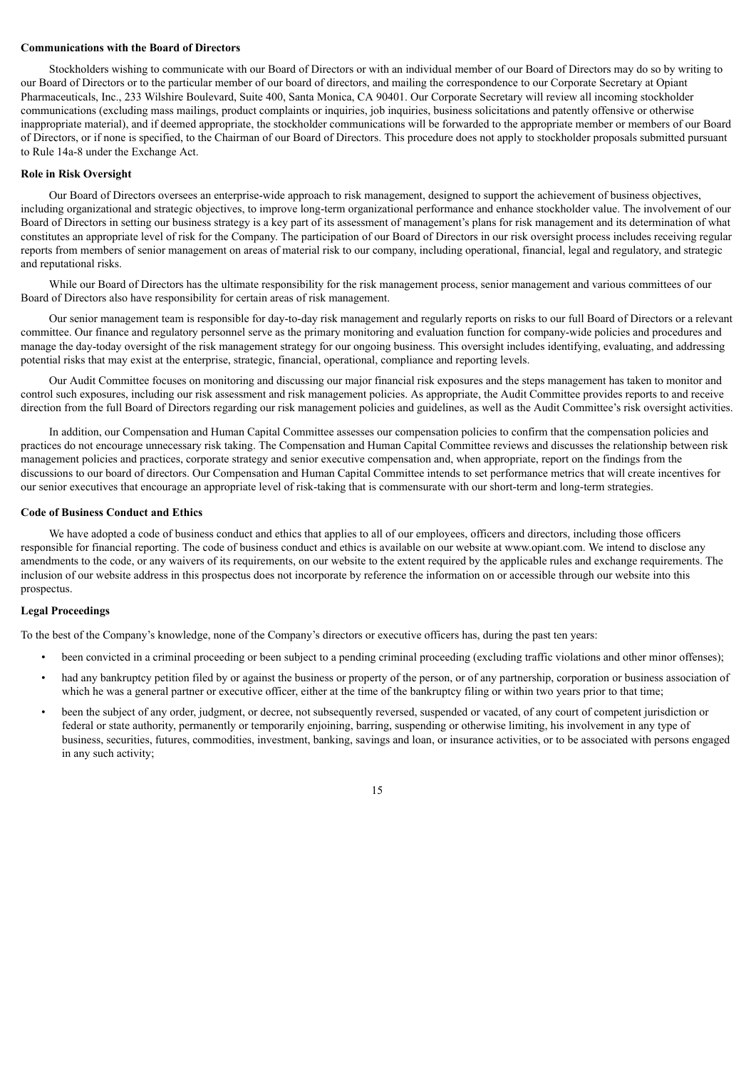**Communications with the Board of Directors**

Stockholders wishing to communicate with our Board of Directors or with an individual member of our Board of Directors may do so by writing to our Board of Directors or to the particular member of our board of directors, and mailing the correspondence to our Corporate Secretary at Opiant Pharmaceuticals, Inc., 233 Wilshire Boulevard, Suite 400, Santa Monica, CA 90401. Our Corporate Secretary will review all incoming stockholder communications (excluding mass mailings, product complaints or inquiries, job inquiries, business solicitations and patently offensive or otherwise inappropriate material), and if deemed appropriate, the stockholder communications will be forwarded to the appropriate member or members of our Board of Directors, or if none is specified, to the Chairman of our Board of Directors. This procedure does not apply to stockholder proposals submitted pursuant to Rule 14a-8 under the Exchange Act.

**Role in Risk Oversight**

Our Board of Directors oversees an enterprise-wide approach to risk management, designed to support the achievement of business objectives, including organizational and strategic objectives, to improve long-term organizational performance and enhance stockholder value. The involvement of our Board of Directors in setting our business strategy is a key part of its assessment of management's plans for risk management and its determination of what constitutes an appropriate level of risk for the Company. The participation of our Board of Directors in our risk oversight process includes receiving regular reports from members of senior management on areas of material risk to our company, including operational, financial, legal and regulatory, and strategic and reputational risks.

While our Board of Directors has the ultimate responsibility for the risk management process, senior management and various committees of our Board of Directors also have responsibility for certain areas of risk management.

Our senior management team is responsible for day-to-day risk management and regularly reports on risks to our full Board of Directors or a relevant committee. Our finance and regulatory personnel serve as the primary monitoring and evaluation function for company-wide policies and procedures and manage the day-today oversight of the risk management strategy for our ongoing business. This oversight includes identifying, evaluating, and addressing potential risks that may exist at the enterprise, strategic, financial, operational, compliance and reporting levels.

Our Audit Committee focuses on monitoring and discussing our major financial risk exposures and the steps management has taken to monitor and control such exposures, including our risk assessment and risk management policies. As appropriate, the Audit Committee provides reports to and receive direction from the full Board of Directors regarding our risk management policies and guidelines, as well as the Audit Committee's risk oversight activities.

In addition, our Compensation and Human Capital Committee assesses our compensation policies to confirm that the compensation policies and practices do not encourage unnecessary risk taking. The Compensation and Human Capital Committee reviews and discusses the relationship between risk management policies and practices, corporate strategy and senior executive compensation and, when appropriate, report on the findings from the discussions to our board of directors. Our Compensation and Human Capital Committee intends to set performance metrics that will create incentives for our senior executives that encourage an appropriate level of risk-taking that is commensurate with our short-term and long-term strategies.

**Code of Business Conduct and Ethics**

We have adopted a code of business conduct and ethics that applies to all of our employees, officers and directors, including those officers responsible for financial reporting. The code of business conduct and ethics is available on our website at www.opiant.com. We intend to disclose any amendments to the code, or any waivers of its requirements, on our website to the extent required by the applicable rules and exchange requirements. The inclusion of our website address in this prospectus does not incorporate by reference the information on or accessible through our website into this prospectus.

**Legal Proceedings**

To the best of the Company's knowledge, none of the Company's directors or executive officers has, during the past ten years:

- been convicted in a criminal proceeding or been subject to a pending criminal proceeding (excluding traffic violations and other minor offenses);
- had any bankruptcy petition filed by or against the business or property of the person, or of any partnership, corporation or business association of which he was a general partner or executive officer, either at the time of the bankruptcy filing or within two years prior to that time;
- been the subject of any order, judgment, or decree, not subsequently reversed, suspended or vacated, of any court of competent jurisdiction or federal or state authority, permanently or temporarily enjoining, barring, suspending or otherwise limiting, his involvement in any type of business, securities, futures, commodities, investment, banking, savings and loan, or insurance activities, or to be associated with persons engaged in any such activity;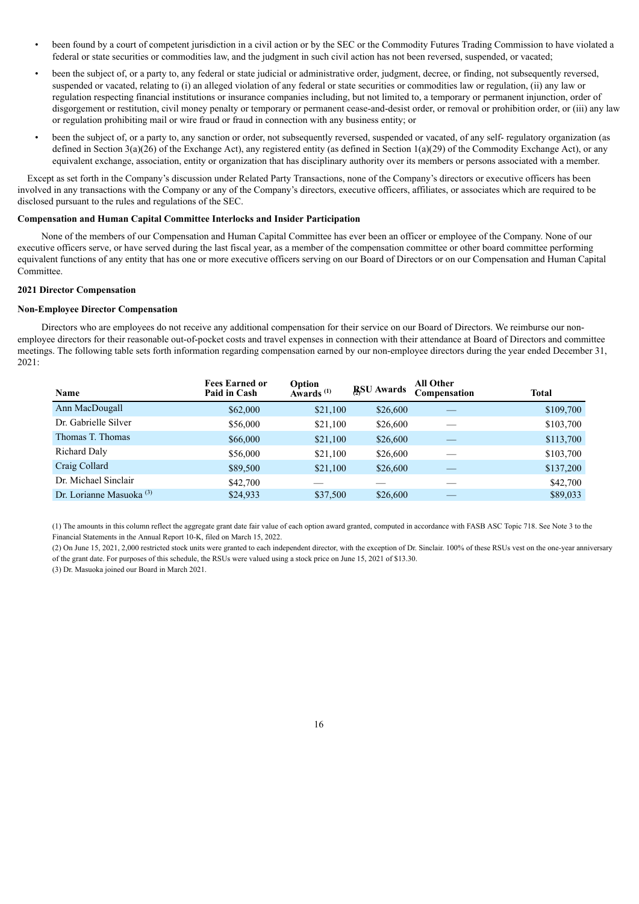- been found by a court of competent jurisdiction in a civil action or by the SEC or the Commodity Futures Trading Commission to have violated a federal or state securities or commodities law, and the judgment in such civil action has not been reversed, suspended, or vacated;
- been the subject of, or a party to, any federal or state judicial or administrative order, judgment, decree, or finding, not subsequently reversed, suspended or vacated, relating to (i) an alleged violation of any federal or state securities or commodities law or regulation, (ii) any law or regulation respecting financial institutions or insurance companies including, but not limited to, a temporary or permanent injunction, order of disgorgement or restitution, civil money penalty or temporary or permanent cease-and-desist order, or removal or prohibition order, or (iii) any law or regulation prohibiting mail or wire fraud or fraud in connection with any business entity; or
- been the subject of, or a party to, any sanction or order, not subsequently reversed, suspended or vacated, of any self- regulatory organization (as defined in Section 3(a)(26) of the Exchange Act), any registered entity (as defined in Section 1(a)(29) of the Commodity Exchange Act), or any equivalent exchange, association, entity or organization that has disciplinary authority over its members or persons associated with a member.

Except as set forth in the Company's discussion under Related Party Transactions, none of the Company's directors or executive officers has been involved in any transactions with the Company or any of the Company's directors, executive officers, affiliates, or associates which are required to be disclosed pursuant to the rules and regulations of the SEC.

**Compensation and Human Capital Committee Interlocks and Insider Participation**

None of the members of our Compensation and Human Capital Committee has ever been an officer or employee of the Company. None of our executive officers serve, or have served during the last fiscal year, as a member of the compensation committee or other board committee performing equivalent functions of any entity that has one or more executive officers serving on our Board of Directors or on our Compensation and Human Capital Committee.

**2021 Director Compensation**

**Non-Employee Director Compensation**

Directors who are employees do not receive any additional compensation for their service on our Board of Directors. We reimburse our non-employee directors for their reasonable out-of-pocket costs and travel expenses in connection with their attendance at Board of Directors and committee meetings. The following table sets forth information regarding compensation earned by our non-employee directors during the year ended December 31, 2021:

| Name | Fees Earned or Paid in Cash | Option Awards [1] | RSU Awards [2] | All Other Compensation | Total |
|---|---|---|---|---|---|
| Ann MacDougall | $62,000 | $21,100 | $26,600 | — | $109,700 |
| Dr. Gabrielle Silver | $56,000 | $21,100 | $26,600 | — | $103,700 |
| Thomas T. Thomas | $66,000 | $21,100 | $26,600 | — | $113,700 |
| Richard Daly | $56,000 | $21,100 | $26,600 | — | $103,700 |
| Craig Collard | $89,500 | $21,100 | $26,600 | — | $137,200 |
| Dr. Michael Sinclair | $42,700 | — | — | — | $42,700 |
| Dr. Lorianne Masuoka [3] | $24,933 | $37,500 | $26,600 | — | $89,033 |

(1) The amounts in this column reflect the aggregate grant date fair value of each option award granted, computed in accordance with FASB ASC Topic 718. See Note 3 to the Financial Statements in the Annual Report 10-K, filed on March 15, 2022.

(2) On June 15, 2021, 2,000 restricted stock units were granted to each independent director, with the exception of Dr. Sinclair. 100% of these RSUs vest on the one-year anniversary of the grant date. For purposes of this schedule, the RSUs were valued using a stock price on June 15, 2021 of $13.30.

(3) Dr. Masuoka joined our Board in March 2021.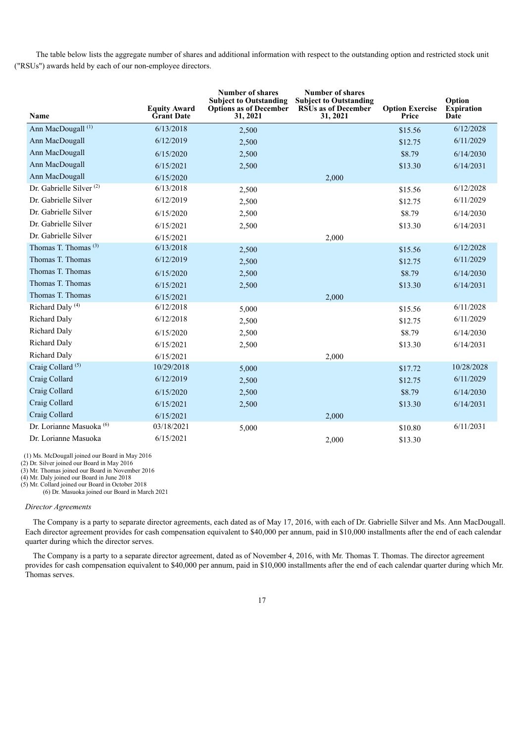The table below lists the aggregate number of shares and additional information with respect to the outstanding option and restricted stock unit ("RSUs") awards held by each of our non-employee directors.

| Name | Equity Award Grant Date | Number of shares Subject to Outstanding Options as of December 31, 2021 | Number of shares Subject to Outstanding RSUs as of December 31, 2021 | Option Exercise Price | Option Expiration Date |
|---|---|---|---|---|---|
| Ann MacDougall [(1)] | 6/13/2018 | 2,500 | | $15.56 | 6/12/2028 |
| Ann MacDougall | 6/12/2019 | 2,500 | | $12.75 | 6/11/2029 |
| Ann MacDougall | 6/15/2020 | 2,500 | | $8.79 | 6/14/2030 |
| Ann MacDougall | 6/15/2021 | 2,500 | | $13.30 | 6/14/2031 |
| Ann MacDougall | 6/15/2020 | | 2,000 | | |
| Dr. Gabrielle Silver [(2)] | 6/13/2018 | 2,500 | | $15.56 | 6/12/2028 |
| Dr. Gabrielle Silver | 6/12/2019 | 2,500 | | $12.75 | 6/11/2029 |
| Dr. Gabrielle Silver | 6/15/2020 | 2,500 | | $8.79 | 6/14/2030 |
| Dr. Gabrielle Silver | 6/15/2021 | 2,500 | | $13.30 | 6/14/2031 |
| Dr. Gabrielle Silver | 6/15/2021 | | 2,000 | | |
| Thomas T. Thomas [(3)] | 6/13/2018 | 2,500 | | $15.56 | 6/12/2028 |
| Thomas T. Thomas | 6/12/2019 | 2,500 | | $12.75 | 6/11/2029 |
| Thomas T. Thomas | 6/15/2020 | 2,500 | | $8.79 | 6/14/2030 |
| Thomas T. Thomas | 6/15/2021 | 2,500 | | $13.30 | 6/14/2031 |
| Thomas T. Thomas | 6/15/2021 | | 2,000 | | |
| Richard Daly [(4)] | 6/12/2018 | 5,000 | | $15.56 | 6/11/2028 |
| Richard Daly | 6/12/2018 | 2,500 | | $12.75 | 6/11/2029 |
| Richard Daly | 6/15/2020 | 2,500 | | $8.79 | 6/14/2030 |
| Richard Daly | 6/15/2021 | 2,500 | | $13.30 | 6/14/2031 |
| Richard Daly | 6/15/2021 | | 2,000 | | |
| Craig Collard [(5)] | 10/29/2018 | 5,000 | | $17.72 | 10/28/2028 |
| Craig Collard | 6/12/2019 | 2,500 | | $12.75 | 6/11/2029 |
| Craig Collard | 6/15/2020 | 2,500 | | $8.79 | 6/14/2030 |
| Craig Collard | 6/15/2021 | 2,500 | | $13.30 | 6/14/2031 |
| Craig Collard | 6/15/2021 | | 2,000 | | |
| Dr. Lorianne Masuoka [(6)] | 03/18/2021 | 5,000 | | $10.80 | 6/11/2031 |
| Dr. Lorianne Masuoka | 6/15/2021 | | 2,000 | $13.30 | |

(1) Ms. McDougall joined our Board in May 2016
(2) Dr. Silver joined our Board in May 2016
(3) Mr. Thomas joined our Board in November 2016
(4) Mr. Daly joined our Board in June 2018
(5) Mr. Collard joined our Board in October 2018
(6) Dr. Masuoka joined our Board in March 2021

*Director Agreements*

The Company is a party to separate director agreements, each dated as of May 17, 2016, with each of Dr. Gabrielle Silver and Ms. Ann MacDougall. Each director agreement provides for cash compensation equivalent to $40,000 per annum, paid in $10,000 installments after the end of each calendar quarter during which the director serves.

The Company is a party to a separate director agreement, dated as of November 4, 2016, with Mr. Thomas T. Thomas. The director agreement provides for cash compensation equivalent to $40,000 per annum, paid in $10,000 installments after the end of each calendar quarter during which Mr. Thomas serves.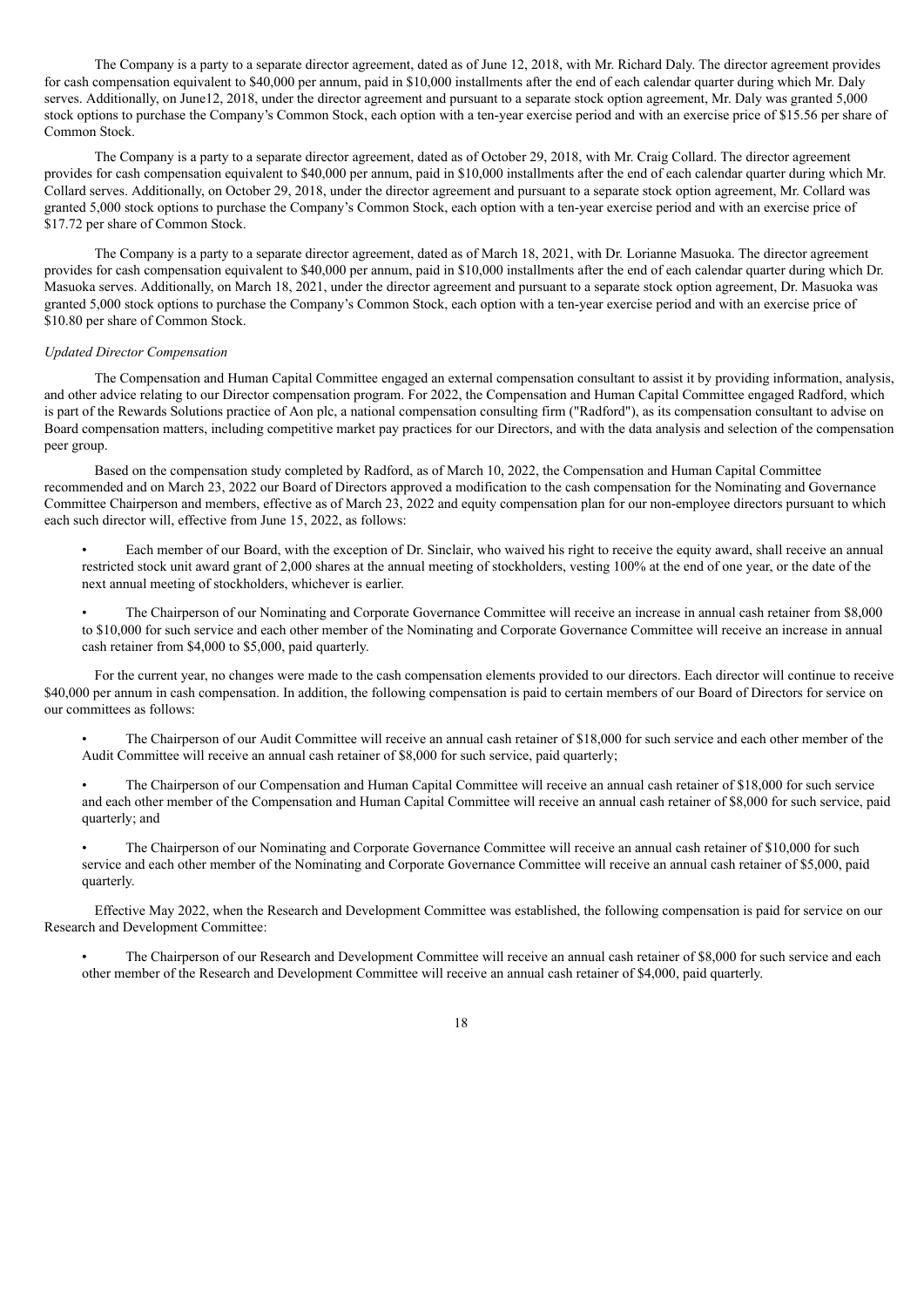The Company is a party to a separate director agreement, dated as of June 12, 2018, with Mr. Richard Daly. The director agreement provides for cash compensation equivalent to $40,000 per annum, paid in $10,000 installments after the end of each calendar quarter during which Mr. Daly serves. Additionally, on June12, 2018, under the director agreement and pursuant to a separate stock option agreement, Mr. Daly was granted 5,000 stock options to purchase the Company's Common Stock, each option with a ten-year exercise period and with an exercise price of $15.56 per share of Common Stock.

The Company is a party to a separate director agreement, dated as of October 29, 2018, with Mr. Craig Collard. The director agreement provides for cash compensation equivalent to $40,000 per annum, paid in $10,000 installments after the end of each calendar quarter during which Mr. Collard serves. Additionally, on October 29, 2018, under the director agreement and pursuant to a separate stock option agreement, Mr. Collard was granted 5,000 stock options to purchase the Company's Common Stock, each option with a ten-year exercise period and with an exercise price of $17.72 per share of Common Stock.

The Company is a party to a separate director agreement, dated as of March 18, 2021, with Dr. Lorianne Masuoka. The director agreement provides for cash compensation equivalent to $40,000 per annum, paid in $10,000 installments after the end of each calendar quarter during which Dr. Masuoka serves. Additionally, on March 18, 2021, under the director agreement and pursuant to a separate stock option agreement, Dr. Masuoka was granted 5,000 stock options to purchase the Company's Common Stock, each option with a ten-year exercise period and with an exercise price of $10.80 per share of Common Stock.

*Updated Director Compensation*

The Compensation and Human Capital Committee engaged an external compensation consultant to assist it by providing information, analysis, and other advice relating to our Director compensation program. For 2022, the Compensation and Human Capital Committee engaged Radford, which is part of the Rewards Solutions practice of Aon plc, a national compensation consulting firm ("Radford"), as its compensation consultant to advise on Board compensation matters, including competitive market pay practices for our Directors, and with the data analysis and selection of the compensation peer group.

Based on the compensation study completed by Radford, as of March 10, 2022, the Compensation and Human Capital Committee recommended and on March 23, 2022 our Board of Directors approved a modification to the cash compensation for the Nominating and Governance Committee Chairperson and members, effective as of March 23, 2022 and equity compensation plan for our non-employee directors pursuant to which each such director will, effective from June 15, 2022, as follows:

- Each member of our Board, with the exception of Dr. Sinclair, who waived his right to receive the equity award, shall receive an annual restricted stock unit award grant of 2,000 shares at the annual meeting of stockholders, vesting 100% at the end of one year, or the date of the next annual meeting of stockholders, whichever is earlier.
- The Chairperson of our Nominating and Corporate Governance Committee will receive an increase in annual cash retainer from $8,000 to $10,000 for such service and each other member of the Nominating and Corporate Governance Committee will receive an increase in annual cash retainer from $4,000 to $5,000, paid quarterly.

For the current year, no changes were made to the cash compensation elements provided to our directors. Each director will continue to receive $40,000 per annum in cash compensation. In addition, the following compensation is paid to certain members of our Board of Directors for service on our committees as follows:

- The Chairperson of our Audit Committee will receive an annual cash retainer of $18,000 for such service and each other member of the Audit Committee will receive an annual cash retainer of $8,000 for such service, paid quarterly;
- The Chairperson of our Compensation and Human Capital Committee will receive an annual cash retainer of $18,000 for such service and each other member of the Compensation and Human Capital Committee will receive an annual cash retainer of $8,000 for such service, paid quarterly; and
- The Chairperson of our Nominating and Corporate Governance Committee will receive an annual cash retainer of $10,000 for such service and each other member of the Nominating and Corporate Governance Committee will receive an annual cash retainer of $5,000, paid quarterly.

Effective May 2022, when the Research and Development Committee was established, the following compensation is paid for service on our Research and Development Committee:

- The Chairperson of our Research and Development Committee will receive an annual cash retainer of $8,000 for such service and each other member of the Research and Development Committee will receive an annual cash retainer of $4,000, paid quarterly.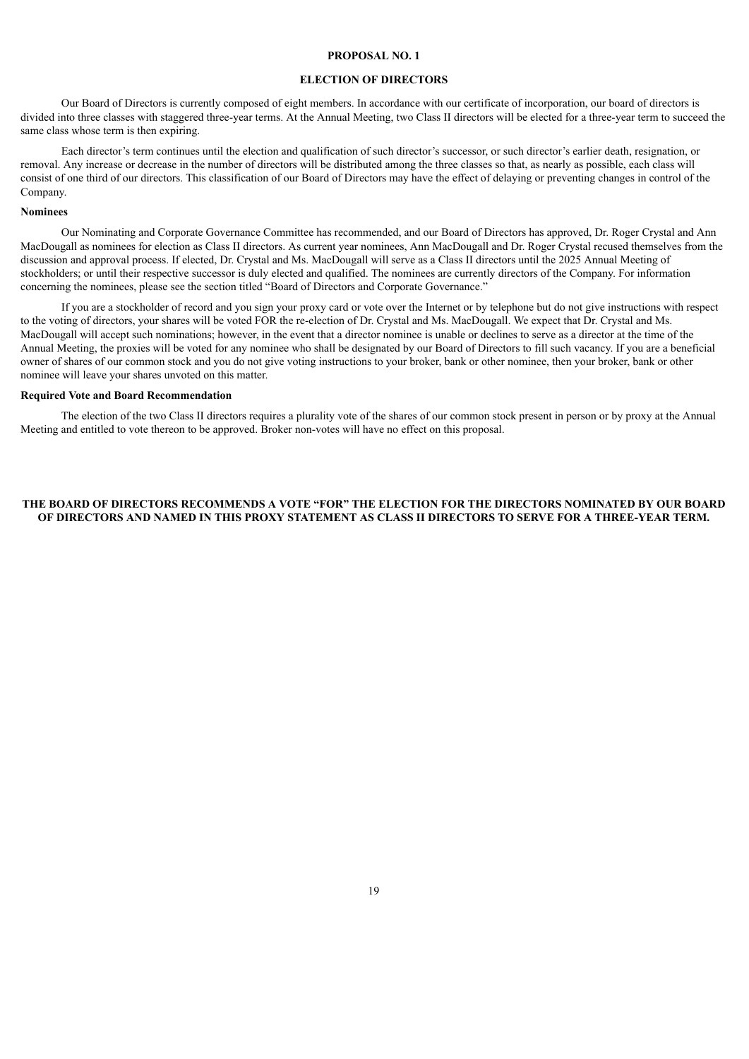## PROPOSAL NO. 1

## ELECTION OF DIRECTORS

Our Board of Directors is currently composed of eight members. In accordance with our certificate of incorporation, our board of directors is divided into three classes with staggered three-year terms. At the Annual Meeting, two Class II directors will be elected for a three-year term to succeed the same class whose term is then expiring.

Each director's term continues until the election and qualification of such director's successor, or such director's earlier death, resignation, or removal. Any increase or decrease in the number of directors will be distributed among the three classes so that, as nearly as possible, each class will consist of one third of our directors. This classification of our Board of Directors may have the effect of delaying or preventing changes in control of the Company.

### Nominees

Our Nominating and Corporate Governance Committee has recommended, and our Board of Directors has approved, Dr. Roger Crystal and Ann MacDougall as nominees for election as Class II directors. As current year nominees, Ann MacDougall and Dr. Roger Crystal recused themselves from the discussion and approval process. If elected, Dr. Crystal and Ms. MacDougall will serve as a Class II directors until the 2025 Annual Meeting of stockholders; or until their respective successor is duly elected and qualified. The nominees are currently directors of the Company. For information concerning the nominees, please see the section titled "Board of Directors and Corporate Governance."

If you are a stockholder of record and you sign your proxy card or vote over the Internet or by telephone but do not give instructions with respect to the voting of directors, your shares will be voted FOR the re-election of Dr. Crystal and Ms. MacDougall. We expect that Dr. Crystal and Ms. MacDougall will accept such nominations; however, in the event that a director nominee is unable or declines to serve as a director at the time of the Annual Meeting, the proxies will be voted for any nominee who shall be designated by our Board of Directors to fill such vacancy. If you are a beneficial owner of shares of our common stock and you do not give voting instructions to your broker, bank or other nominee, then your broker, bank or other nominee will leave your shares unvoted on this matter.

### Required Vote and Board Recommendation

The election of the two Class II directors requires a plurality vote of the shares of our common stock present in person or by proxy at the Annual Meeting and entitled to vote thereon to be approved. Broker non-votes will have no effect on this proposal.

**THE BOARD OF DIRECTORS RECOMMENDS A VOTE "FOR" THE ELECTION FOR THE DIRECTORS NOMINATED BY OUR BOARD OF DIRECTORS AND NAMED IN THIS PROXY STATEMENT AS CLASS II DIRECTORS TO SERVE FOR A THREE-YEAR TERM.**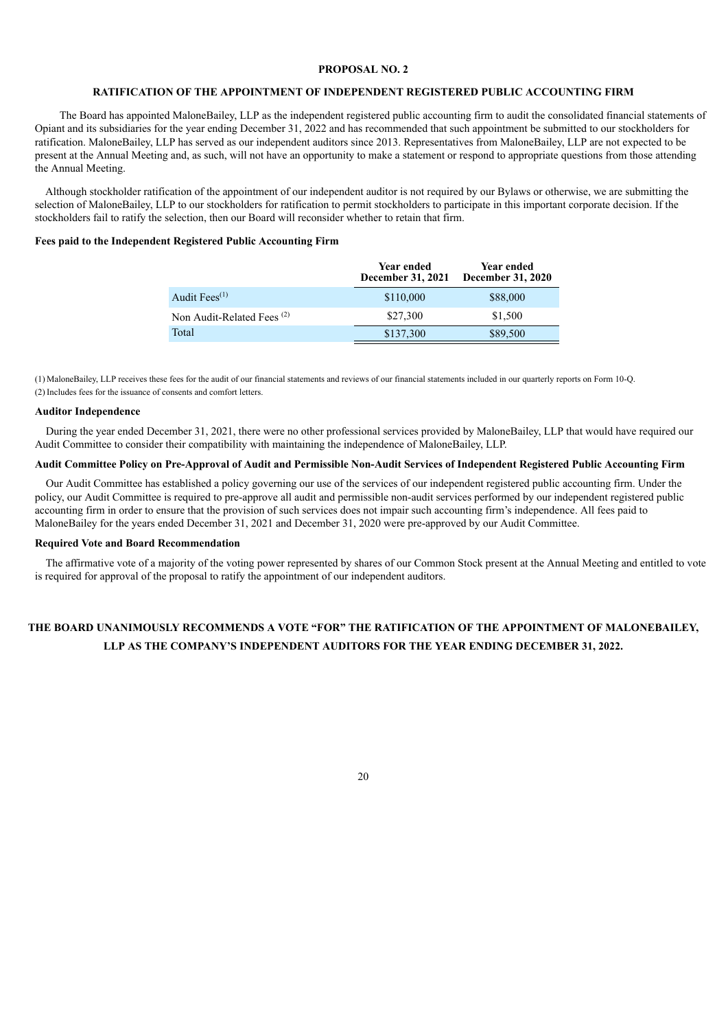## PROPOSAL NO. 2

## RATIFICATION OF THE APPOINTMENT OF INDEPENDENT REGISTERED PUBLIC ACCOUNTING FIRM

The Board has appointed MaloneBailey, LLP as the independent registered public accounting firm to audit the consolidated financial statements of Opiant and its subsidiaries for the year ending December 31, 2022 and has recommended that such appointment be submitted to our stockholders for ratification. MaloneBailey, LLP has served as our independent auditors since 2013. Representatives from MaloneBailey, LLP are not expected to be present at the Annual Meeting and, as such, will not have an opportunity to make a statement or respond to appropriate questions from those attending the Annual Meeting.

Although stockholder ratification of the appointment of our independent auditor is not required by our Bylaws or otherwise, we are submitting the selection of MaloneBailey, LLP to our stockholders for ratification to permit stockholders to participate in this important corporate decision. If the stockholders fail to ratify the selection, then our Board will reconsider whether to retain that firm.

**Fees paid to the Independent Registered Public Accounting Firm**

| | Year ended December 31, 2021 | Year ended December 31, 2020 |
|---|---|---|
| Audit Fees[(1)] | \$110,000 | \$88,000 |
| Non Audit-Related Fees [(2)] | \$27,300 | \$1,500 |
| Total | \$137,300 | \$89,500 |

(1) MaloneBailey, LLP receives these fees for the audit of our financial statements and reviews of our financial statements included in our quarterly reports on Form 10-Q.

(2) Includes fees for the issuance of consents and comfort letters.

**Auditor Independence**

During the year ended December 31, 2021, there were no other professional services provided by MaloneBailey, LLP that would have required our Audit Committee to consider their compatibility with maintaining the independence of MaloneBailey, LLP.

**Audit Committee Policy on Pre-Approval of Audit and Permissible Non-Audit Services of Independent Registered Public Accounting Firm**

Our Audit Committee has established a policy governing our use of the services of our independent registered public accounting firm. Under the policy, our Audit Committee is required to pre-approve all audit and permissible non-audit services performed by our independent registered public accounting firm in order to ensure that the provision of such services does not impair such accounting firm's independence. All fees paid to MaloneBailey for the years ended December 31, 2021 and December 31, 2020 were pre-approved by our Audit Committee.

**Required Vote and Board Recommendation**

The affirmative vote of a majority of the voting power represented by shares of our Common Stock present at the Annual Meeting and entitled to vote is required for approval of the proposal to ratify the appointment of our independent auditors.

**THE BOARD UNANIMOUSLY RECOMMENDS A VOTE "FOR" THE RATIFICATION OF THE APPOINTMENT OF MALONEBAILEY, LLP AS THE COMPANY'S INDEPENDENT AUDITORS FOR THE YEAR ENDING DECEMBER 31, 2022.**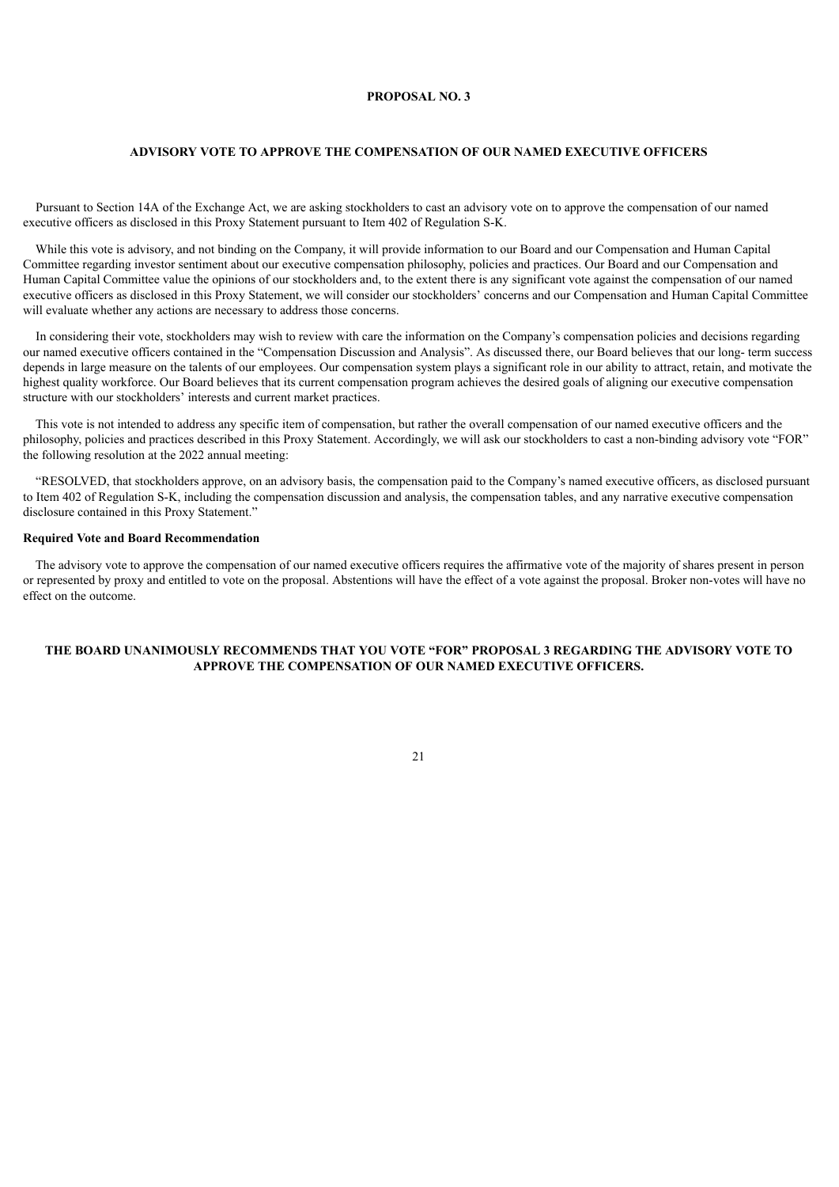# PROPOSAL NO. 3

## ADVISORY VOTE TO APPROVE THE COMPENSATION OF OUR NAMED EXECUTIVE OFFICERS

Pursuant to Section 14A of the Exchange Act, we are asking stockholders to cast an advisory vote on to approve the compensation of our named executive officers as disclosed in this Proxy Statement pursuant to Item 402 of Regulation S-K.

While this vote is advisory, and not binding on the Company, it will provide information to our Board and our Compensation and Human Capital Committee regarding investor sentiment about our executive compensation philosophy, policies and practices. Our Board and our Compensation and Human Capital Committee value the opinions of our stockholders and, to the extent there is any significant vote against the compensation of our named executive officers as disclosed in this Proxy Statement, we will consider our stockholders' concerns and our Compensation and Human Capital Committee will evaluate whether any actions are necessary to address those concerns.

In considering their vote, stockholders may wish to review with care the information on the Company's compensation policies and decisions regarding our named executive officers contained in the "Compensation Discussion and Analysis". As discussed there, our Board believes that our long- term success depends in large measure on the talents of our employees. Our compensation system plays a significant role in our ability to attract, retain, and motivate the highest quality workforce. Our Board believes that its current compensation program achieves the desired goals of aligning our executive compensation structure with our stockholders' interests and current market practices.

This vote is not intended to address any specific item of compensation, but rather the overall compensation of our named executive officers and the philosophy, policies and practices described in this Proxy Statement. Accordingly, we will ask our stockholders to cast a non-binding advisory vote "FOR" the following resolution at the 2022 annual meeting:

"RESOLVED, that stockholders approve, on an advisory basis, the compensation paid to the Company's named executive officers, as disclosed pursuant to Item 402 of Regulation S-K, including the compensation discussion and analysis, the compensation tables, and any narrative executive compensation disclosure contained in this Proxy Statement."

**Required Vote and Board Recommendation**

The advisory vote to approve the compensation of our named executive officers requires the affirmative vote of the majority of shares present in person or represented by proxy and entitled to vote on the proposal. Abstentions will have the effect of a vote against the proposal. Broker non-votes will have no effect on the outcome.

**THE BOARD UNANIMOUSLY RECOMMENDS THAT YOU VOTE "FOR" PROPOSAL 3 REGARDING THE ADVISORY VOTE TO APPROVE THE COMPENSATION OF OUR NAMED EXECUTIVE OFFICERS.**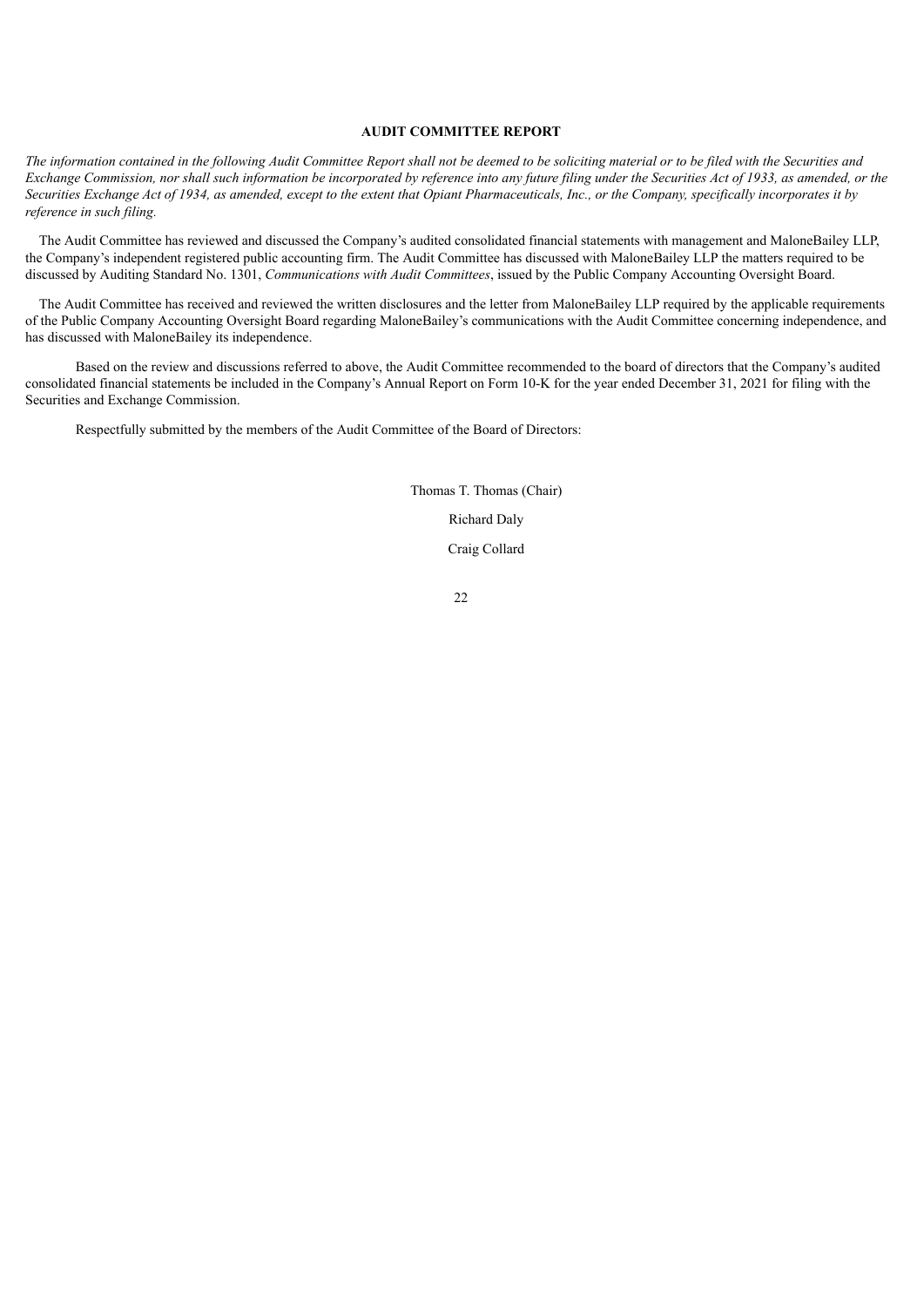## AUDIT COMMITTEE REPORT

*The information contained in the following Audit Committee Report shall not be deemed to be soliciting material or to be filed with the Securities and Exchange Commission, nor shall such information be incorporated by reference into any future filing under the Securities Act of 1933, as amended, or the Securities Exchange Act of 1934, as amended, except to the extent that Opiant Pharmaceuticals, Inc., or the Company, specifically incorporates it by reference in such filing.*

The Audit Committee has reviewed and discussed the Company's audited consolidated financial statements with management and MaloneBailey LLP, the Company's independent registered public accounting firm. The Audit Committee has discussed with MaloneBailey LLP the matters required to be discussed by Auditing Standard No. 1301, *Communications with Audit Committees*, issued by the Public Company Accounting Oversight Board.

The Audit Committee has received and reviewed the written disclosures and the letter from MaloneBailey LLP required by the applicable requirements of the Public Company Accounting Oversight Board regarding MaloneBailey's communications with the Audit Committee concerning independence, and has discussed with MaloneBailey its independence.

Based on the review and discussions referred to above, the Audit Committee recommended to the board of directors that the Company's audited consolidated financial statements be included in the Company's Annual Report on Form 10-K for the year ended December 31, 2021 for filing with the Securities and Exchange Commission.

Respectfully submitted by the members of the Audit Committee of the Board of Directors:

Thomas T. Thomas (Chair)

Richard Daly

Craig Collard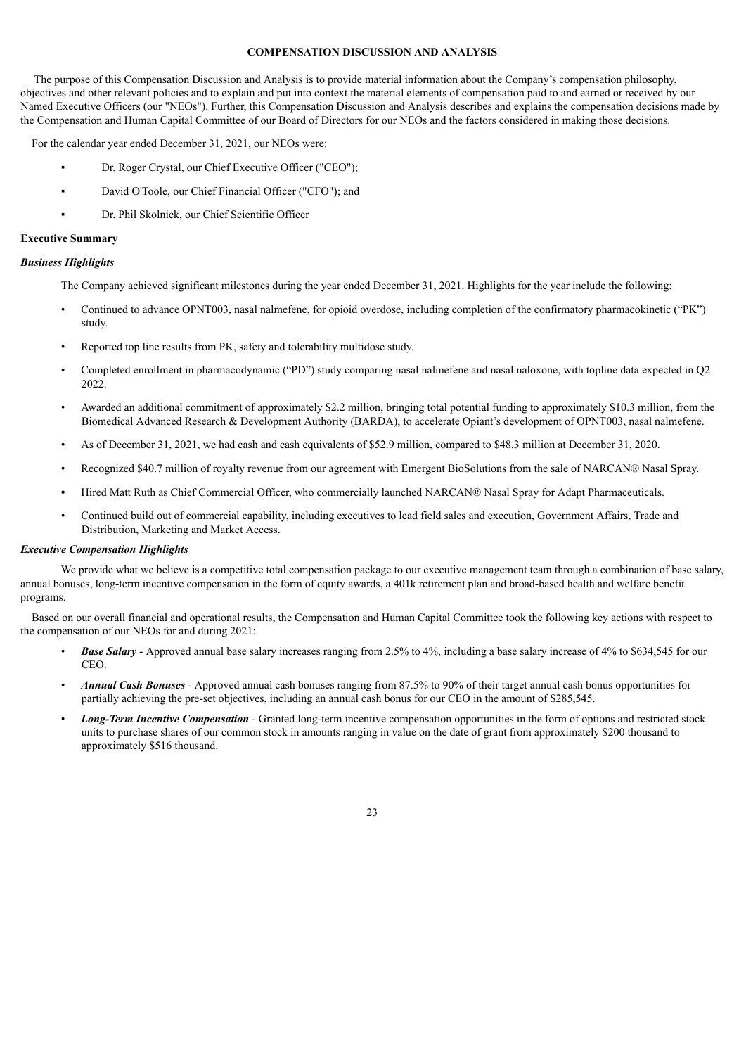## COMPENSATION DISCUSSION AND ANALYSIS

The purpose of this Compensation Discussion and Analysis is to provide material information about the Company's compensation philosophy, objectives and other relevant policies and to explain and put into context the material elements of compensation paid to and earned or received by our Named Executive Officers (our "NEOs"). Further, this Compensation Discussion and Analysis describes and explains the compensation decisions made by the Compensation and Human Capital Committee of our Board of Directors for our NEOs and the factors considered in making those decisions.

For the calendar year ended December 31, 2021, our NEOs were:

- Dr. Roger Crystal, our Chief Executive Officer ("CEO");
- David O'Toole, our Chief Financial Officer ("CFO"); and
- Dr. Phil Skolnick, our Chief Scientific Officer

### Executive Summary

#### *Business Highlights*

The Company achieved significant milestones during the year ended December 31, 2021. Highlights for the year include the following:

- Continued to advance OPNT003, nasal nalmefene, for opioid overdose, including completion of the confirmatory pharmacokinetic ("PK") study.
- Reported top line results from PK, safety and tolerability multidose study.
- Completed enrollment in pharmacodynamic ("PD") study comparing nasal nalmefene and nasal naloxone, with topline data expected in Q2 2022.
- Awarded an additional commitment of approximately $2.2 million, bringing total potential funding to approximately $10.3 million, from the Biomedical Advanced Research & Development Authority (BARDA), to accelerate Opiant's development of OPNT003, nasal nalmefene.
- As of December 31, 2021, we had cash and cash equivalents of $52.9 million, compared to $48.3 million at December 31, 2020.
- Recognized $40.7 million of royalty revenue from our agreement with Emergent BioSolutions from the sale of NARCAN® Nasal Spray.
- Hired Matt Ruth as Chief Commercial Officer, who commercially launched NARCAN® Nasal Spray for Adapt Pharmaceuticals.
- Continued build out of commercial capability, including executives to lead field sales and execution, Government Affairs, Trade and Distribution, Marketing and Market Access.

#### *Executive Compensation Highlights*

We provide what we believe is a competitive total compensation package to our executive management team through a combination of base salary, annual bonuses, long-term incentive compensation in the form of equity awards, a 401k retirement plan and broad-based health and welfare benefit programs.

Based on our overall financial and operational results, the Compensation and Human Capital Committee took the following key actions with respect to the compensation of our NEOs for and during 2021:

- ***Base Salary*** - Approved annual base salary increases ranging from 2.5% to 4%, including a base salary increase of 4% to $634,545 for our CEO.
- ***Annual Cash Bonuses*** - Approved annual cash bonuses ranging from 87.5% to 90% of their target annual cash bonus opportunities for partially achieving the pre-set objectives, including an annual cash bonus for our CEO in the amount of $285,545.
- ***Long-Term Incentive Compensation*** - Granted long-term incentive compensation opportunities in the form of options and restricted stock units to purchase shares of our common stock in amounts ranging in value on the date of grant from approximately $200 thousand to approximately $516 thousand.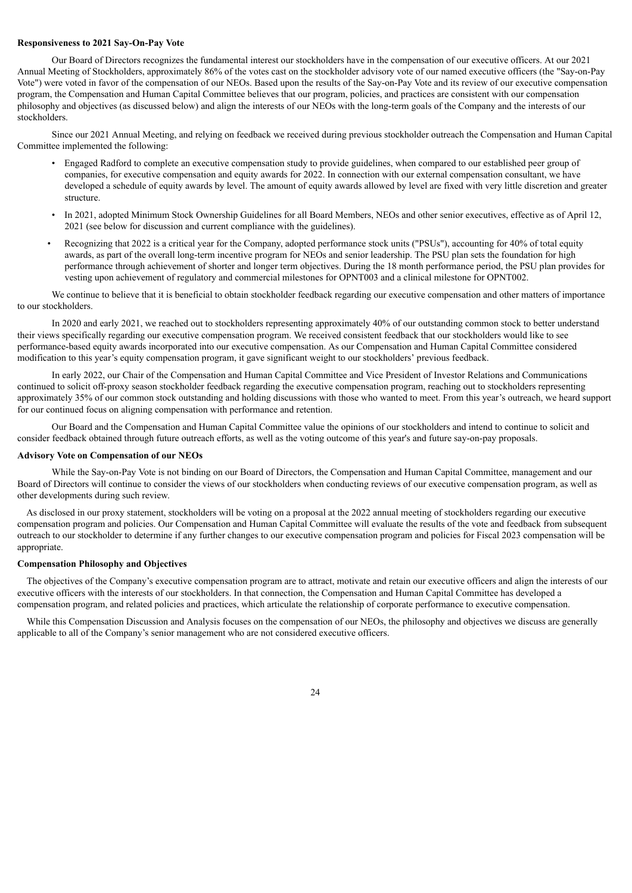**Responsiveness to 2021 Say-On-Pay Vote**

Our Board of Directors recognizes the fundamental interest our stockholders have in the compensation of our executive officers. At our 2021 Annual Meeting of Stockholders, approximately 86% of the votes cast on the stockholder advisory vote of our named executive officers (the "Say-on-Pay Vote") were voted in favor of the compensation of our NEOs. Based upon the results of the Say-on-Pay Vote and its review of our executive compensation program, the Compensation and Human Capital Committee believes that our program, policies, and practices are consistent with our compensation philosophy and objectives (as discussed below) and align the interests of our NEOs with the long-term goals of the Company and the interests of our stockholders.

Since our 2021 Annual Meeting, and relying on feedback we received during previous stockholder outreach the Compensation and Human Capital Committee implemented the following:

- Engaged Radford to complete an executive compensation study to provide guidelines, when compared to our established peer group of companies, for executive compensation and equity awards for 2022. In connection with our external compensation consultant, we have developed a schedule of equity awards by level. The amount of equity awards allowed by level are fixed with very little discretion and greater structure.
- In 2021, adopted Minimum Stock Ownership Guidelines for all Board Members, NEOs and other senior executives, effective as of April 12, 2021 (see below for discussion and current compliance with the guidelines).
- Recognizing that 2022 is a critical year for the Company, adopted performance stock units ("PSUs"), accounting for 40% of total equity awards, as part of the overall long-term incentive program for NEOs and senior leadership. The PSU plan sets the foundation for high performance through achievement of shorter and longer term objectives. During the 18 month performance period, the PSU plan provides for vesting upon achievement of regulatory and commercial milestones for OPNT003 and a clinical milestone for OPNT002.

We continue to believe that it is beneficial to obtain stockholder feedback regarding our executive compensation and other matters of importance to our stockholders.

In 2020 and early 2021, we reached out to stockholders representing approximately 40% of our outstanding common stock to better understand their views specifically regarding our executive compensation program. We received consistent feedback that our stockholders would like to see performance-based equity awards incorporated into our executive compensation. As our Compensation and Human Capital Committee considered modification to this year's equity compensation program, it gave significant weight to our stockholders' previous feedback.

In early 2022, our Chair of the Compensation and Human Capital Committee and Vice President of Investor Relations and Communications continued to solicit off-proxy season stockholder feedback regarding the executive compensation program, reaching out to stockholders representing approximately 35% of our common stock outstanding and holding discussions with those who wanted to meet. From this year's outreach, we heard support for our continued focus on aligning compensation with performance and retention.

Our Board and the Compensation and Human Capital Committee value the opinions of our stockholders and intend to continue to solicit and consider feedback obtained through future outreach efforts, as well as the voting outcome of this year's and future say-on-pay proposals.

**Advisory Vote on Compensation of our NEOs**

While the Say-on-Pay Vote is not binding on our Board of Directors, the Compensation and Human Capital Committee, management and our Board of Directors will continue to consider the views of our stockholders when conducting reviews of our executive compensation program, as well as other developments during such review.

As disclosed in our proxy statement, stockholders will be voting on a proposal at the 2022 annual meeting of stockholders regarding our executive compensation program and policies. Our Compensation and Human Capital Committee will evaluate the results of the vote and feedback from subsequent outreach to our stockholder to determine if any further changes to our executive compensation program and policies for Fiscal 2023 compensation will be appropriate.

**Compensation Philosophy and Objectives**

The objectives of the Company's executive compensation program are to attract, motivate and retain our executive officers and align the interests of our executive officers with the interests of our stockholders. In that connection, the Compensation and Human Capital Committee has developed a compensation program, and related policies and practices, which articulate the relationship of corporate performance to executive compensation.

While this Compensation Discussion and Analysis focuses on the compensation of our NEOs, the philosophy and objectives we discuss are generally applicable to all of the Company's senior management who are not considered executive officers.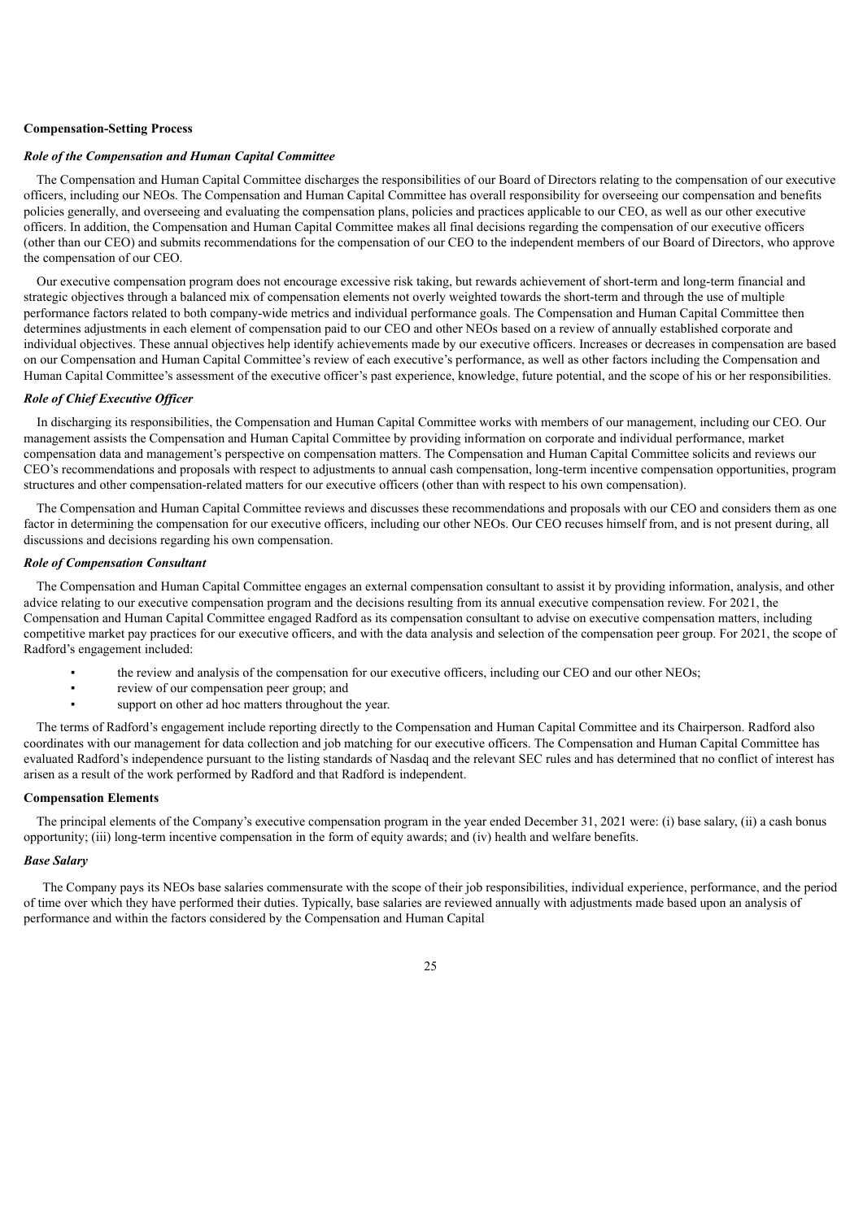**Compensation-Setting Process**

***Role of the Compensation and Human Capital Committee***

The Compensation and Human Capital Committee discharges the responsibilities of our Board of Directors relating to the compensation of our executive officers, including our NEOs. The Compensation and Human Capital Committee has overall responsibility for overseeing our compensation and benefits policies generally, and overseeing and evaluating the compensation plans, policies and practices applicable to our CEO, as well as our other executive officers. In addition, the Compensation and Human Capital Committee makes all final decisions regarding the compensation of our executive officers (other than our CEO) and submits recommendations for the compensation of our CEO to the independent members of our Board of Directors, who approve the compensation of our CEO.

Our executive compensation program does not encourage excessive risk taking, but rewards achievement of short-term and long-term financial and strategic objectives through a balanced mix of compensation elements not overly weighted towards the short-term and through the use of multiple performance factors related to both company-wide metrics and individual performance goals. The Compensation and Human Capital Committee then determines adjustments in each element of compensation paid to our CEO and other NEOs based on a review of annually established corporate and individual objectives. These annual objectives help identify achievements made by our executive officers. Increases or decreases in compensation are based on our Compensation and Human Capital Committee's review of each executive's performance, as well as other factors including the Compensation and Human Capital Committee's assessment of the executive officer's past experience, knowledge, future potential, and the scope of his or her responsibilities.

***Role of Chief Executive Officer***

In discharging its responsibilities, the Compensation and Human Capital Committee works with members of our management, including our CEO. Our management assists the Compensation and Human Capital Committee by providing information on corporate and individual performance, market compensation data and management's perspective on compensation matters. The Compensation and Human Capital Committee solicits and reviews our CEO's recommendations and proposals with respect to adjustments to annual cash compensation, long-term incentive compensation opportunities, program structures and other compensation-related matters for our executive officers (other than with respect to his own compensation).

The Compensation and Human Capital Committee reviews and discusses these recommendations and proposals with our CEO and considers them as one factor in determining the compensation for our executive officers, including our other NEOs. Our CEO recuses himself from, and is not present during, all discussions and decisions regarding his own compensation.

***Role of Compensation Consultant***

The Compensation and Human Capital Committee engages an external compensation consultant to assist it by providing information, analysis, and other advice relating to our executive compensation program and the decisions resulting from its annual executive compensation review. For 2021, the Compensation and Human Capital Committee engaged Radford as its compensation consultant to advise on executive compensation matters, including competitive market pay practices for our executive officers, and with the data analysis and selection of the compensation peer group. For 2021, the scope of Radford's engagement included:

- the review and analysis of the compensation for our executive officers, including our CEO and our other NEOs;
- review of our compensation peer group; and
- support on other ad hoc matters throughout the year.

The terms of Radford's engagement include reporting directly to the Compensation and Human Capital Committee and its Chairperson. Radford also coordinates with our management for data collection and job matching for our executive officers. The Compensation and Human Capital Committee has evaluated Radford's independence pursuant to the listing standards of Nasdaq and the relevant SEC rules and has determined that no conflict of interest has arisen as a result of the work performed by Radford and that Radford is independent.

**Compensation Elements**

The principal elements of the Company's executive compensation program in the year ended December 31, 2021 were: (i) base salary, (ii) a cash bonus opportunity; (iii) long-term incentive compensation in the form of equity awards; and (iv) health and welfare benefits.

***Base Salary***

The Company pays its NEOs base salaries commensurate with the scope of their job responsibilities, individual experience, performance, and the period of time over which they have performed their duties. Typically, base salaries are reviewed annually with adjustments made based upon an analysis of performance and within the factors considered by the Compensation and Human Capital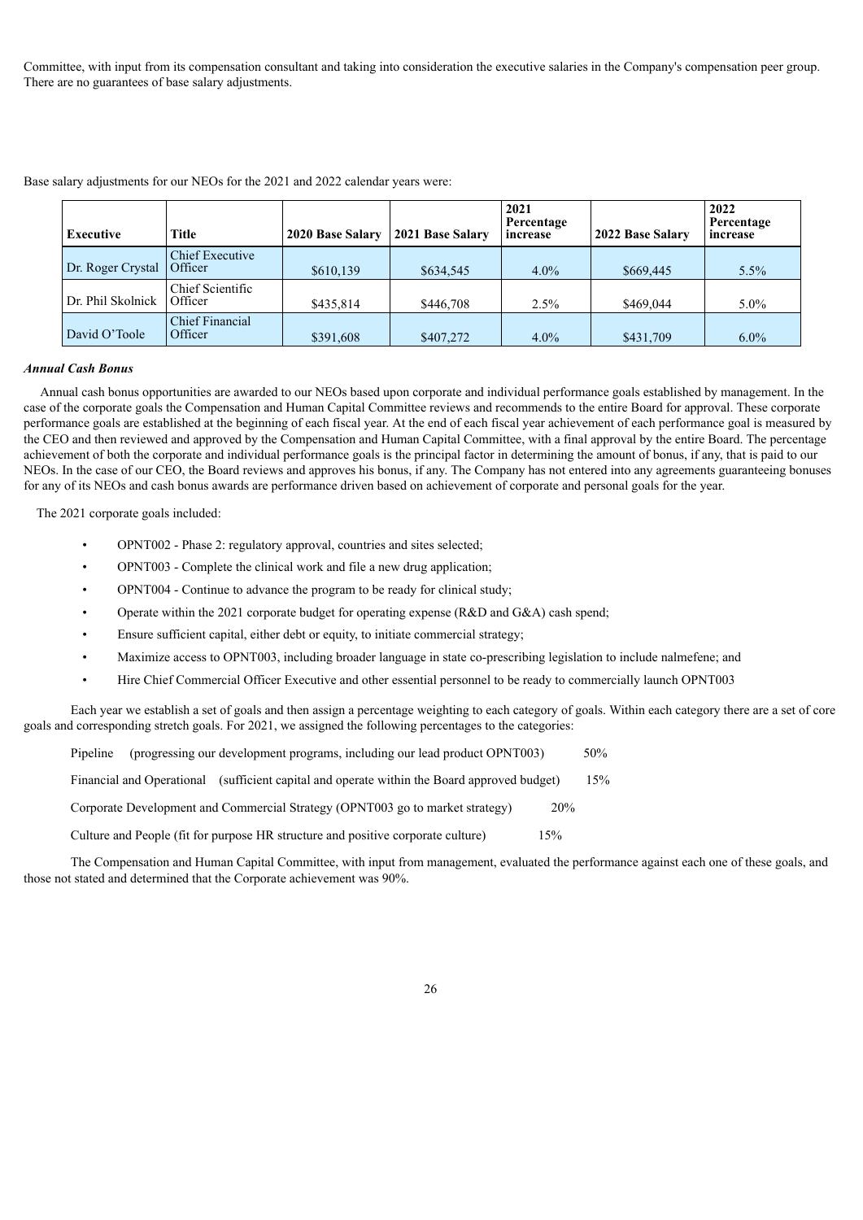Committee, with input from its compensation consultant and taking into consideration the executive salaries in the Company's compensation peer group. There are no guarantees of base salary adjustments.

Base salary adjustments for our NEOs for the 2021 and 2022 calendar years were:

| Executive | Title | 2020 Base Salary | 2021 Base Salary | 2021 Percentage increase | 2022 Base Salary | 2022 Percentage increase |
|---|---|---|---|---|---|---|
| Dr. Roger Crystal | Chief Executive Officer | $610,139 | $634,545 | 4.0% | $669,445 | 5.5% |
| Dr. Phil Skolnick | Chief Scientific Officer | $435,814 | $446,708 | 2.5% | $469,044 | 5.0% |
| David O'Toole | Chief Financial Officer | $391,608 | $407,272 | 4.0% | $431,709 | 6.0% |

***Annual Cash Bonus***

Annual cash bonus opportunities are awarded to our NEOs based upon corporate and individual performance goals established by management. In the case of the corporate goals the Compensation and Human Capital Committee reviews and recommends to the entire Board for approval. These corporate performance goals are established at the beginning of each fiscal year. At the end of each fiscal year achievement of each performance goal is measured by the CEO and then reviewed and approved by the Compensation and Human Capital Committee, with a final approval by the entire Board. The percentage achievement of both the corporate and individual performance goals is the principal factor in determining the amount of bonus, if any, that is paid to our NEOs. In the case of our CEO, the Board reviews and approves his bonus, if any. The Company has not entered into any agreements guaranteeing bonuses for any of its NEOs and cash bonus awards are performance driven based on achievement of corporate and personal goals for the year.

The 2021 corporate goals included:

- OPNT002 - Phase 2: regulatory approval, countries and sites selected;
- OPNT003 - Complete the clinical work and file a new drug application;
- OPNT004 - Continue to advance the program to be ready for clinical study;
- Operate within the 2021 corporate budget for operating expense (R&D and G&A) cash spend;
- Ensure sufficient capital, either debt or equity, to initiate commercial strategy;
- Maximize access to OPNT003, including broader language in state co-prescribing legislation to include nalmefene; and
- Hire Chief Commercial Officer Executive and other essential personnel to be ready to commercially launch OPNT003

Each year we establish a set of goals and then assign a percentage weighting to each category of goals. Within each category there are a set of core goals and corresponding stretch goals. For 2021, we assigned the following percentages to the categories:

Pipeline (progressing our development programs, including our lead product OPNT003) 50%

Financial and Operational (sufficient capital and operate within the Board approved budget) 15%

Corporate Development and Commercial Strategy (OPNT003 go to market strategy) 20%

Culture and People (fit for purpose HR structure and positive corporate culture) 15%

The Compensation and Human Capital Committee, with input from management, evaluated the performance against each one of these goals, and those not stated and determined that the Corporate achievement was 90%.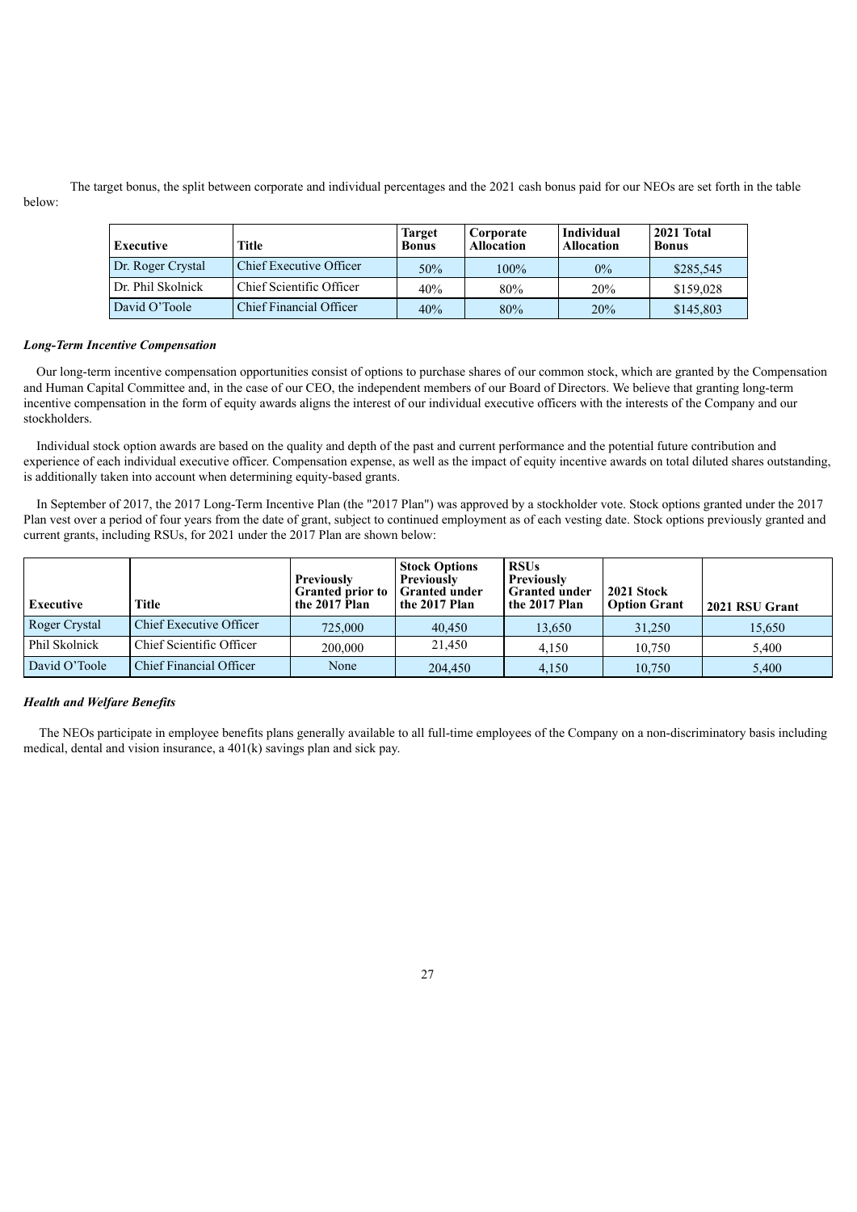The target bonus, the split between corporate and individual percentages and the 2021 cash bonus paid for our NEOs are set forth in the table below:

| Executive | Title | Target Bonus | Corporate Allocation | Individual Allocation | 2021 Total Bonus |
|---|---|---|---|---|---|
| Dr. Roger Crystal | Chief Executive Officer | 50% | 100% | 0% | $285,545 |
| Dr. Phil Skolnick | Chief Scientific Officer | 40% | 80% | 20% | $159,028 |
| David O'Toole | Chief Financial Officer | 40% | 80% | 20% | $145,803 |

***Long-Term Incentive Compensation***

Our long-term incentive compensation opportunities consist of options to purchase shares of our common stock, which are granted by the Compensation and Human Capital Committee and, in the case of our CEO, the independent members of our Board of Directors. We believe that granting long-term incentive compensation in the form of equity awards aligns the interest of our individual executive officers with the interests of the Company and our stockholders.

Individual stock option awards are based on the quality and depth of the past and current performance and the potential future contribution and experience of each individual executive officer. Compensation expense, as well as the impact of equity incentive awards on total diluted shares outstanding, is additionally taken into account when determining equity-based grants.

In September of 2017, the 2017 Long-Term Incentive Plan (the "2017 Plan") was approved by a stockholder vote. Stock options granted under the 2017 Plan vest over a period of four years from the date of grant, subject to continued employment as of each vesting date. Stock options previously granted and current grants, including RSUs, for 2021 under the 2017 Plan are shown below:

| Executive | Title | Previously Granted prior to the 2017 Plan | Stock Options Previously Granted under the 2017 Plan | RSUs Previously Granted under the 2017 Plan | 2021 Stock Option Grant | 2021 RSU Grant |
|---|---|---|---|---|---|---|
| Roger Crystal | Chief Executive Officer | 725,000 | 40,450 | 13,650 | 31,250 | 15,650 |
| Phil Skolnick | Chief Scientific Officer | 200,000 | 21,450 | 4,150 | 10,750 | 5,400 |
| David O'Toole | Chief Financial Officer | None | 204,450 | 4,150 | 10,750 | 5,400 |

***Health and Welfare Benefits***

The NEOs participate in employee benefits plans generally available to all full-time employees of the Company on a non-discriminatory basis including medical, dental and vision insurance, a 401(k) savings plan and sick pay.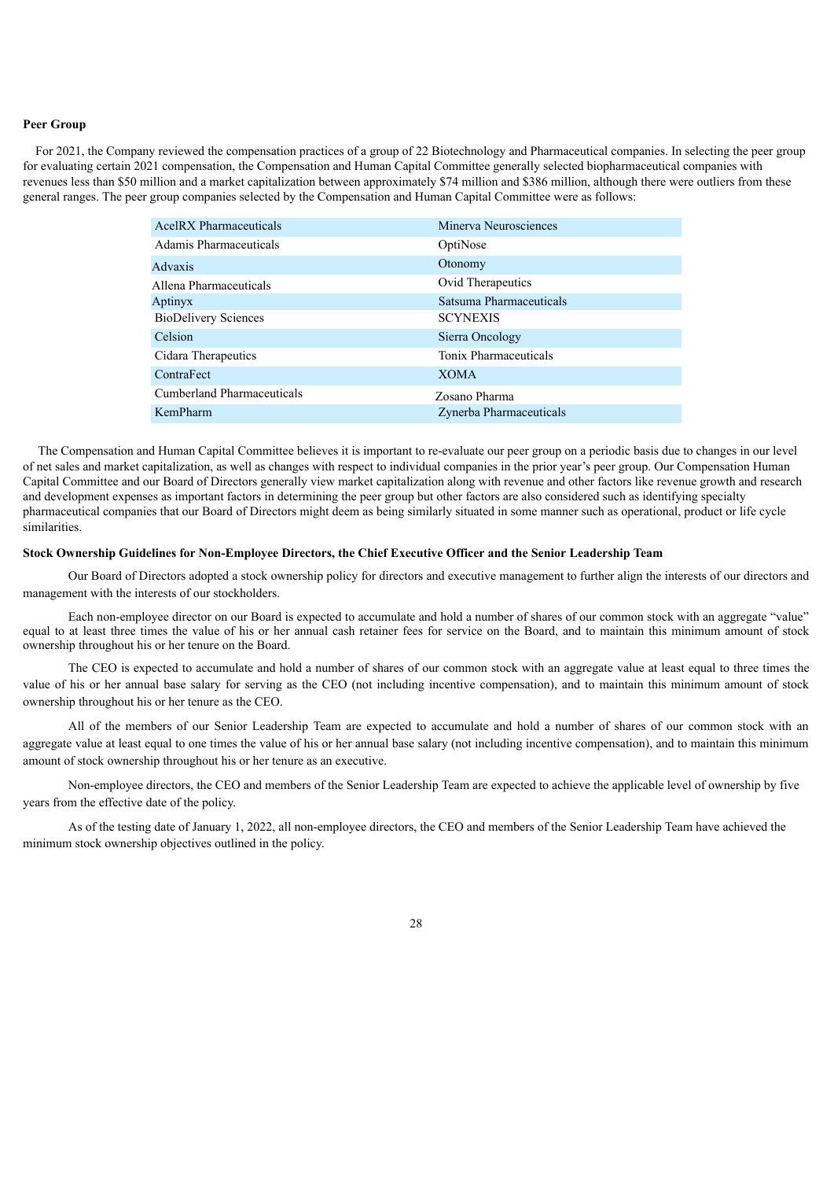**Peer Group**

For 2021, the Company reviewed the compensation practices of a group of 22 Biotechnology and Pharmaceutical companies. In selecting the peer group for evaluating certain 2021 compensation, the Compensation and Human Capital Committee generally selected biopharmaceutical companies with revenues less than $50 million and a market capitalization between approximately $74 million and $386 million, although there were outliers from these general ranges. The peer group companies selected by the Compensation and Human Capital Committee were as follows:

| | |
|---|---|
| AcelRX Pharmaceuticals | Minerva Neurosciences |
| Adamis Pharmaceuticals | OptiNose |
| Advaxis | Otonomy |
| Allena Pharmaceuticals | Ovid Therapeutics |
| Aptinyx | Satsuma Pharmaceuticals |
| BioDelivery Sciences | SCYNEXIS |
| Celsion | Sierra Oncology |
| Cidara Therapeutics | Tonix Pharmaceuticals |
| ContraFect | XOMA |
| Cumberland Pharmaceuticals | Zosano Pharma |
| KemPharm | Zynerba Pharmaceuticals |

The Compensation and Human Capital Committee believes it is important to re-evaluate our peer group on a periodic basis due to changes in our level of net sales and market capitalization, as well as changes with respect to individual companies in the prior year's peer group. Our Compensation Human Capital Committee and our Board of Directors generally view market capitalization along with revenue and other factors like revenue growth and research and development expenses as important factors in determining the peer group but other factors are also considered such as identifying specialty pharmaceutical companies that our Board of Directors might deem as being similarly situated in some manner such as operational, product or life cycle similarities.

**Stock Ownership Guidelines for Non-Employee Directors, the Chief Executive Officer and the Senior Leadership Team**

Our Board of Directors adopted a stock ownership policy for directors and executive management to further align the interests of our directors and management with the interests of our stockholders.

Each non-employee director on our Board is expected to accumulate and hold a number of shares of our common stock with an aggregate "value" equal to at least three times the value of his or her annual cash retainer fees for service on the Board, and to maintain this minimum amount of stock ownership throughout his or her tenure on the Board.

The CEO is expected to accumulate and hold a number of shares of our common stock with an aggregate value at least equal to three times the value of his or her annual base salary for serving as the CEO (not including incentive compensation), and to maintain this minimum amount of stock ownership throughout his or her tenure as the CEO.

All of the members of our Senior Leadership Team are expected to accumulate and hold a number of shares of our common stock with an aggregate value at least equal to one times the value of his or her annual base salary (not including incentive compensation), and to maintain this minimum amount of stock ownership throughout his or her tenure as an executive.

Non-employee directors, the CEO and members of the Senior Leadership Team are expected to achieve the applicable level of ownership by five years from the effective date of the policy.

As of the testing date of January 1, 2022, all non-employee directors, the CEO and members of the Senior Leadership Team have achieved the minimum stock ownership objectives outlined in the policy.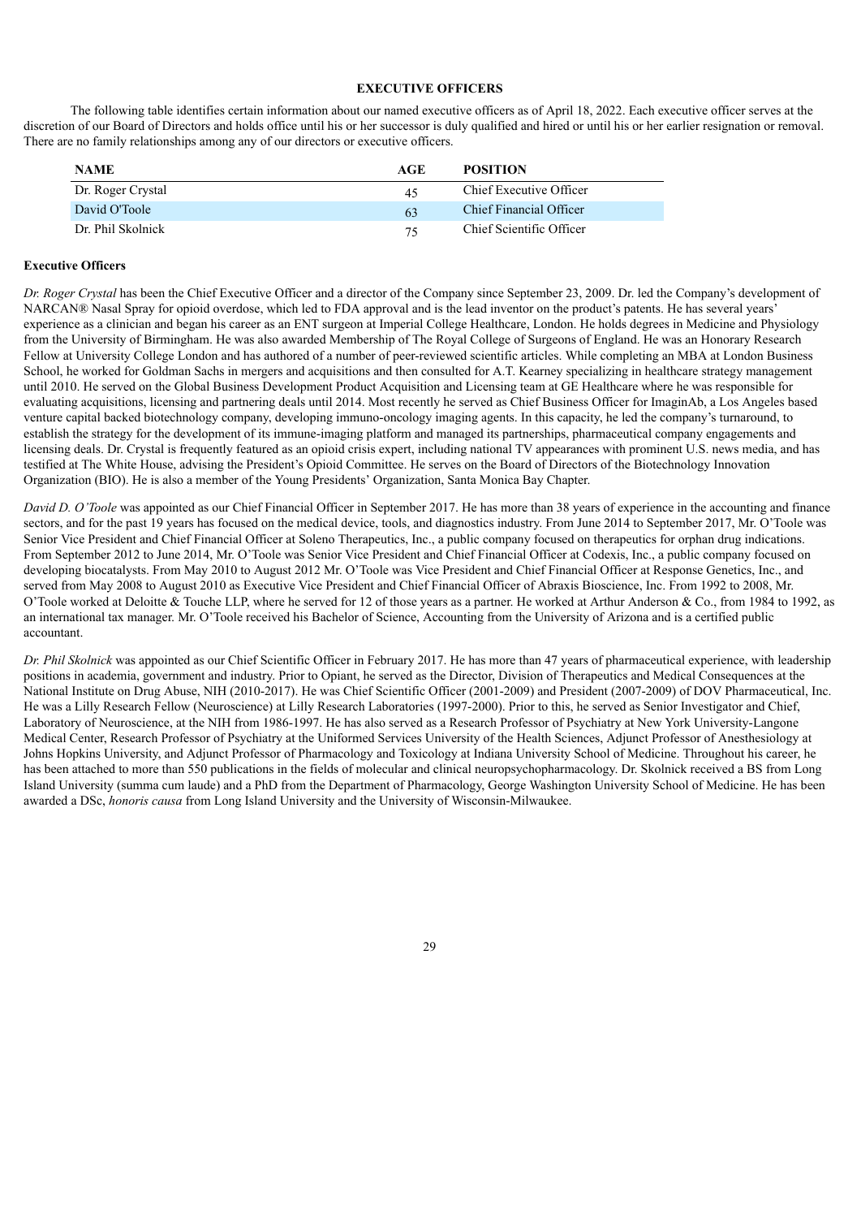## EXECUTIVE OFFICERS

The following table identifies certain information about our named executive officers as of April 18, 2022. Each executive officer serves at the discretion of our Board of Directors and holds office until his or her successor is duly qualified and hired or until his or her earlier resignation or removal. There are no family relationships among any of our directors or executive officers.

| NAME | AGE | POSITION |
| --- | --- | --- |
| Dr. Roger Crystal | 45 | Chief Executive Officer |
| David O'Toole | 63 | Chief Financial Officer |
| Dr. Phil Skolnick | 75 | Chief Scientific Officer |

### Executive Officers

*Dr. Roger Crystal* has been the Chief Executive Officer and a director of the Company since September 23, 2009. Dr. led the Company's development of NARCAN® Nasal Spray for opioid overdose, which led to FDA approval and is the lead inventor on the product's patents. He has several years' experience as a clinician and began his career as an ENT surgeon at Imperial College Healthcare, London. He holds degrees in Medicine and Physiology from the University of Birmingham. He was also awarded Membership of The Royal College of Surgeons of England. He was an Honorary Research Fellow at University College London and has authored of a number of peer-reviewed scientific articles. While completing an MBA at London Business School, he worked for Goldman Sachs in mergers and acquisitions and then consulted for A.T. Kearney specializing in healthcare strategy management until 2010. He served on the Global Business Development Product Acquisition and Licensing team at GE Healthcare where he was responsible for evaluating acquisitions, licensing and partnering deals until 2014. Most recently he served as Chief Business Officer for ImaginAb, a Los Angeles based venture capital backed biotechnology company, developing immuno-oncology imaging agents. In this capacity, he led the company's turnaround, to establish the strategy for the development of its immune-imaging platform and managed its partnerships, pharmaceutical company engagements and licensing deals. Dr. Crystal is frequently featured as an opioid crisis expert, including national TV appearances with prominent U.S. news media, and has testified at The White House, advising the President's Opioid Committee. He serves on the Board of Directors of the Biotechnology Innovation Organization (BIO). He is also a member of the Young Presidents' Organization, Santa Monica Bay Chapter.

*David D. O'Toole* was appointed as our Chief Financial Officer in September 2017. He has more than 38 years of experience in the accounting and finance sectors, and for the past 19 years has focused on the medical device, tools, and diagnostics industry. From June 2014 to September 2017, Mr. O'Toole was Senior Vice President and Chief Financial Officer at Soleno Therapeutics, Inc., a public company focused on therapeutics for orphan drug indications. From September 2012 to June 2014, Mr. O'Toole was Senior Vice President and Chief Financial Officer at Codexis, Inc., a public company focused on developing biocatalysts. From May 2010 to August 2012 Mr. O'Toole was Vice President and Chief Financial Officer at Response Genetics, Inc., and served from May 2008 to August 2010 as Executive Vice President and Chief Financial Officer of Abraxis Bioscience, Inc. From 1992 to 2008, Mr. O'Toole worked at Deloitte & Touche LLP, where he served for 12 of those years as a partner. He worked at Arthur Anderson & Co., from 1984 to 1992, as an international tax manager. Mr. O'Toole received his Bachelor of Science, Accounting from the University of Arizona and is a certified public accountant.

*Dr. Phil Skolnick* was appointed as our Chief Scientific Officer in February 2017. He has more than 47 years of pharmaceutical experience, with leadership positions in academia, government and industry. Prior to Opiant, he served as the Director, Division of Therapeutics and Medical Consequences at the National Institute on Drug Abuse, NIH (2010-2017). He was Chief Scientific Officer (2001-2009) and President (2007-2009) of DOV Pharmaceutical, Inc. He was a Lilly Research Fellow (Neuroscience) at Lilly Research Laboratories (1997-2000). Prior to this, he served as Senior Investigator and Chief, Laboratory of Neuroscience, at the NIH from 1986-1997. He has also served as a Research Professor of Psychiatry at New York University-Langone Medical Center, Research Professor of Psychiatry at the Uniformed Services University of the Health Sciences, Adjunct Professor of Anesthesiology at Johns Hopkins University, and Adjunct Professor of Pharmacology and Toxicology at Indiana University School of Medicine. Throughout his career, he has been attached to more than 550 publications in the fields of molecular and clinical neuropsychopharmacology. Dr. Skolnick received a BS from Long Island University (summa cum laude) and a PhD from the Department of Pharmacology, George Washington University School of Medicine. He has been awarded a DSc, *honoris causa* from Long Island University and the University of Wisconsin-Milwaukee.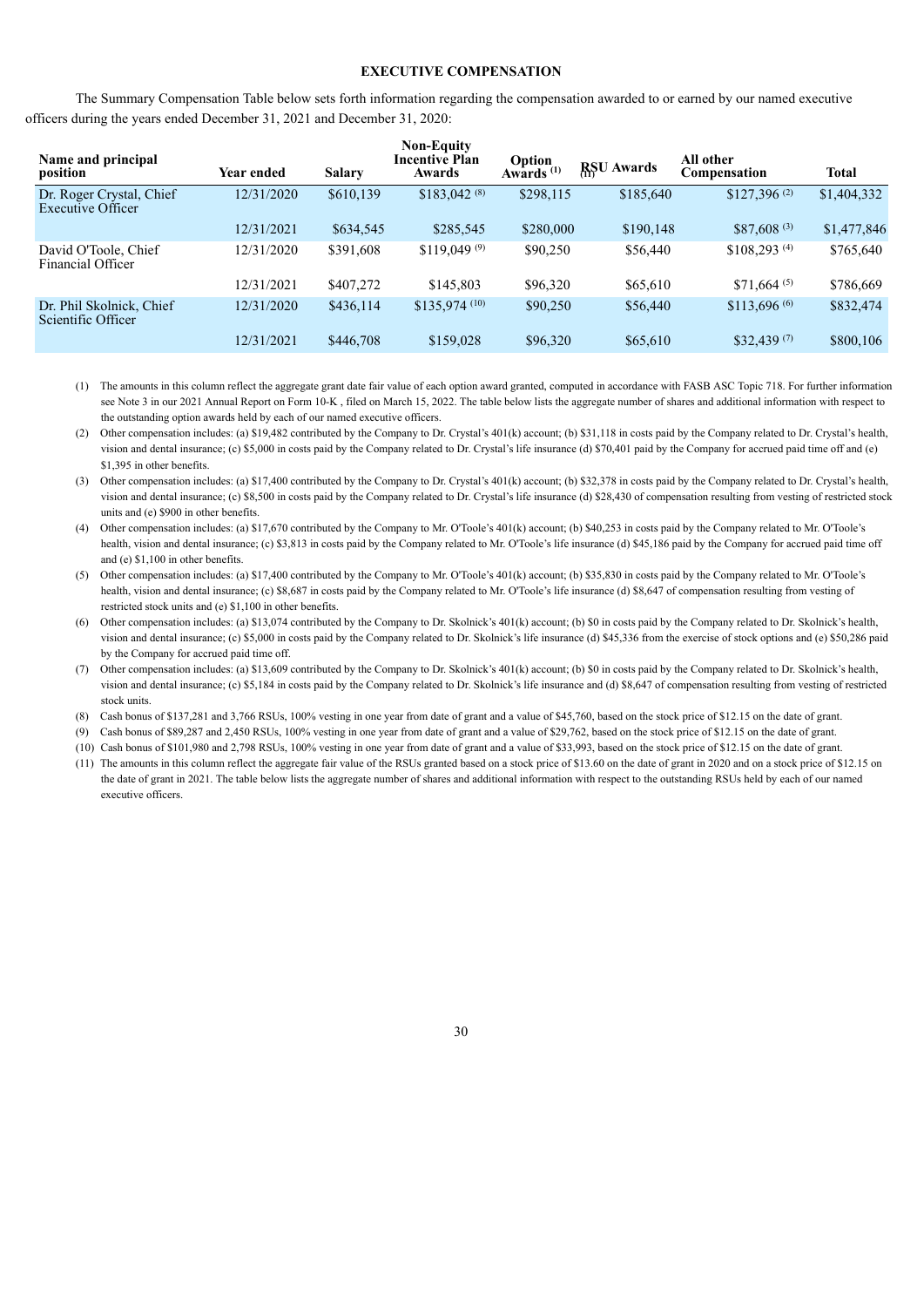## EXECUTIVE COMPENSATION

The Summary Compensation Table below sets forth information regarding the compensation awarded to or earned by our named executive officers during the years ended December 31, 2021 and December 31, 2020:

| Name and principal position | Year ended | Salary | Non-Equity Incentive Plan Awards | Option Awards [1] | RSU Awards [11] | All other Compensation | Total |
|---|---|---|---|---|---|---|---|
| Dr. Roger Crystal, Chief Executive Officer | 12/31/2020 | $610,139 | $183,042 [8] | $298,115 | $185,640 | $127,396 [2] | $1,404,332 |
| | 12/31/2021 | $634,545 | $285,545 | $280,000 | $190,148 | $87,608 [3] | $1,477,846 |
| David O'Toole, Chief Financial Officer | 12/31/2020 | $391,608 | $119,049 [9] | $90,250 | $56,440 | $108,293 [4] | $765,640 |
| | 12/31/2021 | $407,272 | $145,803 | $96,320 | $65,610 | $71,664 [5] | $786,669 |
| Dr. Phil Skolnick, Chief Scientific Officer | 12/31/2020 | $436,114 | $135,974 [10] | $90,250 | $56,440 | $113,696 [6] | $832,474 |
| | 12/31/2021 | $446,708 | $159,028 | $96,320 | $65,610 | $32,439 [7] | $800,106 |

(1) The amounts in this column reflect the aggregate grant date fair value of each option award granted, computed in accordance with FASB ASC Topic 718. For further information see Note 3 in our 2021 Annual Report on Form 10-K , filed on March 15, 2022. The table below lists the aggregate number of shares and additional information with respect to the outstanding option awards held by each of our named executive officers.

(2) Other compensation includes: (a) $19,482 contributed by the Company to Dr. Crystal's 401(k) account; (b) $31,118 in costs paid by the Company related to Dr. Crystal's health, vision and dental insurance; (c) $5,000 in costs paid by the Company related to Dr. Crystal's life insurance (d) $70,401 paid by the Company for accrued paid time off and (e) $1,395 in other benefits.

(3) Other compensation includes: (a) $17,400 contributed by the Company to Dr. Crystal's 401(k) account; (b) $32,378 in costs paid by the Company related to Dr. Crystal's health, vision and dental insurance; (c) $8,500 in costs paid by the Company related to Dr. Crystal's life insurance (d) $28,430 of compensation resulting from vesting of restricted stock units and (e) $900 in other benefits.

(4) Other compensation includes: (a) $17,670 contributed by the Company to Mr. O'Toole's 401(k) account; (b) $40,253 in costs paid by the Company related to Mr. O'Toole's health, vision and dental insurance; (c) $3,813 in costs paid by the Company related to Mr. O'Toole's life insurance (d) $45,186 paid by the Company for accrued paid time off and (e) $1,100 in other benefits.

(5) Other compensation includes: (a) $17,400 contributed by the Company to Mr. O'Toole's 401(k) account; (b) $35,830 in costs paid by the Company related to Mr. O'Toole's health, vision and dental insurance; (c) $8,687 in costs paid by the Company related to Mr. O'Toole's life insurance (d) $8,647 of compensation resulting from vesting of restricted stock units and (e) $1,100 in other benefits.

(6) Other compensation includes: (a) $13,074 contributed by the Company to Dr. Skolnick's 401(k) account; (b) $0 in costs paid by the Company related to Dr. Skolnick's health, vision and dental insurance; (c) $5,000 in costs paid by the Company related to Dr. Skolnick's life insurance (d) $45,336 from the exercise of stock options and (e) $50,286 paid by the Company for accrued paid time off.

(7) Other compensation includes: (a) $13,609 contributed by the Company to Dr. Skolnick's 401(k) account; (b) $0 in costs paid by the Company related to Dr. Skolnick's health, vision and dental insurance; (c) $5,184 in costs paid by the Company related to Dr. Skolnick's life insurance and (d) $8,647 of compensation resulting from vesting of restricted stock units.

(8) Cash bonus of $137,281 and 3,766 RSUs, 100% vesting in one year from date of grant and a value of $45,760, based on the stock price of $12.15 on the date of grant.

(9) Cash bonus of $89,287 and 2,450 RSUs, 100% vesting in one year from date of grant and a value of $29,762, based on the stock price of $12.15 on the date of grant.

(10) Cash bonus of $101,980 and 2,798 RSUs, 100% vesting in one year from date of grant and a value of $33,993, based on the stock price of $12.15 on the date of grant.

(11) The amounts in this column reflect the aggregate fair value of the RSUs granted based on a stock price of $13.60 on the date of grant in 2020 and on a stock price of $12.15 on the date of grant in 2021. The table below lists the aggregate number of shares and additional information with respect to the outstanding RSUs held by each of our named executive officers.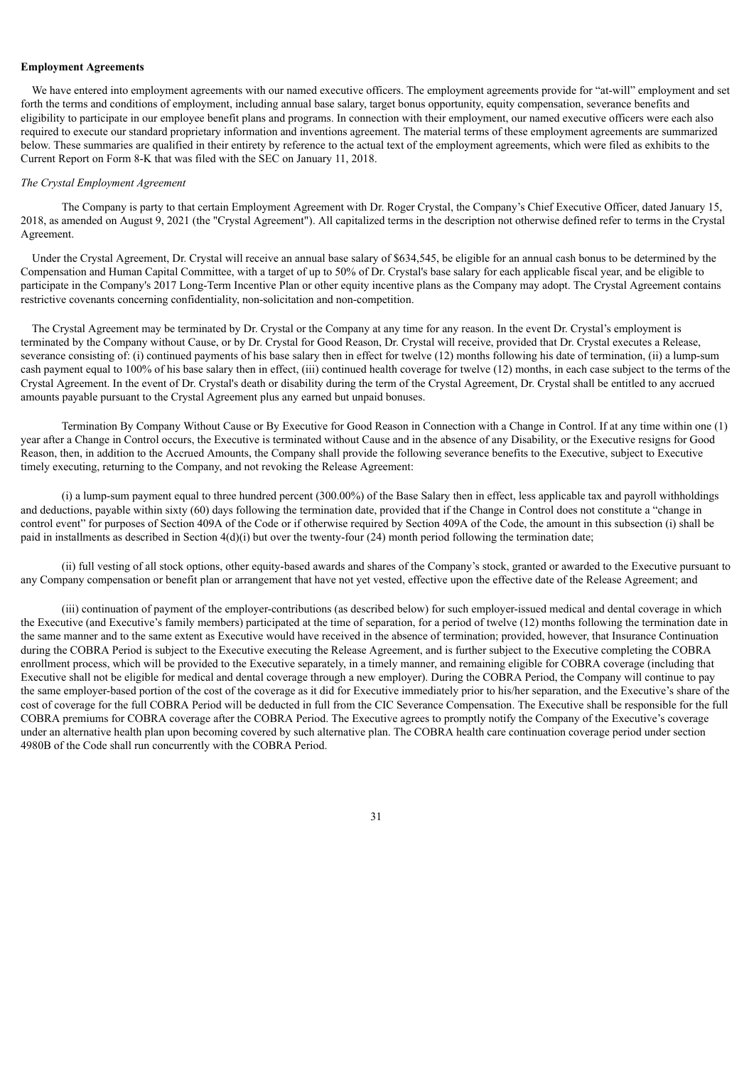**Employment Agreements**

We have entered into employment agreements with our named executive officers. The employment agreements provide for "at-will" employment and set forth the terms and conditions of employment, including annual base salary, target bonus opportunity, equity compensation, severance benefits and eligibility to participate in our employee benefit plans and programs. In connection with their employment, our named executive officers were each also required to execute our standard proprietary information and inventions agreement. The material terms of these employment agreements are summarized below. These summaries are qualified in their entirety by reference to the actual text of the employment agreements, which were filed as exhibits to the Current Report on Form 8-K that was filed with the SEC on January 11, 2018.

*The Crystal Employment Agreement*

The Company is party to that certain Employment Agreement with Dr. Roger Crystal, the Company's Chief Executive Officer, dated January 15, 2018, as amended on August 9, 2021 (the "Crystal Agreement"). All capitalized terms in the description not otherwise defined refer to terms in the Crystal Agreement.

Under the Crystal Agreement, Dr. Crystal will receive an annual base salary of $634,545, be eligible for an annual cash bonus to be determined by the Compensation and Human Capital Committee, with a target of up to 50% of Dr. Crystal's base salary for each applicable fiscal year, and be eligible to participate in the Company's 2017 Long-Term Incentive Plan or other equity incentive plans as the Company may adopt. The Crystal Agreement contains restrictive covenants concerning confidentiality, non-solicitation and non-competition.

The Crystal Agreement may be terminated by Dr. Crystal or the Company at any time for any reason. In the event Dr. Crystal's employment is terminated by the Company without Cause, or by Dr. Crystal for Good Reason, Dr. Crystal will receive, provided that Dr. Crystal executes a Release, severance consisting of: (i) continued payments of his base salary then in effect for twelve (12) months following his date of termination, (ii) a lump-sum cash payment equal to 100% of his base salary then in effect, (iii) continued health coverage for twelve (12) months, in each case subject to the terms of the Crystal Agreement. In the event of Dr. Crystal's death or disability during the term of the Crystal Agreement, Dr. Crystal shall be entitled to any accrued amounts payable pursuant to the Crystal Agreement plus any earned but unpaid bonuses.

Termination By Company Without Cause or By Executive for Good Reason in Connection with a Change in Control. If at any time within one (1) year after a Change in Control occurs, the Executive is terminated without Cause and in the absence of any Disability, or the Executive resigns for Good Reason, then, in addition to the Accrued Amounts, the Company shall provide the following severance benefits to the Executive, subject to Executive timely executing, returning to the Company, and not revoking the Release Agreement:

(i) a lump-sum payment equal to three hundred percent (300.00%) of the Base Salary then in effect, less applicable tax and payroll withholdings and deductions, payable within sixty (60) days following the termination date, provided that if the Change in Control does not constitute a "change in control event" for purposes of Section 409A of the Code or if otherwise required by Section 409A of the Code, the amount in this subsection (i) shall be paid in installments as described in Section 4(d)(i) but over the twenty-four (24) month period following the termination date;

(ii) full vesting of all stock options, other equity-based awards and shares of the Company's stock, granted or awarded to the Executive pursuant to any Company compensation or benefit plan or arrangement that have not yet vested, effective upon the effective date of the Release Agreement; and

(iii) continuation of payment of the employer-contributions (as described below) for such employer-issued medical and dental coverage in which the Executive (and Executive's family members) participated at the time of separation, for a period of twelve (12) months following the termination date in the same manner and to the same extent as Executive would have received in the absence of termination; provided, however, that Insurance Continuation during the COBRA Period is subject to the Executive executing the Release Agreement, and is further subject to the Executive completing the COBRA enrollment process, which will be provided to the Executive separately, in a timely manner, and remaining eligible for COBRA coverage (including that Executive shall not be eligible for medical and dental coverage through a new employer). During the COBRA Period, the Company will continue to pay the same employer-based portion of the cost of the coverage as it did for Executive immediately prior to his/her separation, and the Executive's share of the cost of coverage for the full COBRA Period will be deducted in full from the CIC Severance Compensation. The Executive shall be responsible for the full COBRA premiums for COBRA coverage after the COBRA Period. The Executive agrees to promptly notify the Company of the Executive's coverage under an alternative health plan upon becoming covered by such alternative plan. The COBRA health care continuation coverage period under section 4980B of the Code shall run concurrently with the COBRA Period.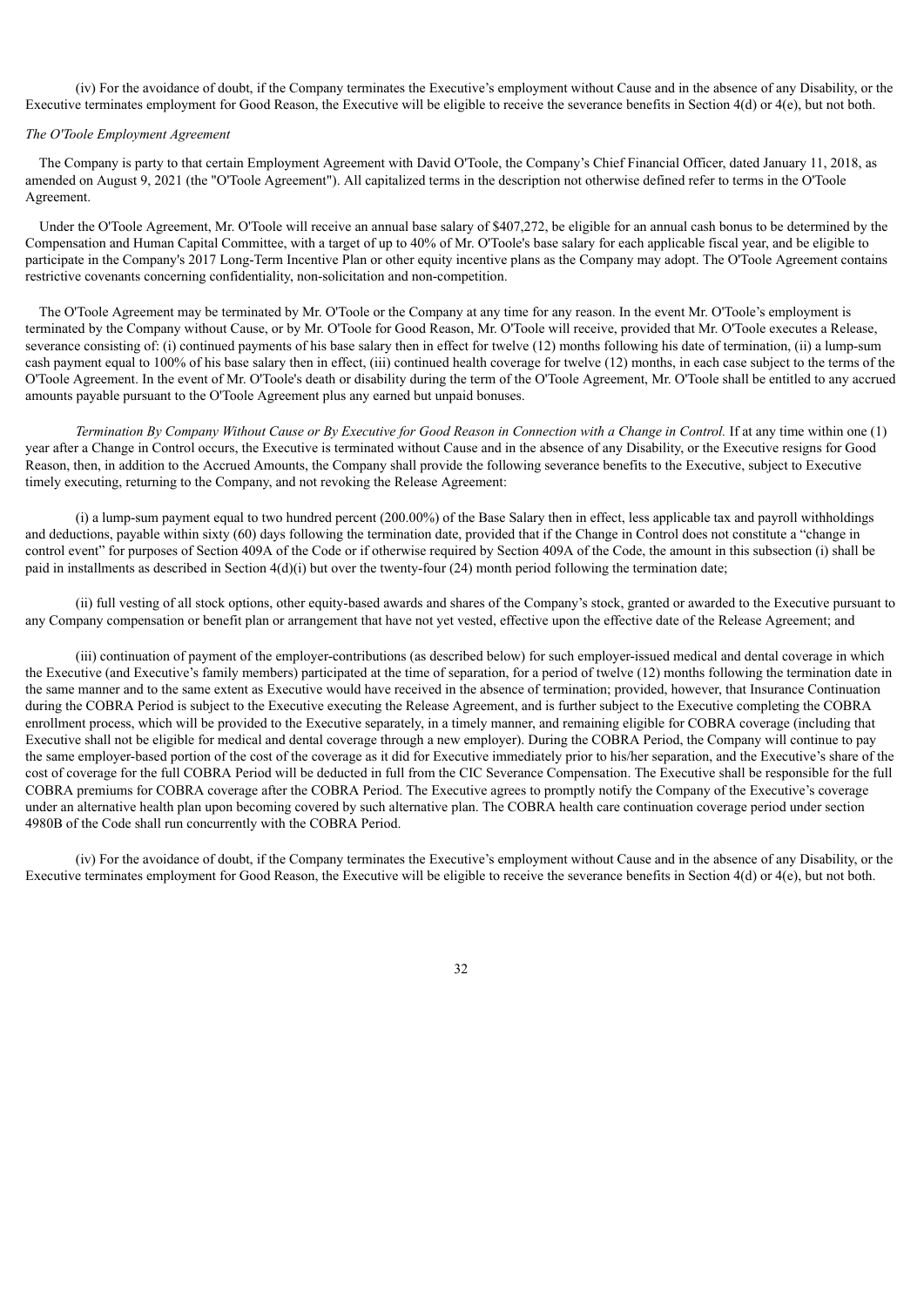(iv) For the avoidance of doubt, if the Company terminates the Executive's employment without Cause and in the absence of any Disability, or the Executive terminates employment for Good Reason, the Executive will be eligible to receive the severance benefits in Section 4(d) or 4(e), but not both.

*The O'Toole Employment Agreement*

The Company is party to that certain Employment Agreement with David O'Toole, the Company's Chief Financial Officer, dated January 11, 2018, as amended on August 9, 2021 (the "O'Toole Agreement"). All capitalized terms in the description not otherwise defined refer to terms in the O'Toole Agreement.

Under the O'Toole Agreement, Mr. O'Toole will receive an annual base salary of $407,272, be eligible for an annual cash bonus to be determined by the Compensation and Human Capital Committee, with a target of up to 40% of Mr. O'Toole's base salary for each applicable fiscal year, and be eligible to participate in the Company's 2017 Long-Term Incentive Plan or other equity incentive plans as the Company may adopt. The O'Toole Agreement contains restrictive covenants concerning confidentiality, non-solicitation and non-competition.

The O'Toole Agreement may be terminated by Mr. O'Toole or the Company at any time for any reason. In the event Mr. O'Toole's employment is terminated by the Company without Cause, or by Mr. O'Toole for Good Reason, Mr. O'Toole will receive, provided that Mr. O'Toole executes a Release, severance consisting of: (i) continued payments of his base salary then in effect for twelve (12) months following his date of termination, (ii) a lump-sum cash payment equal to 100% of his base salary then in effect, (iii) continued health coverage for twelve (12) months, in each case subject to the terms of the O'Toole Agreement. In the event of Mr. O'Toole's death or disability during the term of the O'Toole Agreement, Mr. O'Toole shall be entitled to any accrued amounts payable pursuant to the O'Toole Agreement plus any earned but unpaid bonuses.

*Termination By Company Without Cause or By Executive for Good Reason in Connection with a Change in Control.* If at any time within one (1) year after a Change in Control occurs, the Executive is terminated without Cause and in the absence of any Disability, or the Executive resigns for Good Reason, then, in addition to the Accrued Amounts, the Company shall provide the following severance benefits to the Executive, subject to Executive timely executing, returning to the Company, and not revoking the Release Agreement:

(i) a lump-sum payment equal to two hundred percent (200.00%) of the Base Salary then in effect, less applicable tax and payroll withholdings and deductions, payable within sixty (60) days following the termination date, provided that if the Change in Control does not constitute a "change in control event" for purposes of Section 409A of the Code or if otherwise required by Section 409A of the Code, the amount in this subsection (i) shall be paid in installments as described in Section 4(d)(i) but over the twenty-four (24) month period following the termination date;

(ii) full vesting of all stock options, other equity-based awards and shares of the Company's stock, granted or awarded to the Executive pursuant to any Company compensation or benefit plan or arrangement that have not yet vested, effective upon the effective date of the Release Agreement; and

(iii) continuation of payment of the employer-contributions (as described below) for such employer-issued medical and dental coverage in which the Executive (and Executive's family members) participated at the time of separation, for a period of twelve (12) months following the termination date in the same manner and to the same extent as Executive would have received in the absence of termination; provided, however, that Insurance Continuation during the COBRA Period is subject to the Executive executing the Release Agreement, and is further subject to the Executive completing the COBRA enrollment process, which will be provided to the Executive separately, in a timely manner, and remaining eligible for COBRA coverage (including that Executive shall not be eligible for medical and dental coverage through a new employer). During the COBRA Period, the Company will continue to pay the same employer-based portion of the cost of the coverage as it did for Executive immediately prior to his/her separation, and the Executive's share of the cost of coverage for the full COBRA Period will be deducted in full from the CIC Severance Compensation. The Executive shall be responsible for the full COBRA premiums for COBRA coverage after the COBRA Period. The Executive agrees to promptly notify the Company of the Executive's coverage under an alternative health plan upon becoming covered by such alternative plan. The COBRA health care continuation coverage period under section 4980B of the Code shall run concurrently with the COBRA Period.

(iv) For the avoidance of doubt, if the Company terminates the Executive's employment without Cause and in the absence of any Disability, or the Executive terminates employment for Good Reason, the Executive will be eligible to receive the severance benefits in Section 4(d) or 4(e), but not both.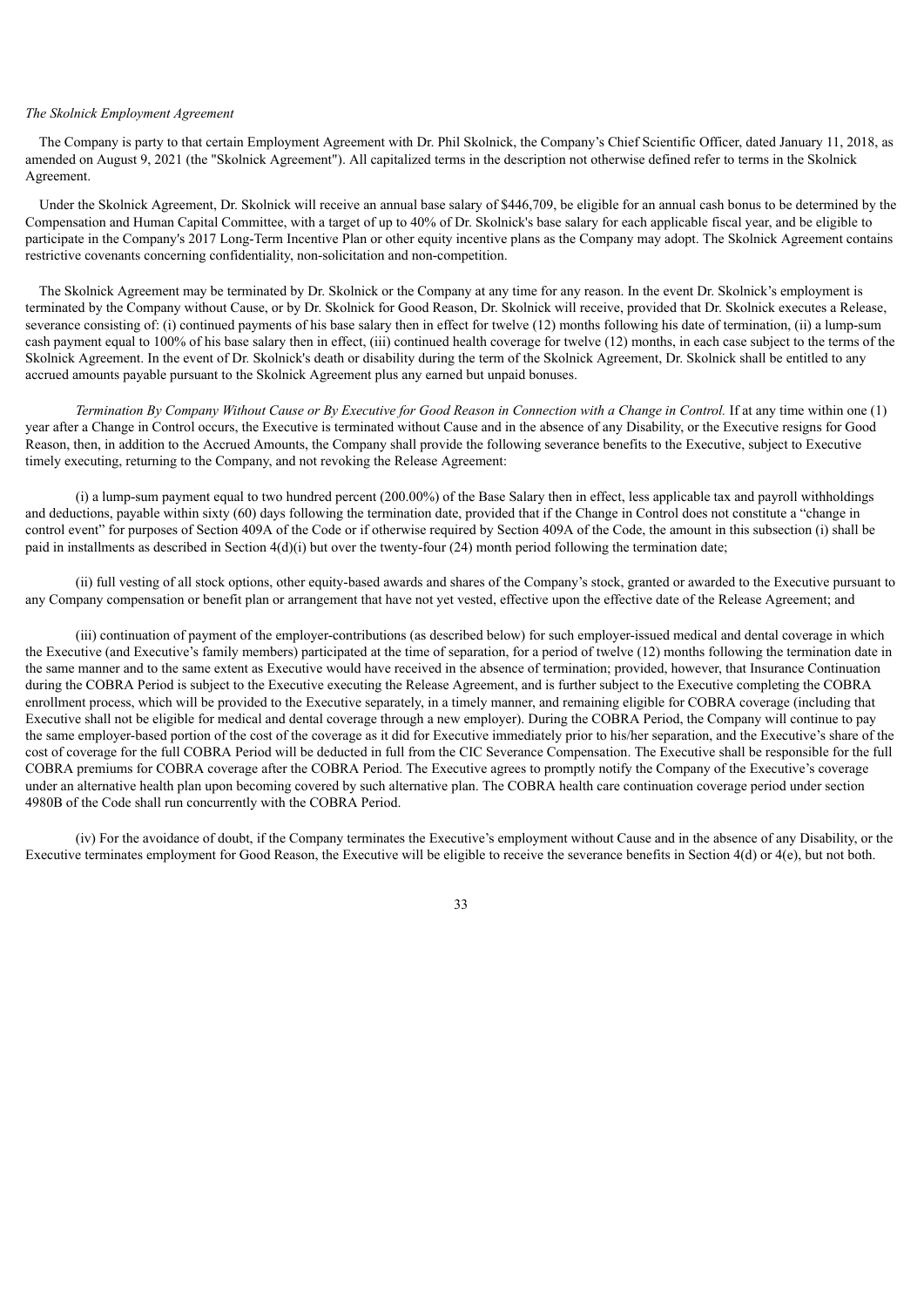*The Skolnick Employment Agreement*

The Company is party to that certain Employment Agreement with Dr. Phil Skolnick, the Company's Chief Scientific Officer, dated January 11, 2018, as amended on August 9, 2021 (the "Skolnick Agreement"). All capitalized terms in the description not otherwise defined refer to terms in the Skolnick Agreement.

Under the Skolnick Agreement, Dr. Skolnick will receive an annual base salary of $446,709, be eligible for an annual cash bonus to be determined by the Compensation and Human Capital Committee, with a target of up to 40% of Dr. Skolnick's base salary for each applicable fiscal year, and be eligible to participate in the Company's 2017 Long-Term Incentive Plan or other equity incentive plans as the Company may adopt. The Skolnick Agreement contains restrictive covenants concerning confidentiality, non-solicitation and non-competition.

The Skolnick Agreement may be terminated by Dr. Skolnick or the Company at any time for any reason. In the event Dr. Skolnick's employment is terminated by the Company without Cause, or by Dr. Skolnick for Good Reason, Dr. Skolnick will receive, provided that Dr. Skolnick executes a Release, severance consisting of: (i) continued payments of his base salary then in effect for twelve (12) months following his date of termination, (ii) a lump-sum cash payment equal to 100% of his base salary then in effect, (iii) continued health coverage for twelve (12) months, in each case subject to the terms of the Skolnick Agreement. In the event of Dr. Skolnick's death or disability during the term of the Skolnick Agreement, Dr. Skolnick shall be entitled to any accrued amounts payable pursuant to the Skolnick Agreement plus any earned but unpaid bonuses.

*Termination By Company Without Cause or By Executive for Good Reason in Connection with a Change in Control.* If at any time within one (1) year after a Change in Control occurs, the Executive is terminated without Cause and in the absence of any Disability, or the Executive resigns for Good Reason, then, in addition to the Accrued Amounts, the Company shall provide the following severance benefits to the Executive, subject to Executive timely executing, returning to the Company, and not revoking the Release Agreement:

(i) a lump-sum payment equal to two hundred percent (200.00%) of the Base Salary then in effect, less applicable tax and payroll withholdings and deductions, payable within sixty (60) days following the termination date, provided that if the Change in Control does not constitute a "change in control event" for purposes of Section 409A of the Code or if otherwise required by Section 409A of the Code, the amount in this subsection (i) shall be paid in installments as described in Section 4(d)(i) but over the twenty-four (24) month period following the termination date;

(ii) full vesting of all stock options, other equity-based awards and shares of the Company's stock, granted or awarded to the Executive pursuant to any Company compensation or benefit plan or arrangement that have not yet vested, effective upon the effective date of the Release Agreement; and

(iii) continuation of payment of the employer-contributions (as described below) for such employer-issued medical and dental coverage in which the Executive (and Executive's family members) participated at the time of separation, for a period of twelve (12) months following the termination date in the same manner and to the same extent as Executive would have received in the absence of termination; provided, however, that Insurance Continuation during the COBRA Period is subject to the Executive executing the Release Agreement, and is further subject to the Executive completing the COBRA enrollment process, which will be provided to the Executive separately, in a timely manner, and remaining eligible for COBRA coverage (including that Executive shall not be eligible for medical and dental coverage through a new employer). During the COBRA Period, the Company will continue to pay the same employer-based portion of the cost of the coverage as it did for Executive immediately prior to his/her separation, and the Executive's share of the cost of coverage for the full COBRA Period will be deducted in full from the CIC Severance Compensation. The Executive shall be responsible for the full COBRA premiums for COBRA coverage after the COBRA Period. The Executive agrees to promptly notify the Company of the Executive's coverage under an alternative health plan upon becoming covered by such alternative plan. The COBRA health care continuation coverage period under section 4980B of the Code shall run concurrently with the COBRA Period.

(iv) For the avoidance of doubt, if the Company terminates the Executive's employment without Cause and in the absence of any Disability, or the Executive terminates employment for Good Reason, the Executive will be eligible to receive the severance benefits in Section 4(d) or 4(e), but not both.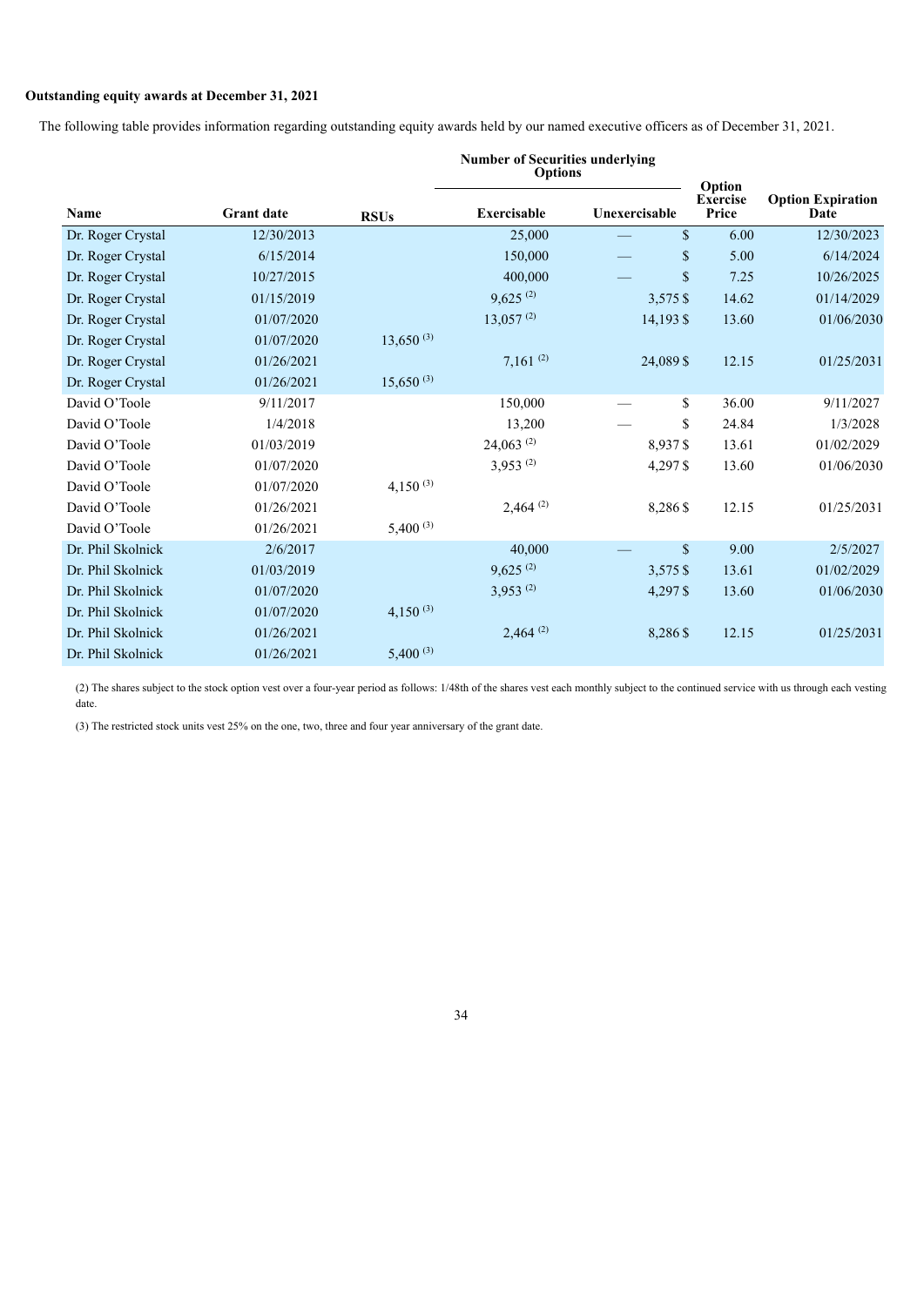**Outstanding equity awards at December 31, 2021**

The following table provides information regarding outstanding equity awards held by our named executive officers as of December 31, 2021.

| Name | Grant date | RSUs | Number of Securities underlying Options | | Option Exercise Price | Option Expiration Date |
|---|---|---|---|---|---|---|
| | | | Exercisable | Unexercisable | | |
| Dr. Roger Crystal | 12/30/2013 | | 25,000 | — | $ 6.00 | 12/30/2023 |
| Dr. Roger Crystal | 6/15/2014 | | 150,000 | — | $ 5.00 | 6/14/2024 |
| Dr. Roger Crystal | 10/27/2015 | | 400,000 | — | $ 7.25 | 10/26/2025 |
| Dr. Roger Crystal | 01/15/2019 | | 9,625 (2) | 3,575 | $ 14.62 | 01/14/2029 |
| Dr. Roger Crystal | 01/07/2020 | | 13,057 (2) | 14,193 | $ 13.60 | 01/06/2030 |
| Dr. Roger Crystal | 01/07/2020 | 13,650 (3) | | | | |
| Dr. Roger Crystal | 01/26/2021 | | 7,161 (2) | 24,089 | $ 12.15 | 01/25/2031 |
| Dr. Roger Crystal | 01/26/2021 | 15,650 (3) | | | | |
| David O'Toole | 9/11/2017 | | 150,000 | — | $ 36.00 | 9/11/2027 |
| David O'Toole | 1/4/2018 | | 13,200 | — | $ 24.84 | 1/3/2028 |
| David O'Toole | 01/03/2019 | | 24,063 (2) | 8,937 | $ 13.61 | 01/02/2029 |
| David O'Toole | 01/07/2020 | | 3,953 (2) | 4,297 | $ 13.60 | 01/06/2030 |
| David O'Toole | 01/07/2020 | 4,150 (3) | | | | |
| David O'Toole | 01/26/2021 | | 2,464 (2) | 8,286 | $ 12.15 | 01/25/2031 |
| David O'Toole | 01/26/2021 | 5,400 (3) | | | | |
| Dr. Phil Skolnick | 2/6/2017 | | 40,000 | — | $ 9.00 | 2/5/2027 |
| Dr. Phil Skolnick | 01/03/2019 | | 9,625 (2) | 3,575 | $ 13.61 | 01/02/2029 |
| Dr. Phil Skolnick | 01/07/2020 | | 3,953 (2) | 4,297 | $ 13.60 | 01/06/2030 |
| Dr. Phil Skolnick | 01/07/2020 | 4,150 (3) | | | | |
| Dr. Phil Skolnick | 01/26/2021 | | 2,464 (2) | 8,286 | $ 12.15 | 01/25/2031 |
| Dr. Phil Skolnick | 01/26/2021 | 5,400 (3) | | | | |

(2) The shares subject to the stock option vest over a four-year period as follows: 1/48th of the shares vest each monthly subject to the continued service with us through each vesting date.

(3) The restricted stock units vest 25% on the one, two, three and four year anniversary of the grant date.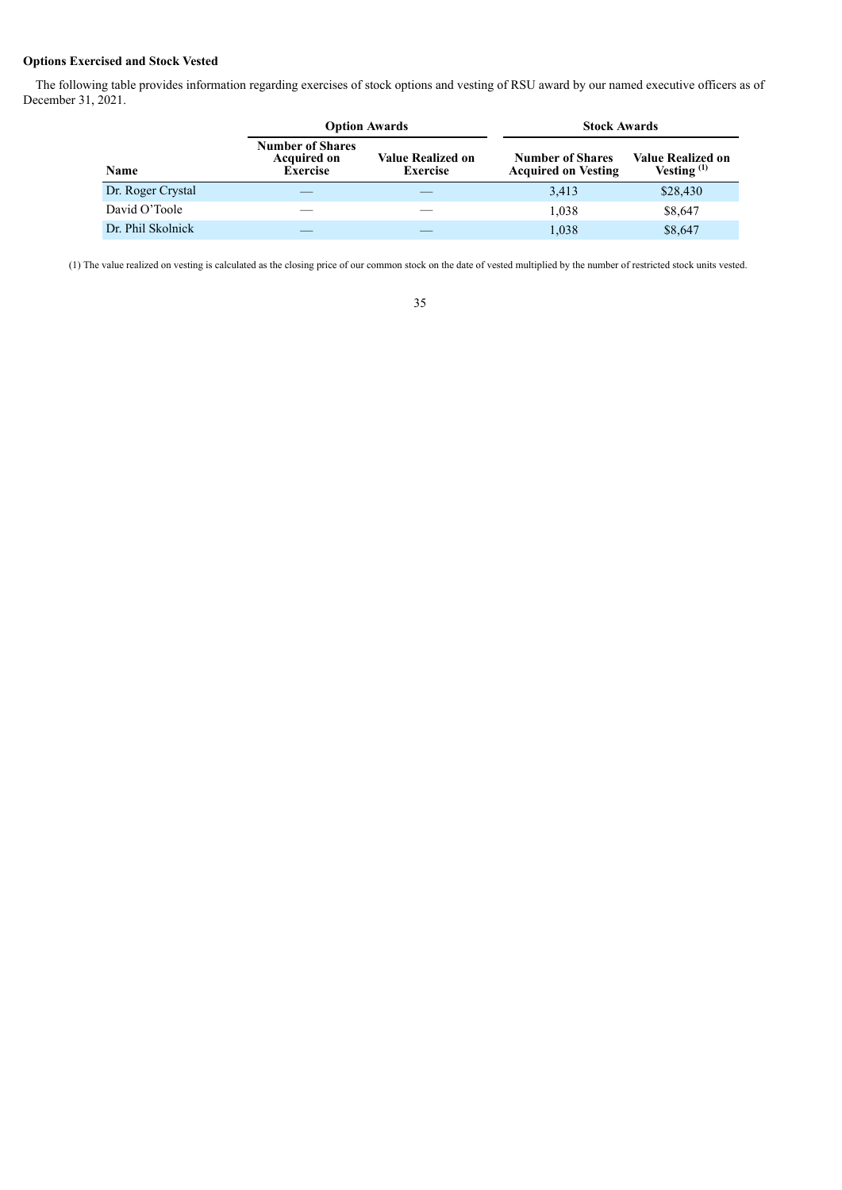**Options Exercised and Stock Vested**

The following table provides information regarding exercises of stock options and vesting of RSU award by our named executive officers as of December 31, 2021.

| | Option Awards | | Stock Awards | |
|---|---|---|---|---|
| Name | Number of Shares Acquired on Exercise | Value Realized on Exercise | Number of Shares Acquired on Vesting | Value Realized on Vesting [(1)] |
| Dr. Roger Crystal | — | — | 3,413 | $28,430 |
| David O'Toole | — | — | 1,038 | $8,647 |
| Dr. Phil Skolnick | — | — | 1,038 | $8,647 |

(1) The value realized on vesting is calculated as the closing price of our common stock on the date of vested multiplied by the number of restricted stock units vested.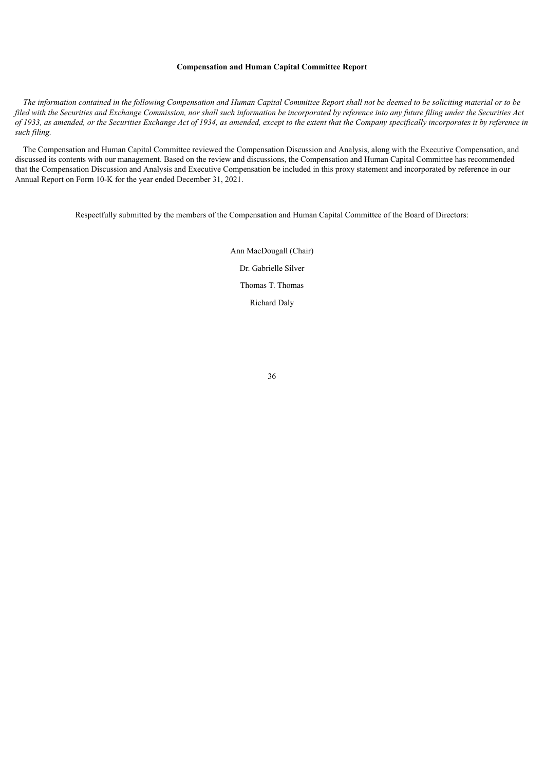## Compensation and Human Capital Committee Report

*The information contained in the following Compensation and Human Capital Committee Report shall not be deemed to be soliciting material or to be filed with the Securities and Exchange Commission, nor shall such information be incorporated by reference into any future filing under the Securities Act of 1933, as amended, or the Securities Exchange Act of 1934, as amended, except to the extent that the Company specifically incorporates it by reference in such filing.*

The Compensation and Human Capital Committee reviewed the Compensation Discussion and Analysis, along with the Executive Compensation, and discussed its contents with our management. Based on the review and discussions, the Compensation and Human Capital Committee has recommended that the Compensation Discussion and Analysis and Executive Compensation be included in this proxy statement and incorporated by reference in our Annual Report on Form 10-K for the year ended December 31, 2021.

Respectfully submitted by the members of the Compensation and Human Capital Committee of the Board of Directors:

Ann MacDougall (Chair)

Dr. Gabrielle Silver

Thomas T. Thomas

Richard Daly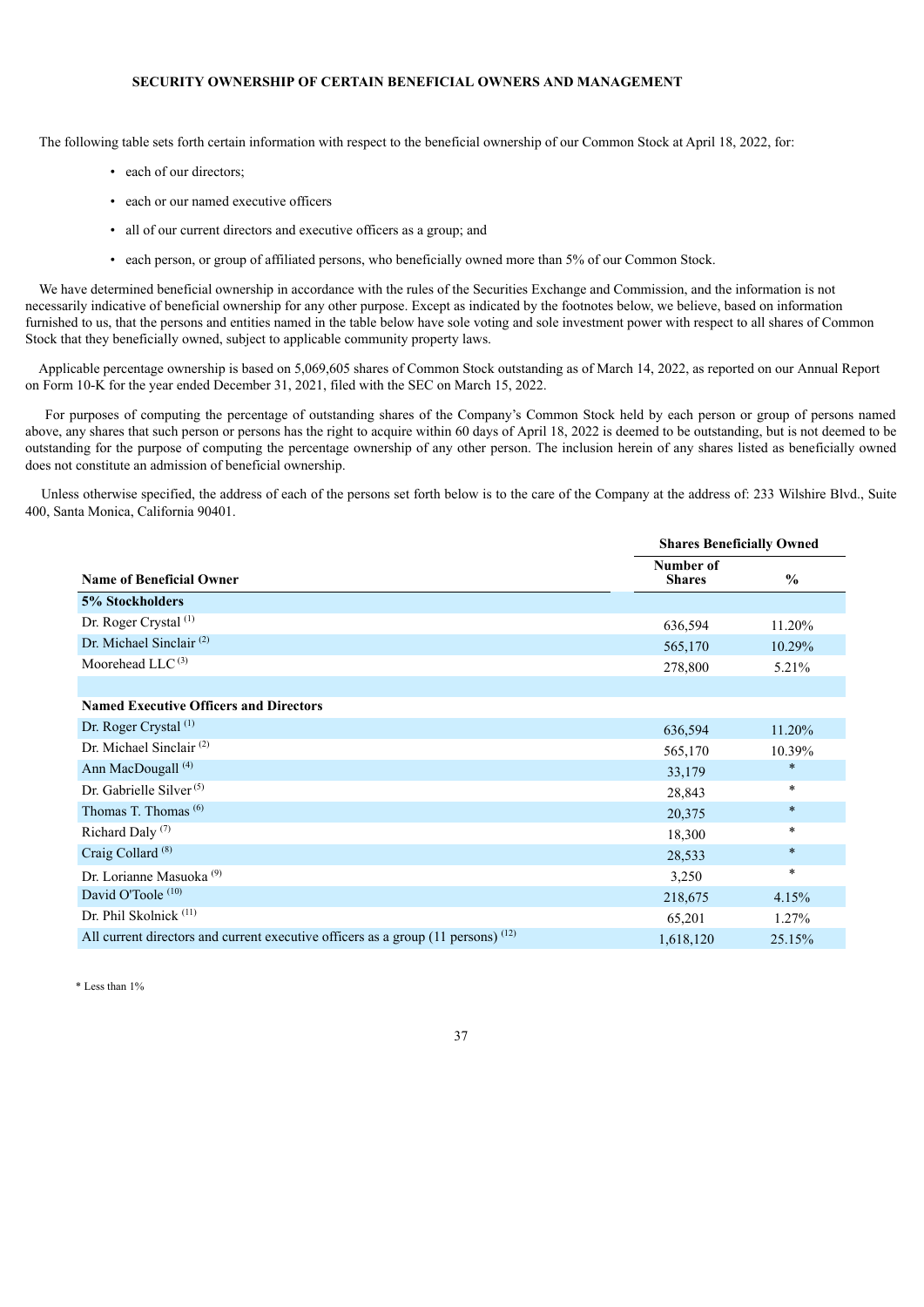## SECURITY OWNERSHIP OF CERTAIN BENEFICIAL OWNERS AND MANAGEMENT

The following table sets forth certain information with respect to the beneficial ownership of our Common Stock at April 18, 2022, for:

- each of our directors;
- each or our named executive officers
- all of our current directors and executive officers as a group; and
- each person, or group of affiliated persons, who beneficially owned more than 5% of our Common Stock.

We have determined beneficial ownership in accordance with the rules of the Securities Exchange and Commission, and the information is not necessarily indicative of beneficial ownership for any other purpose. Except as indicated by the footnotes below, we believe, based on information furnished to us, that the persons and entities named in the table below have sole voting and sole investment power with respect to all shares of Common Stock that they beneficially owned, subject to applicable community property laws.

Applicable percentage ownership is based on 5,069,605 shares of Common Stock outstanding as of March 14, 2022, as reported on our Annual Report on Form 10-K for the year ended December 31, 2021, filed with the SEC on March 15, 2022.

For purposes of computing the percentage of outstanding shares of the Company's Common Stock held by each person or group of persons named above, any shares that such person or persons has the right to acquire within 60 days of April 18, 2022 is deemed to be outstanding, but is not deemed to be outstanding for the purpose of computing the percentage ownership of any other person. The inclusion herein of any shares listed as beneficially owned does not constitute an admission of beneficial ownership.

Unless otherwise specified, the address of each of the persons set forth below is to the care of the Company at the address of: 233 Wilshire Blvd., Suite 400, Santa Monica, California 90401.

| | Shares Beneficially Owned | |
|---|---|---|
| **Name of Beneficial Owner** | **Number of Shares** | **%** |
| **5% Stockholders** | | |
| Dr. Roger Crystal [(1)] | 636,594 | 11.20% |
| Dr. Michael Sinclair [(2)] | 565,170 | 10.29% |
| Moorehead LLC [(3)] | 278,800 | 5.21% |
| | | |
| **Named Executive Officers and Directors** | | |
| Dr. Roger Crystal [(1)] | 636,594 | 11.20% |
| Dr. Michael Sinclair [(2)] | 565,170 | 10.39% |
| Ann MacDougall [(4)] | 33,179 | * |
| Dr. Gabrielle Silver [(5)] | 28,843 | * |
| Thomas T. Thomas [(6)] | 20,375 | * |
| Richard Daly [(7)] | 18,300 | * |
| Craig Collard [(8)] | 28,533 | * |
| Dr. Lorianne Masuoka [(9)] | 3,250 | * |
| David O'Toole [(10)] | 218,675 | 4.15% |
| Dr. Phil Skolnick [(11)] | 65,201 | 1.27% |
| All current directors and current executive officers as a group (11 persons) [(12)] | 1,618,120 | 25.15% |

* Less than 1%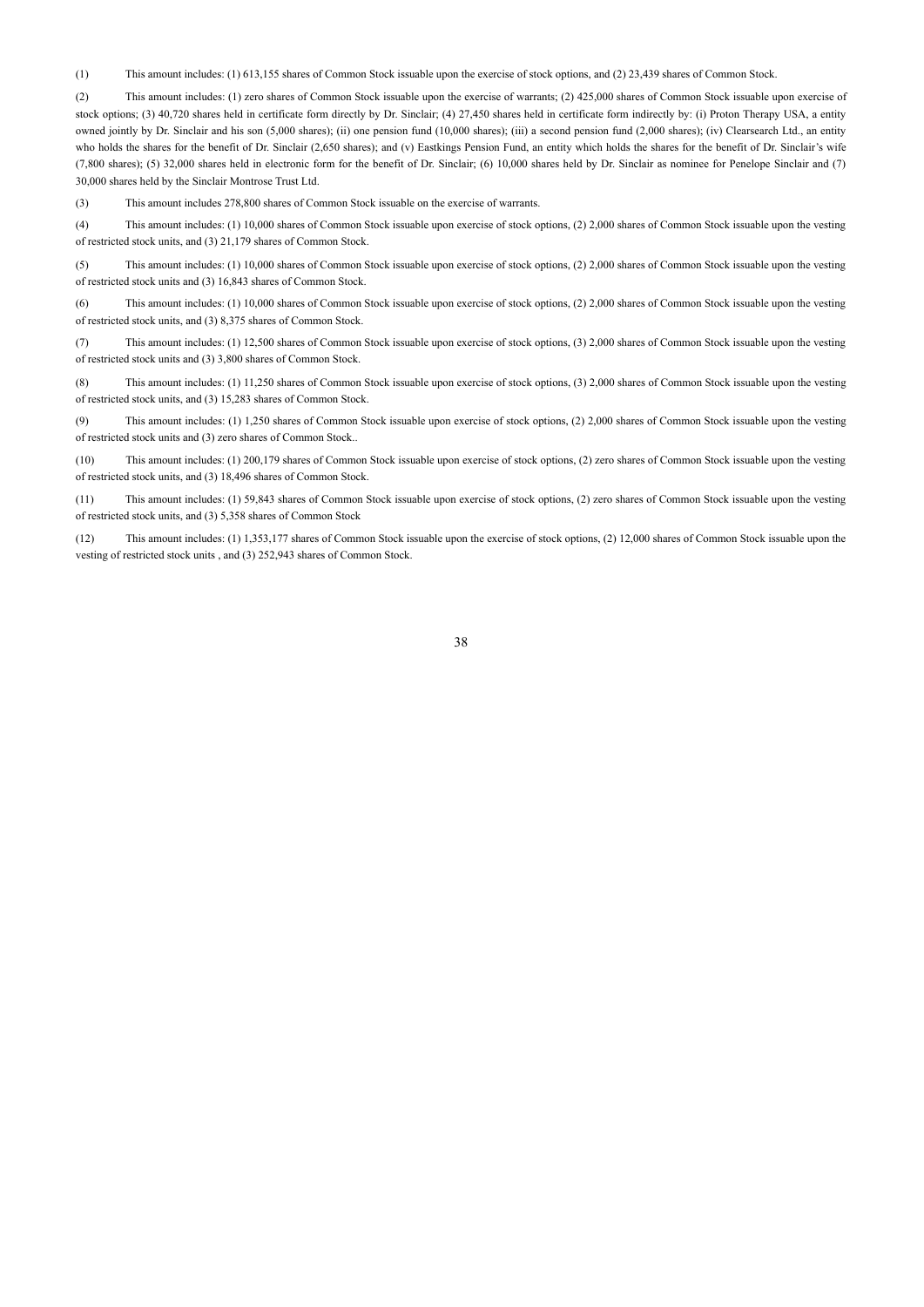(1) This amount includes: (1) 613,155 shares of Common Stock issuable upon the exercise of stock options, and (2) 23,439 shares of Common Stock.

(2) This amount includes: (1) zero shares of Common Stock issuable upon the exercise of warrants; (2) 425,000 shares of Common Stock issuable upon exercise of stock options; (3) 40,720 shares held in certificate form directly by Dr. Sinclair; (4) 27,450 shares held in certificate form indirectly by: (i) Proton Therapy USA, a entity owned jointly by Dr. Sinclair and his son (5,000 shares); (ii) one pension fund (10,000 shares); (iii) a second pension fund (2,000 shares); (iv) Clearsearch Ltd., an entity who holds the shares for the benefit of Dr. Sinclair (2,650 shares); and (v) Eastkings Pension Fund, an entity which holds the shares for the benefit of Dr. Sinclair's wife (7,800 shares); (5) 32,000 shares held in electronic form for the benefit of Dr. Sinclair; (6) 10,000 shares held by Dr. Sinclair as nominee for Penelope Sinclair and (7) 30,000 shares held by the Sinclair Montrose Trust Ltd.

(3) This amount includes 278,800 shares of Common Stock issuable on the exercise of warrants.

(4) This amount includes: (1) 10,000 shares of Common Stock issuable upon exercise of stock options, (2) 2,000 shares of Common Stock issuable upon the vesting of restricted stock units, and (3) 21,179 shares of Common Stock.

(5) This amount includes: (1) 10,000 shares of Common Stock issuable upon exercise of stock options, (2) 2,000 shares of Common Stock issuable upon the vesting of restricted stock units and (3) 16,843 shares of Common Stock.

(6) This amount includes: (1) 10,000 shares of Common Stock issuable upon exercise of stock options, (2) 2,000 shares of Common Stock issuable upon the vesting of restricted stock units, and (3) 8,375 shares of Common Stock.

(7) This amount includes: (1) 12,500 shares of Common Stock issuable upon exercise of stock options, (3) 2,000 shares of Common Stock issuable upon the vesting of restricted stock units and (3) 3,800 shares of Common Stock.

(8) This amount includes: (1) 11,250 shares of Common Stock issuable upon exercise of stock options, (3) 2,000 shares of Common Stock issuable upon the vesting of restricted stock units, and (3) 15,283 shares of Common Stock.

(9) This amount includes: (1) 1,250 shares of Common Stock issuable upon exercise of stock options, (2) 2,000 shares of Common Stock issuable upon the vesting of restricted stock units and (3) zero shares of Common Stock..

(10) This amount includes: (1) 200,179 shares of Common Stock issuable upon exercise of stock options, (2) zero shares of Common Stock issuable upon the vesting of restricted stock units, and (3) 18,496 shares of Common Stock.

(11) This amount includes: (1) 59,843 shares of Common Stock issuable upon exercise of stock options, (2) zero shares of Common Stock issuable upon the vesting of restricted stock units, and (3) 5,358 shares of Common Stock

(12) This amount includes: (1) 1,353,177 shares of Common Stock issuable upon the exercise of stock options, (2) 12,000 shares of Common Stock issuable upon the vesting of restricted stock units , and (3) 252,943 shares of Common Stock.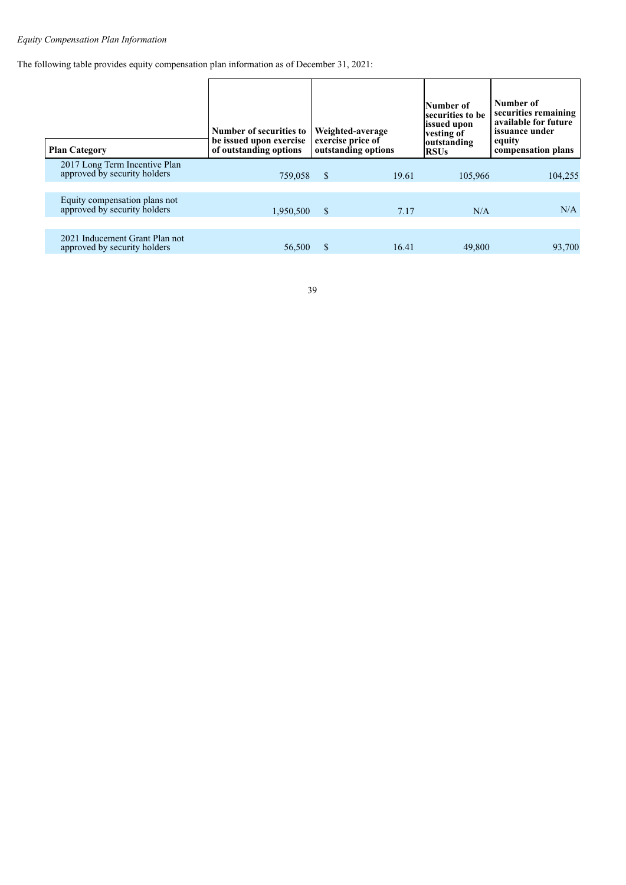*Equity Compensation Plan Information*

The following table provides equity compensation plan information as of December 31, 2021:

| Plan Category | Number of securities to be issued upon exercise of outstanding options | Weighted-average exercise price of outstanding options | Number of securities to be issued upon vesting of outstanding RSUs | Number of securities remaining available for future issuance under equity compensation plans |
|---|---|---|---|---|
| 2017 Long Term Incentive Plan approved by security holders | 759,058 | $ 19.61 | 105,966 | 104,255 |
| Equity compensation plans not approved by security holders | 1,950,500 | $ 7.17 | N/A | N/A |
| 2021 Inducement Grant Plan not approved by security holders | 56,500 | $ 16.41 | 49,800 | 93,700 |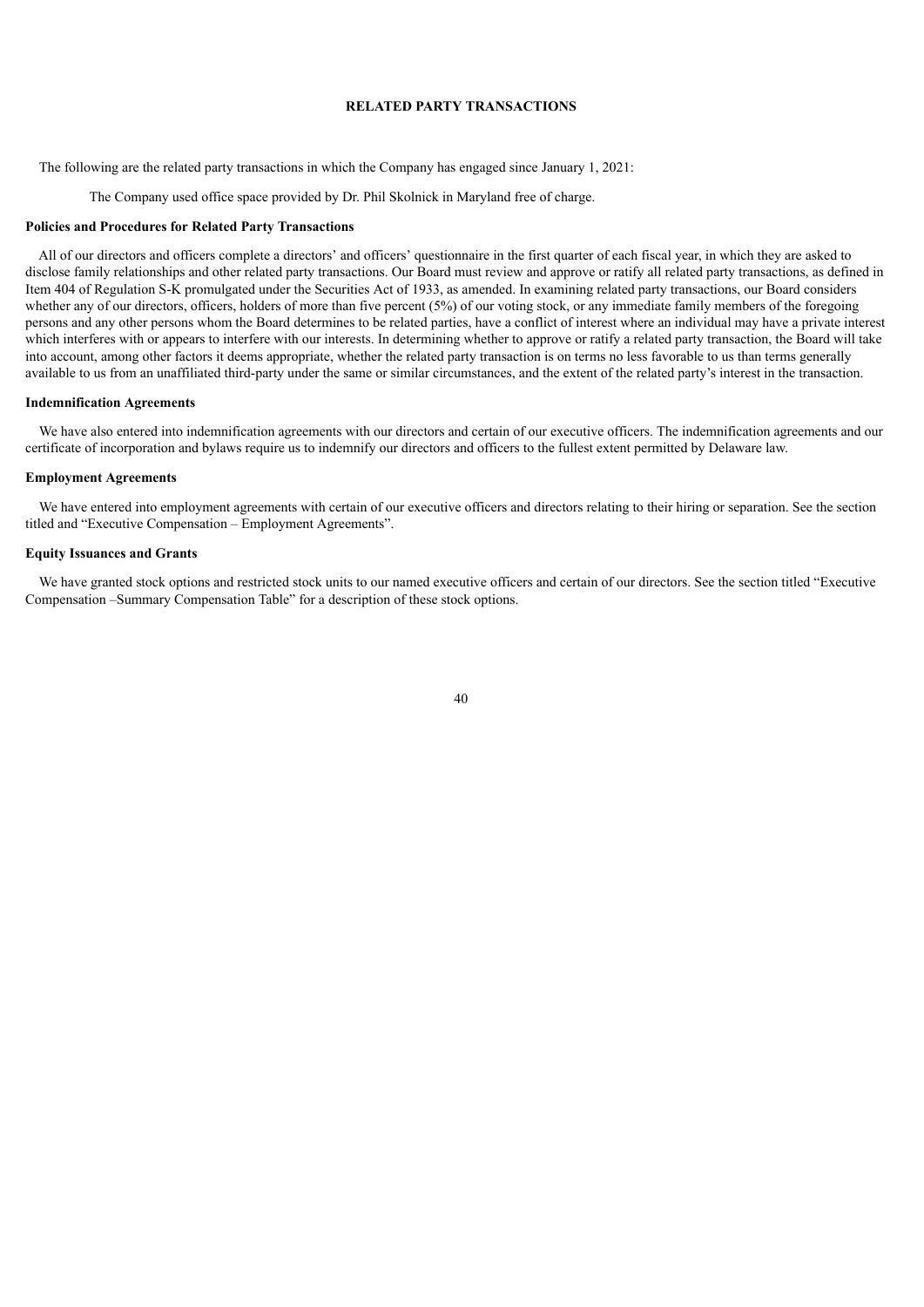## RELATED PARTY TRANSACTIONS

The following are the related party transactions in which the Company has engaged since January 1, 2021:

The Company used office space provided by Dr. Phil Skolnick in Maryland free of charge.

### Policies and Procedures for Related Party Transactions

All of our directors and officers complete a directors' and officers' questionnaire in the first quarter of each fiscal year, in which they are asked to disclose family relationships and other related party transactions. Our Board must review and approve or ratify all related party transactions, as defined in Item 404 of Regulation S-K promulgated under the Securities Act of 1933, as amended. In examining related party transactions, our Board considers whether any of our directors, officers, holders of more than five percent (5%) of our voting stock, or any immediate family members of the foregoing persons and any other persons whom the Board determines to be related parties, have a conflict of interest where an individual may have a private interest which interferes with or appears to interfere with our interests. In determining whether to approve or ratify a related party transaction, the Board will take into account, among other factors it deems appropriate, whether the related party transaction is on terms no less favorable to us than terms generally available to us from an unaffiliated third-party under the same or similar circumstances, and the extent of the related party's interest in the transaction.

### Indemnification Agreements

We have also entered into indemnification agreements with our directors and certain of our executive officers. The indemnification agreements and our certificate of incorporation and bylaws require us to indemnify our directors and officers to the fullest extent permitted by Delaware law.

### Employment Agreements

We have entered into employment agreements with certain of our executive officers and directors relating to their hiring or separation. See the section titled and "Executive Compensation – Employment Agreements".

### Equity Issuances and Grants

We have granted stock options and restricted stock units to our named executive officers and certain of our directors. See the section titled "Executive Compensation –Summary Compensation Table" for a description of these stock options.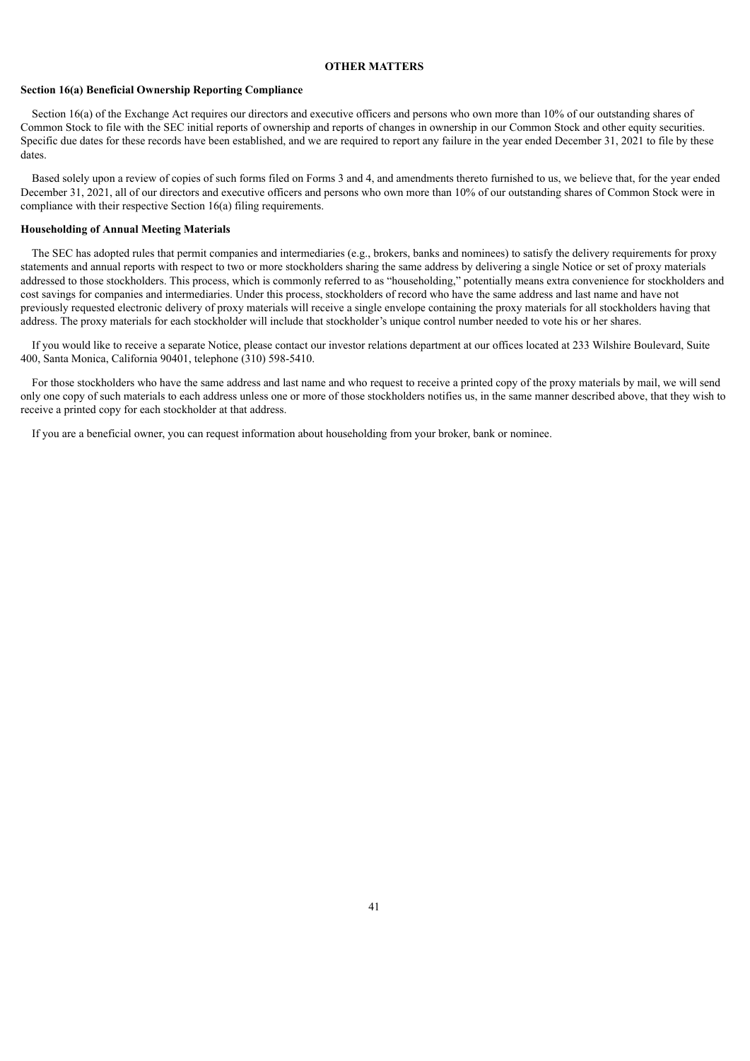## OTHER MATTERS

### Section 16(a) Beneficial Ownership Reporting Compliance

Section 16(a) of the Exchange Act requires our directors and executive officers and persons who own more than 10% of our outstanding shares of Common Stock to file with the SEC initial reports of ownership and reports of changes in ownership in our Common Stock and other equity securities. Specific due dates for these records have been established, and we are required to report any failure in the year ended December 31, 2021 to file by these dates.

Based solely upon a review of copies of such forms filed on Forms 3 and 4, and amendments thereto furnished to us, we believe that, for the year ended December 31, 2021, all of our directors and executive officers and persons who own more than 10% of our outstanding shares of Common Stock were in compliance with their respective Section 16(a) filing requirements.

### Householding of Annual Meeting Materials

The SEC has adopted rules that permit companies and intermediaries (e.g., brokers, banks and nominees) to satisfy the delivery requirements for proxy statements and annual reports with respect to two or more stockholders sharing the same address by delivering a single Notice or set of proxy materials addressed to those stockholders. This process, which is commonly referred to as "householding," potentially means extra convenience for stockholders and cost savings for companies and intermediaries. Under this process, stockholders of record who have the same address and last name and have not previously requested electronic delivery of proxy materials will receive a single envelope containing the proxy materials for all stockholders having that address. The proxy materials for each stockholder will include that stockholder's unique control number needed to vote his or her shares.

If you would like to receive a separate Notice, please contact our investor relations department at our offices located at 233 Wilshire Boulevard, Suite 400, Santa Monica, California 90401, telephone (310) 598-5410.

For those stockholders who have the same address and last name and who request to receive a printed copy of the proxy materials by mail, we will send only one copy of such materials to each address unless one or more of those stockholders notifies us, in the same manner described above, that they wish to receive a printed copy for each stockholder at that address.

If you are a beneficial owner, you can request information about householding from your broker, bank or nominee.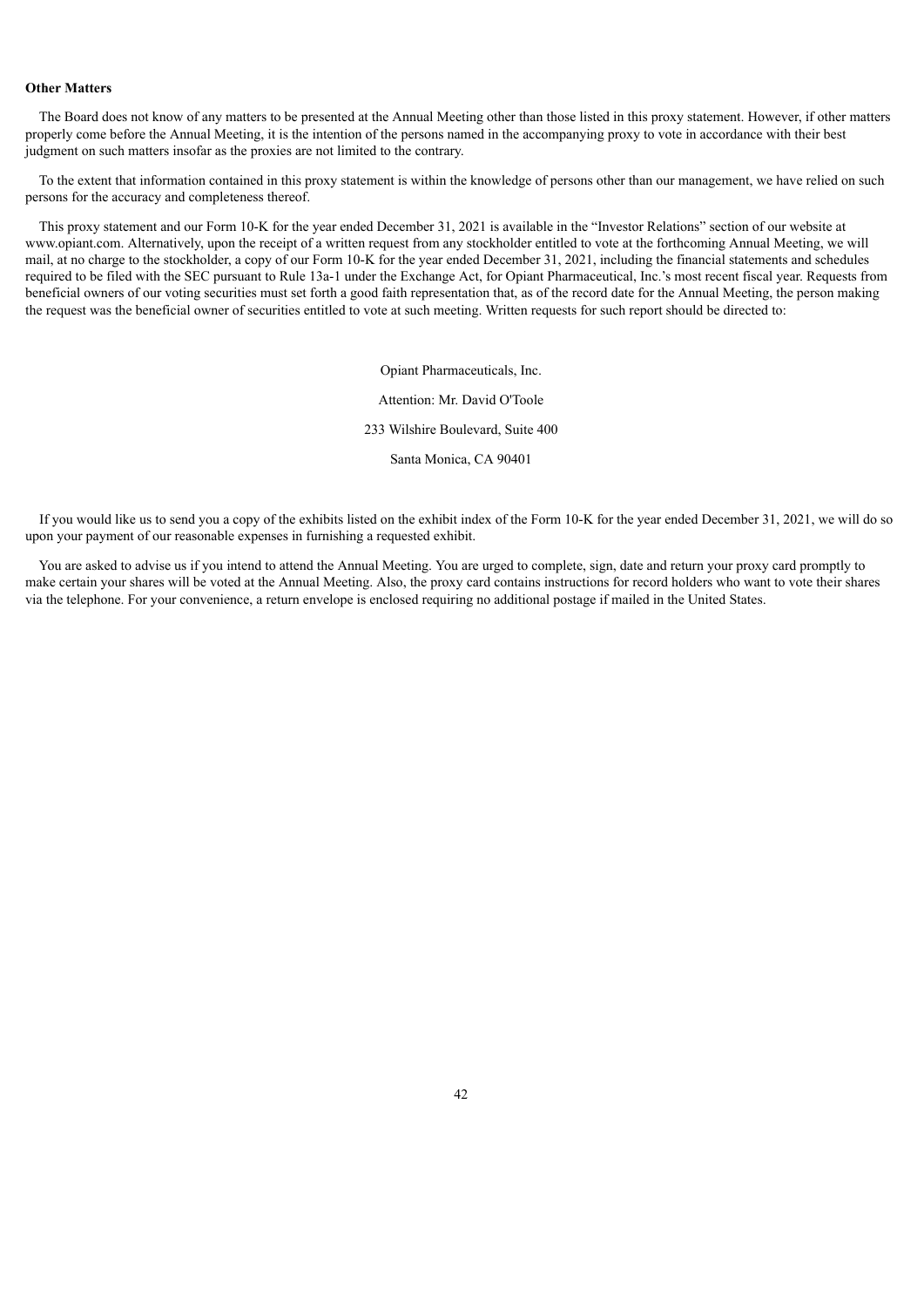**Other Matters**

The Board does not know of any matters to be presented at the Annual Meeting other than those listed in this proxy statement. However, if other matters properly come before the Annual Meeting, it is the intention of the persons named in the accompanying proxy to vote in accordance with their best judgment on such matters insofar as the proxies are not limited to the contrary.

To the extent that information contained in this proxy statement is within the knowledge of persons other than our management, we have relied on such persons for the accuracy and completeness thereof.

This proxy statement and our Form 10-K for the year ended December 31, 2021 is available in the "Investor Relations" section of our website at www.opiant.com. Alternatively, upon the receipt of a written request from any stockholder entitled to vote at the forthcoming Annual Meeting, we will mail, at no charge to the stockholder, a copy of our Form 10-K for the year ended December 31, 2021, including the financial statements and schedules required to be filed with the SEC pursuant to Rule 13a-1 under the Exchange Act, for Opiant Pharmaceutical, Inc.'s most recent fiscal year. Requests from beneficial owners of our voting securities must set forth a good faith representation that, as of the record date for the Annual Meeting, the person making the request was the beneficial owner of securities entitled to vote at such meeting. Written requests for such report should be directed to:

Opiant Pharmaceuticals, Inc.

Attention: Mr. David O'Toole

233 Wilshire Boulevard, Suite 400

Santa Monica, CA 90401

If you would like us to send you a copy of the exhibits listed on the exhibit index of the Form 10-K for the year ended December 31, 2021, we will do so upon your payment of our reasonable expenses in furnishing a requested exhibit.

You are asked to advise us if you intend to attend the Annual Meeting. You are urged to complete, sign, date and return your proxy card promptly to make certain your shares will be voted at the Annual Meeting. Also, the proxy card contains instructions for record holders who want to vote their shares via the telephone. For your convenience, a return envelope is enclosed requiring no additional postage if mailed in the United States.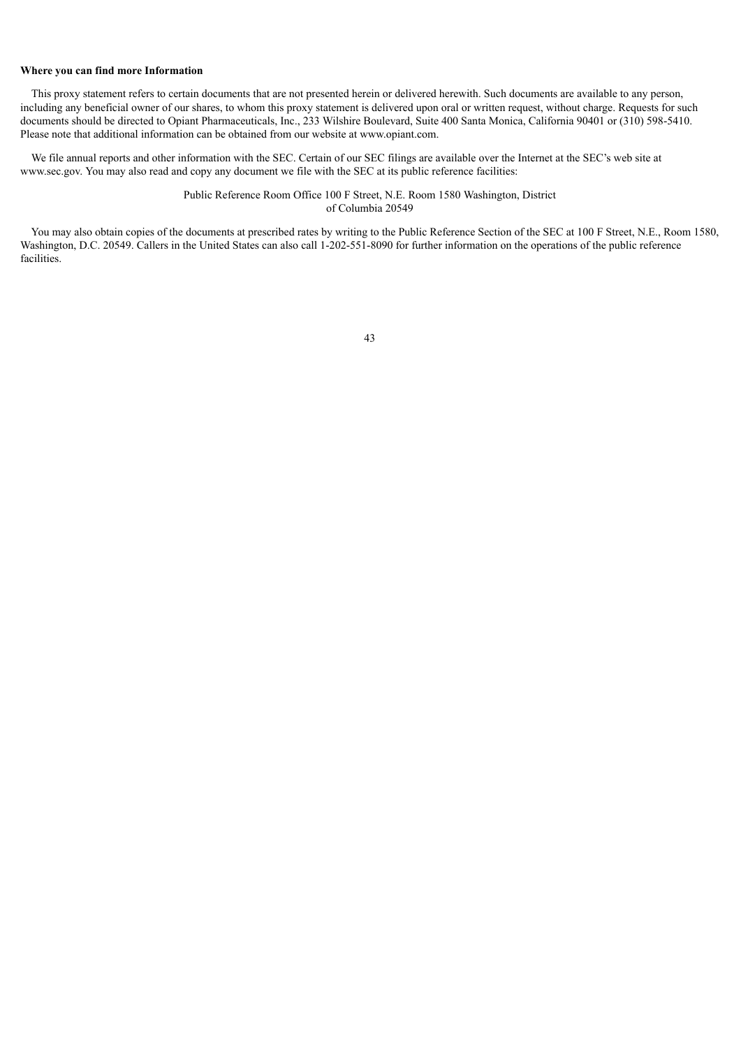**Where you can find more Information**

This proxy statement refers to certain documents that are not presented herein or delivered herewith. Such documents are available to any person, including any beneficial owner of our shares, to whom this proxy statement is delivered upon oral or written request, without charge. Requests for such documents should be directed to Opiant Pharmaceuticals, Inc., 233 Wilshire Boulevard, Suite 400 Santa Monica, California 90401 or (310) 598-5410. Please note that additional information can be obtained from our website at www.opiant.com.

We file annual reports and other information with the SEC. Certain of our SEC filings are available over the Internet at the SEC's web site at www.sec.gov. You may also read and copy any document we file with the SEC at its public reference facilities:

Public Reference Room Office 100 F Street, N.E. Room 1580 Washington, District of Columbia 20549

You may also obtain copies of the documents at prescribed rates by writing to the Public Reference Section of the SEC at 100 F Street, N.E., Room 1580, Washington, D.C. 20549. Callers in the United States can also call 1-202-551-8090 for further information on the operations of the public reference facilities.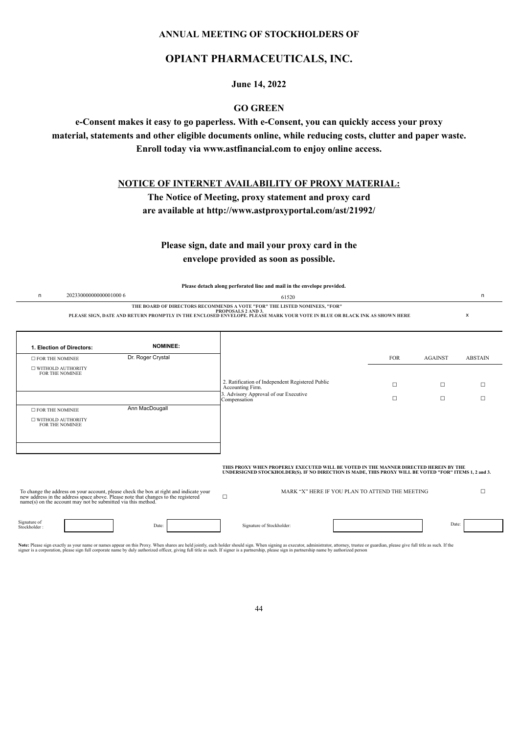**ANNUAL MEETING OF STOCKHOLDERS OF**

# OPIANT PHARMACEUTICALS, INC.

**June 14, 2022**

**GO GREEN**

**e-Consent makes it easy to go paperless. With e-Consent, you can quickly access your proxy material, statements and other eligible documents online, while reducing costs, clutter and paper waste. Enroll today via www.astfinancial.com to enjoy online access.**

**NOTICE OF INTERNET AVAILABILITY OF PROXY MATERIAL:**

**The Notice of Meeting, proxy statement and proxy card are available at http://www.astproxyportal.com/ast/21992/**

**Please sign, date and mail your proxy card in the envelope provided as soon as possible.**

**Please detach along perforated line and mail in the envelope provided.**

n 20233000000000001000 6 61520 n

**THE BOARD OF DIRECTORS RECOMMENDS A VOTE "FOR" THE LISTED NOMINEES, "FOR" PROPOSALS 2 AND 3.**
**PLEASE SIGN, DATE AND RETURN PROMPTLY IN THE ENCLOSED ENVELOPE. PLEASE MARK YOUR VOTE IN BLUE OR BLACK INK AS SHOWN HERE** x

**1. Election of Directors:**

| | NOMINEE: |
|---|---|
| ☐ FOR THE NOMINEE<br>☐ WITHOLD AUTHORITY FOR THE NOMINEE | Dr. Roger Crystal |
| ☐ FOR THE NOMINEE<br>☐ WITHOLD AUTHORITY FOR THE NOMINEE | Ann MacDougall |

| | FOR | AGAINST | ABSTAIN |
|---|---|---|---|
| 2. Ratification of Independent Registered Public Accounting Firm. | ☐ | ☐ | ☐ |
| 3. Advisory Approval of our Executive Compensation | ☐ | ☐ | ☐ |

**THIS PROXY WHEN PROPERLY EXECUTED WILL BE VOTED IN THE MANNER DIRECTED HEREIN BY THE UNDERSIGNED STOCKHOLDER(S). IF NO DIRECTION IS MADE, THIS PROXY WILL BE VOTED "FOR" ITEMS 1, 2 and 3.**

To change the address on your account, please check the box at right and indicate your new address in the address space above. Please note that changes to the registered name(s) on the account may not be submitted via this method. ☐

MARK "X" HERE IF YOU PLAN TO ATTEND THE MEETING ☐

Signature of Stockholder: ____________ Date: ____________ Signature of Stockholder: ____________ Date: ____________

**Note:** Please sign exactly as your name or names appear on this Proxy. When shares are held jointly, each holder should sign. When signing as executor, administrator, attorney, trustee or guardian, please give full title as such. If the signer is a corporation, please sign full corporate name by duly authorized officer, giving full title as such. If signer is a partnership, please sign in partnership name by authorized person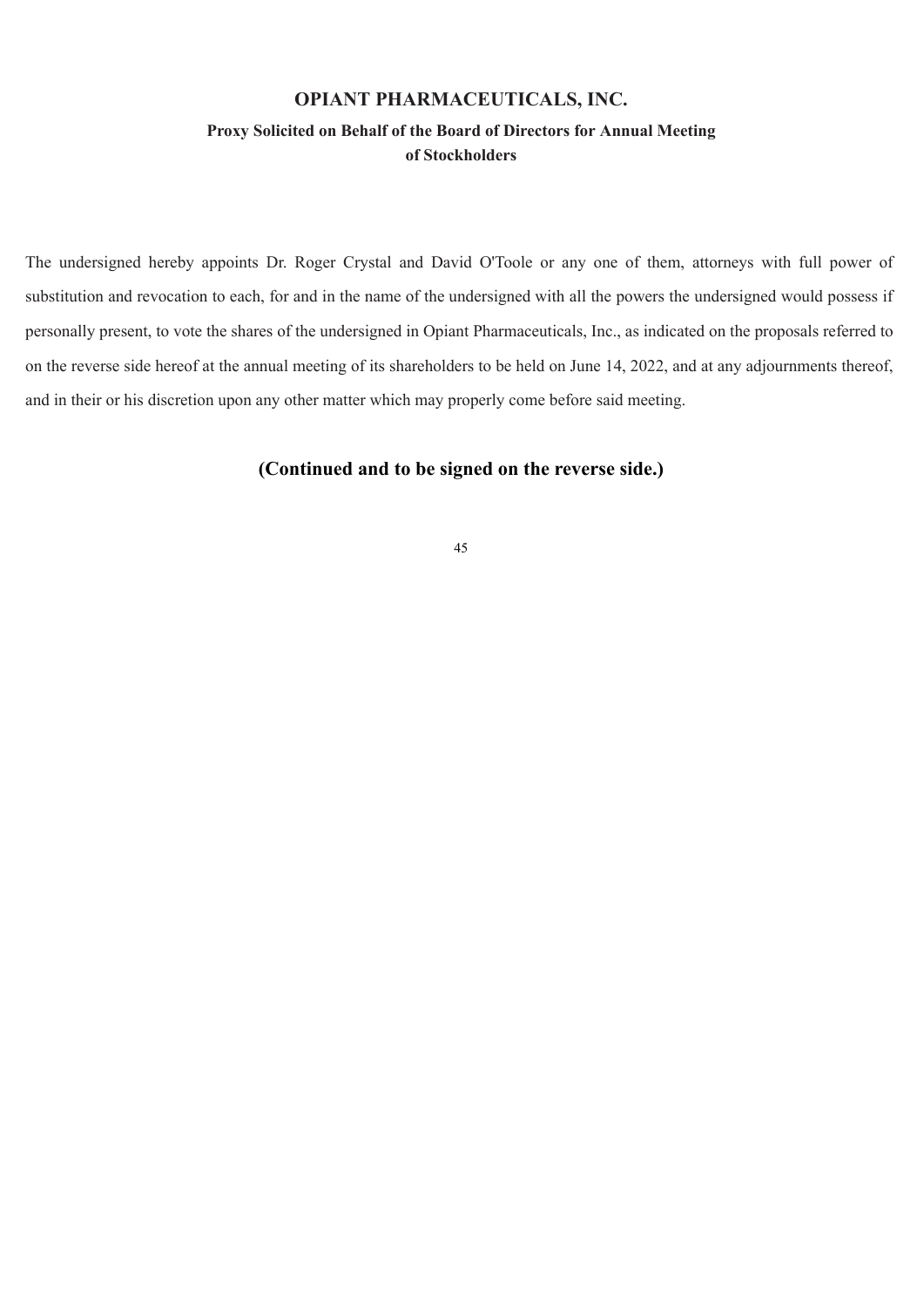# OPIANT PHARMACEUTICALS, INC.

### Proxy Solicited on Behalf of the Board of Directors for Annual Meeting of Stockholders

The undersigned hereby appoints Dr. Roger Crystal and David O'Toole or any one of them, attorneys with full power of substitution and revocation to each, for and in the name of the undersigned with all the powers the undersigned would possess if personally present, to vote the shares of the undersigned in Opiant Pharmaceuticals, Inc., as indicated on the proposals referred to on the reverse side hereof at the annual meeting of its shareholders to be held on June 14, 2022, and at any adjournments thereof, and in their or his discretion upon any other matter which may properly come before said meeting.

**(Continued and to be signed on the reverse side.)**